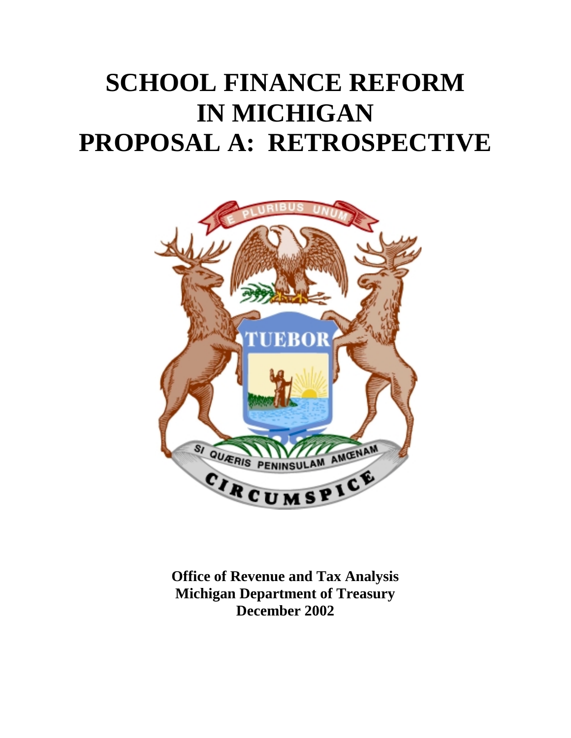# SCHOOL FINANCE REFORM IN MICHIGAN PROPOSAL A: RETROSPECTIVE

**Office of Revenue and Tax Analysis**
**Michigan Department of Treasury**
**December 2002**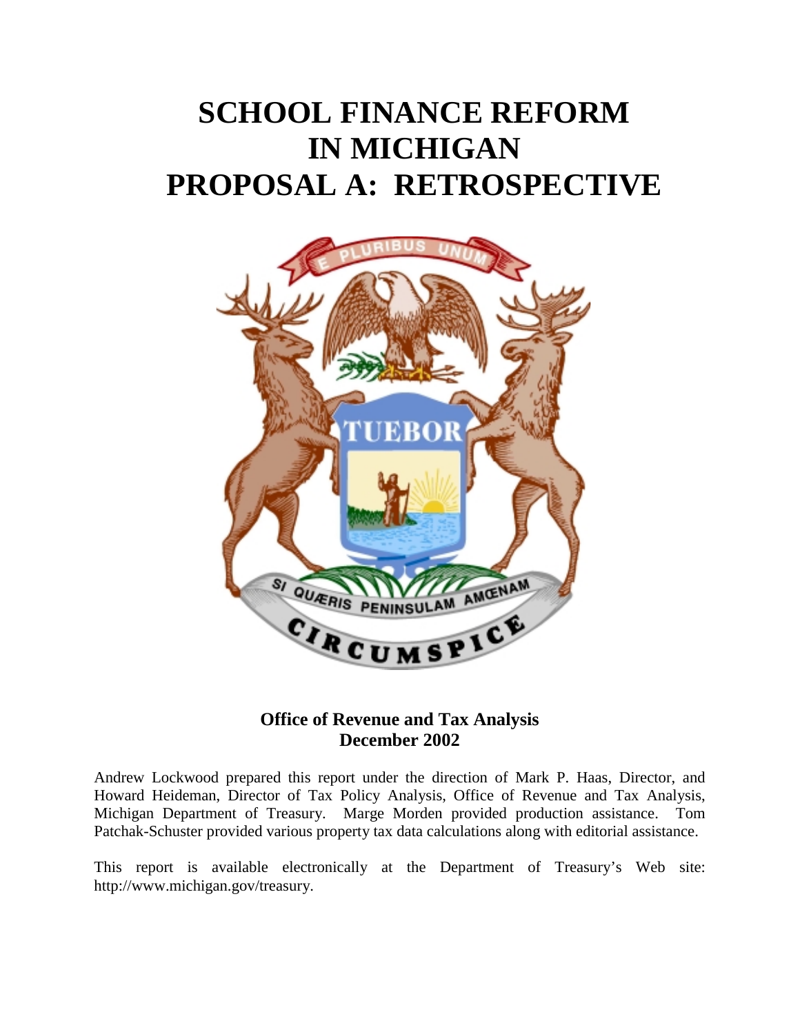# SCHOOL FINANCE REFORM IN MICHIGAN PROPOSAL A: RETROSPECTIVE

**Office of Revenue and Tax Analysis**
**December 2002**

Andrew Lockwood prepared this report under the direction of Mark P. Haas, Director, and Howard Heideman, Director of Tax Policy Analysis, Office of Revenue and Tax Analysis, Michigan Department of Treasury. Marge Morden provided production assistance. Tom Patchak-Schuster provided various property tax data calculations along with editorial assistance.

This report is available electronically at the Department of Treasury's Web site: http://www.michigan.gov/treasury.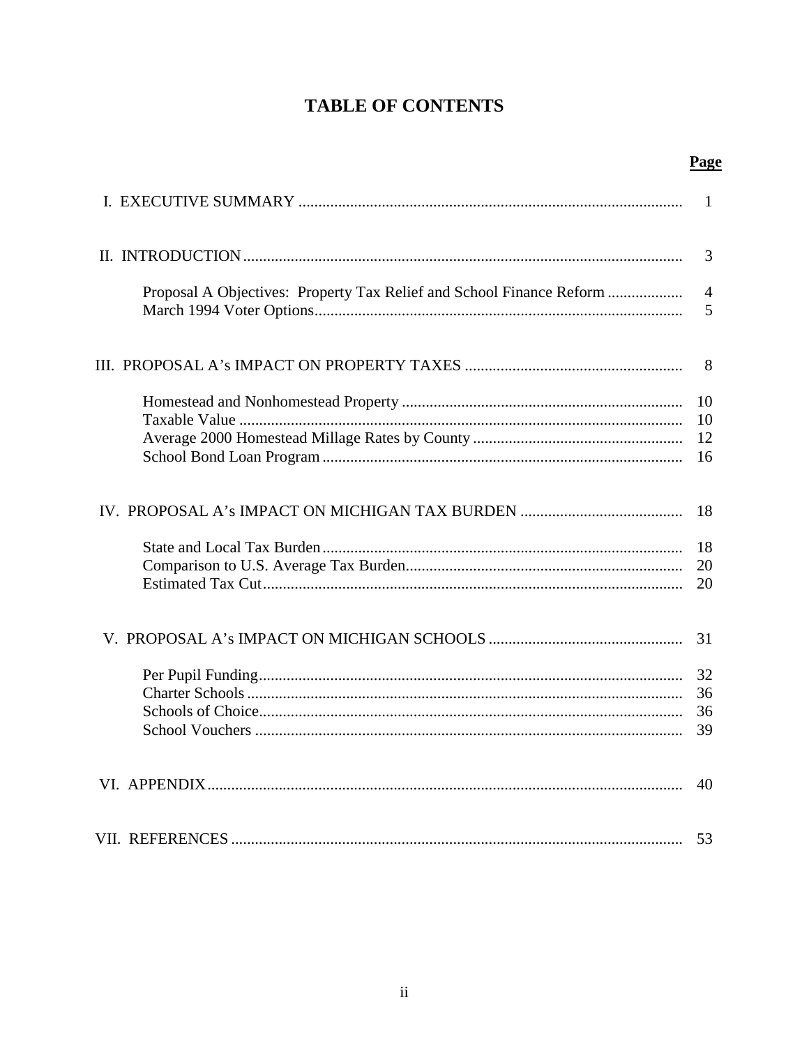# TABLE OF CONTENTS

| | Page |
|---|---|
| I. EXECUTIVE SUMMARY | 1 |
| II. INTRODUCTION | 3 |
| Proposal A Objectives: Property Tax Relief and School Finance Reform | 4 |
| March 1994 Voter Options | 5 |
| III. PROPOSAL A's IMPACT ON PROPERTY TAXES | 8 |
| Homestead and Nonhomestead Property | 10 |
| Taxable Value | 10 |
| Average 2000 Homestead Millage Rates by County | 12 |
| School Bond Loan Program | 16 |
| IV. PROPOSAL A's IMPACT ON MICHIGAN TAX BURDEN | 18 |
| State and Local Tax Burden | 18 |
| Comparison to U.S. Average Tax Burden | 20 |
| Estimated Tax Cut | 20 |
| V. PROPOSAL A's IMPACT ON MICHIGAN SCHOOLS | 31 |
| Per Pupil Funding | 32 |
| Charter Schools | 36 |
| Schools of Choice | 36 |
| School Vouchers | 39 |
| VI. APPENDIX | 40 |
| VII. REFERENCES | 53 |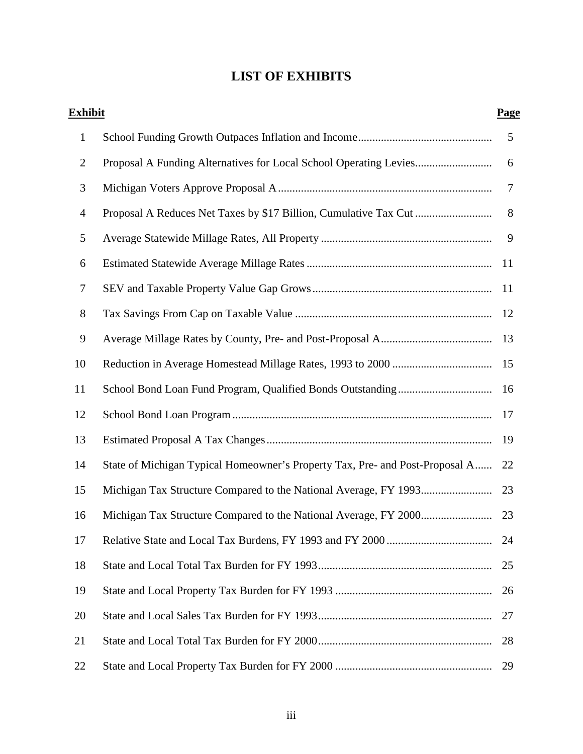# LIST OF EXHIBITS

| Exhibit | | Page |
|---|---|---|
| 1 | School Funding Growth Outpaces Inflation and Income | 5 |
| 2 | Proposal A Funding Alternatives for Local School Operating Levies | 6 |
| 3 | Michigan Voters Approve Proposal A | 7 |
| 4 | Proposal A Reduces Net Taxes by $17 Billion, Cumulative Tax Cut | 8 |
| 5 | Average Statewide Millage Rates, All Property | 9 |
| 6 | Estimated Statewide Average Millage Rates | 11 |
| 7 | SEV and Taxable Property Value Gap Grows | 11 |
| 8 | Tax Savings From Cap on Taxable Value | 12 |
| 9 | Average Millage Rates by County, Pre- and Post-Proposal A | 13 |
| 10 | Reduction in Average Homestead Millage Rates, 1993 to 2000 | 15 |
| 11 | School Bond Loan Fund Program, Qualified Bonds Outstanding | 16 |
| 12 | School Bond Loan Program | 17 |
| 13 | Estimated Proposal A Tax Changes | 19 |
| 14 | State of Michigan Typical Homeowner's Property Tax, Pre- and Post-Proposal A | 22 |
| 15 | Michigan Tax Structure Compared to the National Average, FY 1993 | 23 |
| 16 | Michigan Tax Structure Compared to the National Average, FY 2000 | 23 |
| 17 | Relative State and Local Tax Burdens, FY 1993 and FY 2000 | 24 |
| 18 | State and Local Total Tax Burden for FY 1993 | 25 |
| 19 | State and Local Property Tax Burden for FY 1993 | 26 |
| 20 | State and Local Sales Tax Burden for FY 1993 | 27 |
| 21 | State and Local Total Tax Burden for FY 2000 | 28 |
| 22 | State and Local Property Tax Burden for FY 2000 | 29 |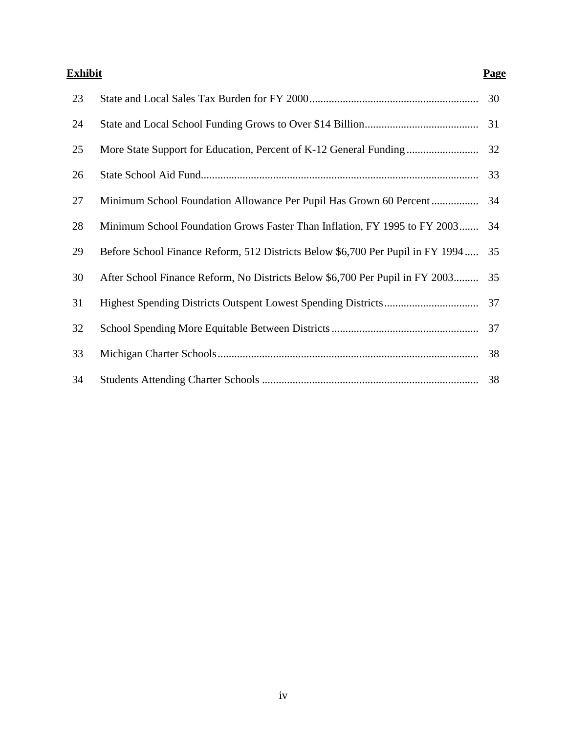| Exhibit | | Page |
|---|---|---|
| 23 | State and Local Sales Tax Burden for FY 2000 | 30 |
| 24 | State and Local School Funding Grows to Over $14 Billion | 31 |
| 25 | More State Support for Education, Percent of K-12 General Funding | 32 |
| 26 | State School Aid Fund | 33 |
| 27 | Minimum School Foundation Allowance Per Pupil Has Grown 60 Percent | 34 |
| 28 | Minimum School Foundation Grows Faster Than Inflation, FY 1995 to FY 2003 | 34 |
| 29 | Before School Finance Reform, 512 Districts Below $6,700 Per Pupil in FY 1994 | 35 |
| 30 | After School Finance Reform, No Districts Below $6,700 Per Pupil in FY 2003 | 35 |
| 31 | Highest Spending Districts Outspent Lowest Spending Districts | 37 |
| 32 | School Spending More Equitable Between Districts | 37 |
| 33 | Michigan Charter Schools | 38 |
| 34 | Students Attending Charter Schools | 38 |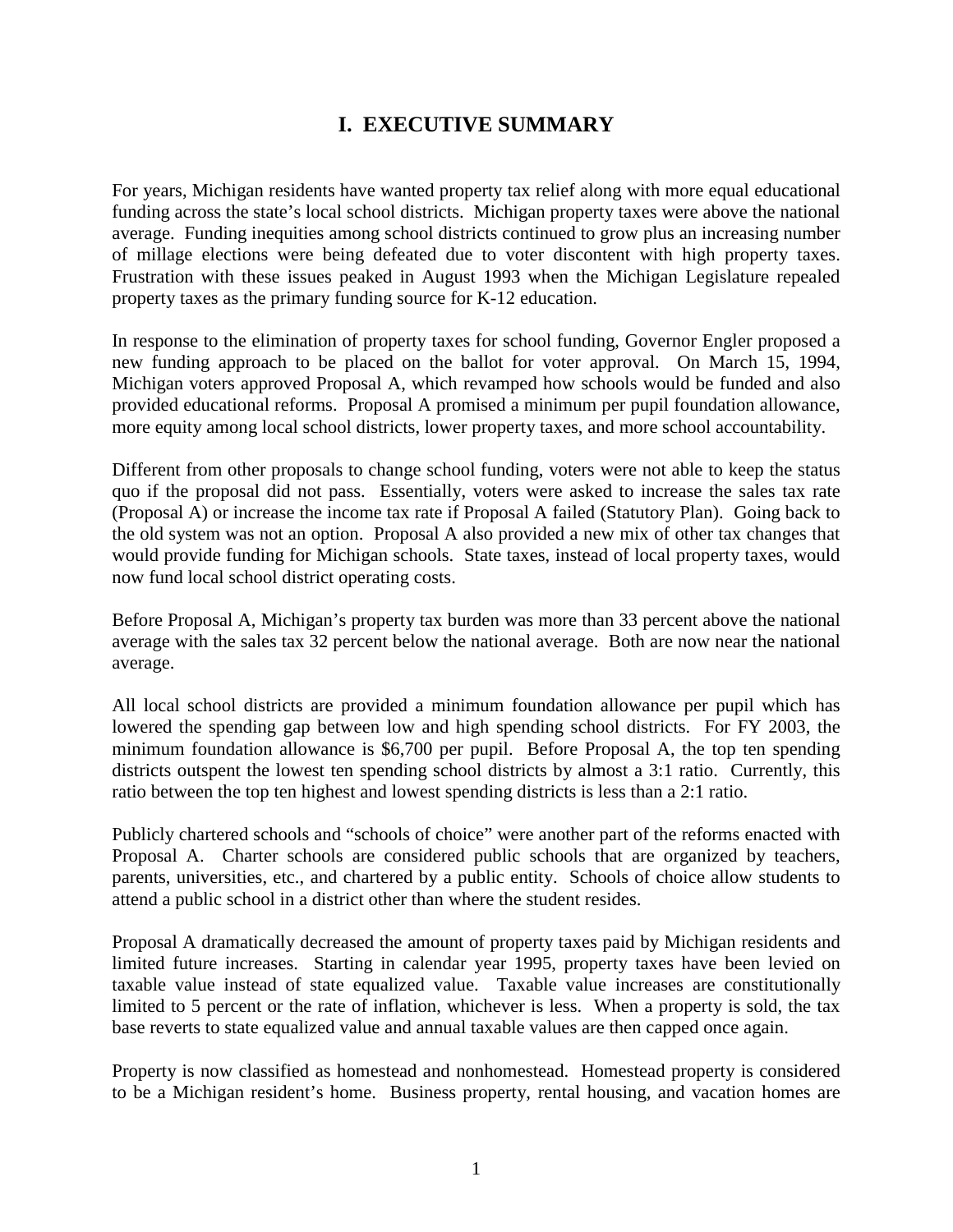# I. EXECUTIVE SUMMARY

For years, Michigan residents have wanted property tax relief along with more equal educational funding across the state's local school districts. Michigan property taxes were above the national average. Funding inequities among school districts continued to grow plus an increasing number of millage elections were being defeated due to voter discontent with high property taxes. Frustration with these issues peaked in August 1993 when the Michigan Legislature repealed property taxes as the primary funding source for K-12 education.

In response to the elimination of property taxes for school funding, Governor Engler proposed a new funding approach to be placed on the ballot for voter approval. On March 15, 1994, Michigan voters approved Proposal A, which revamped how schools would be funded and also provided educational reforms. Proposal A promised a minimum per pupil foundation allowance, more equity among local school districts, lower property taxes, and more school accountability.

Different from other proposals to change school funding, voters were not able to keep the status quo if the proposal did not pass. Essentially, voters were asked to increase the sales tax rate (Proposal A) or increase the income tax rate if Proposal A failed (Statutory Plan). Going back to the old system was not an option. Proposal A also provided a new mix of other tax changes that would provide funding for Michigan schools. State taxes, instead of local property taxes, would now fund local school district operating costs.

Before Proposal A, Michigan's property tax burden was more than 33 percent above the national average with the sales tax 32 percent below the national average. Both are now near the national average.

All local school districts are provided a minimum foundation allowance per pupil which has lowered the spending gap between low and high spending school districts. For FY 2003, the minimum foundation allowance is $6,700 per pupil. Before Proposal A, the top ten spending districts outspent the lowest ten spending school districts by almost a 3:1 ratio. Currently, this ratio between the top ten highest and lowest spending districts is less than a 2:1 ratio.

Publicly chartered schools and "schools of choice" were another part of the reforms enacted with Proposal A. Charter schools are considered public schools that are organized by teachers, parents, universities, etc., and chartered by a public entity. Schools of choice allow students to attend a public school in a district other than where the student resides.

Proposal A dramatically decreased the amount of property taxes paid by Michigan residents and limited future increases. Starting in calendar year 1995, property taxes have been levied on taxable value instead of state equalized value. Taxable value increases are constitutionally limited to 5 percent or the rate of inflation, whichever is less. When a property is sold, the tax base reverts to state equalized value and annual taxable values are then capped once again.

Property is now classified as homestead and nonhomestead. Homestead property is considered to be a Michigan resident's home. Business property, rental housing, and vacation homes are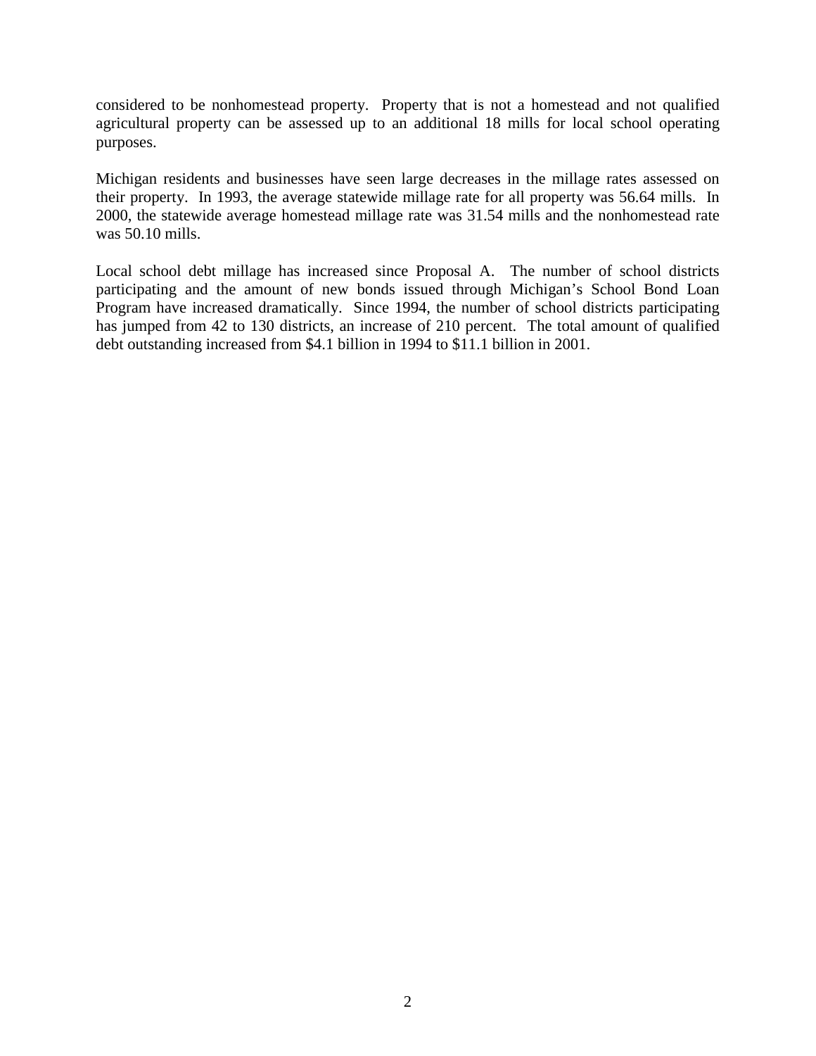considered to be nonhomestead property. Property that is not a homestead and not qualified agricultural property can be assessed up to an additional 18 mills for local school operating purposes.

Michigan residents and businesses have seen large decreases in the millage rates assessed on their property. In 1993, the average statewide millage rate for all property was 56.64 mills. In 2000, the statewide average homestead millage rate was 31.54 mills and the nonhomestead rate was 50.10 mills.

Local school debt millage has increased since Proposal A. The number of school districts participating and the amount of new bonds issued through Michigan's School Bond Loan Program have increased dramatically. Since 1994, the number of school districts participating has jumped from 42 to 130 districts, an increase of 210 percent. The total amount of qualified debt outstanding increased from $4.1 billion in 1994 to $11.1 billion in 2001.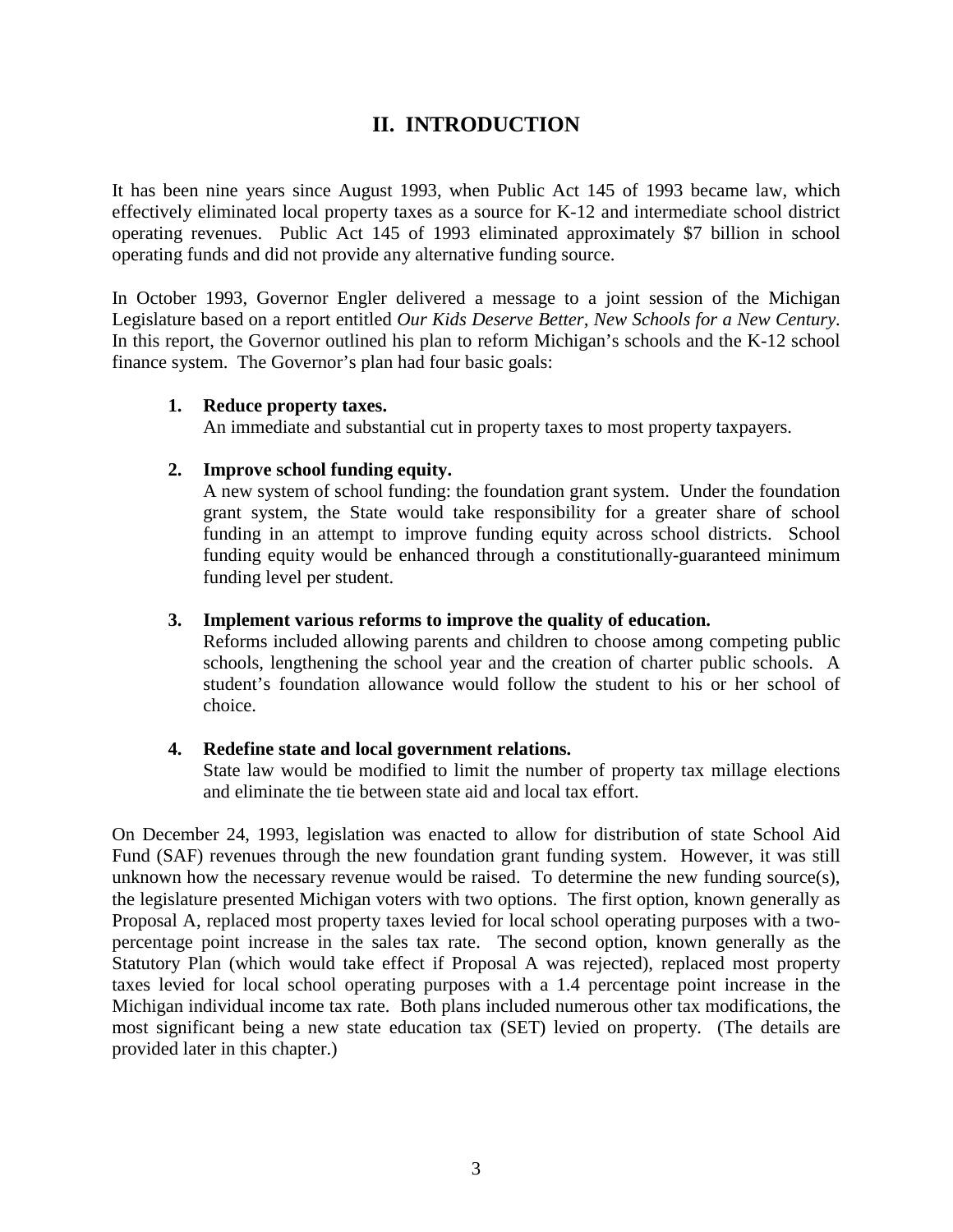## II. INTRODUCTION

It has been nine years since August 1993, when Public Act 145 of 1993 became law, which effectively eliminated local property taxes as a source for K-12 and intermediate school district operating revenues. Public Act 145 of 1993 eliminated approximately $7 billion in school operating funds and did not provide any alternative funding source.

In October 1993, Governor Engler delivered a message to a joint session of the Michigan Legislature based on a report entitled *Our Kids Deserve Better, New Schools for a New Century*. In this report, the Governor outlined his plan to reform Michigan's schools and the K-12 school finance system. The Governor's plan had four basic goals:

1. **Reduce property taxes.**
   An immediate and substantial cut in property taxes to most property taxpayers.

2. **Improve school funding equity.**
   A new system of school funding: the foundation grant system. Under the foundation grant system, the State would take responsibility for a greater share of school funding in an attempt to improve funding equity across school districts. School funding equity would be enhanced through a constitutionally-guaranteed minimum funding level per student.

3. **Implement various reforms to improve the quality of education.**
   Reforms included allowing parents and children to choose among competing public schools, lengthening the school year and the creation of charter public schools. A student's foundation allowance would follow the student to his or her school of choice.

4. **Redefine state and local government relations.**
   State law would be modified to limit the number of property tax millage elections and eliminate the tie between state aid and local tax effort.

On December 24, 1993, legislation was enacted to allow for distribution of state School Aid Fund (SAF) revenues through the new foundation grant funding system. However, it was still unknown how the necessary revenue would be raised. To determine the new funding source(s), the legislature presented Michigan voters with two options. The first option, known generally as Proposal A, replaced most property taxes levied for local school operating purposes with a two-percentage point increase in the sales tax rate. The second option, known generally as the Statutory Plan (which would take effect if Proposal A was rejected), replaced most property taxes levied for local school operating purposes with a 1.4 percentage point increase in the Michigan individual income tax rate. Both plans included numerous other tax modifications, the most significant being a new state education tax (SET) levied on property. (The details are provided later in this chapter.)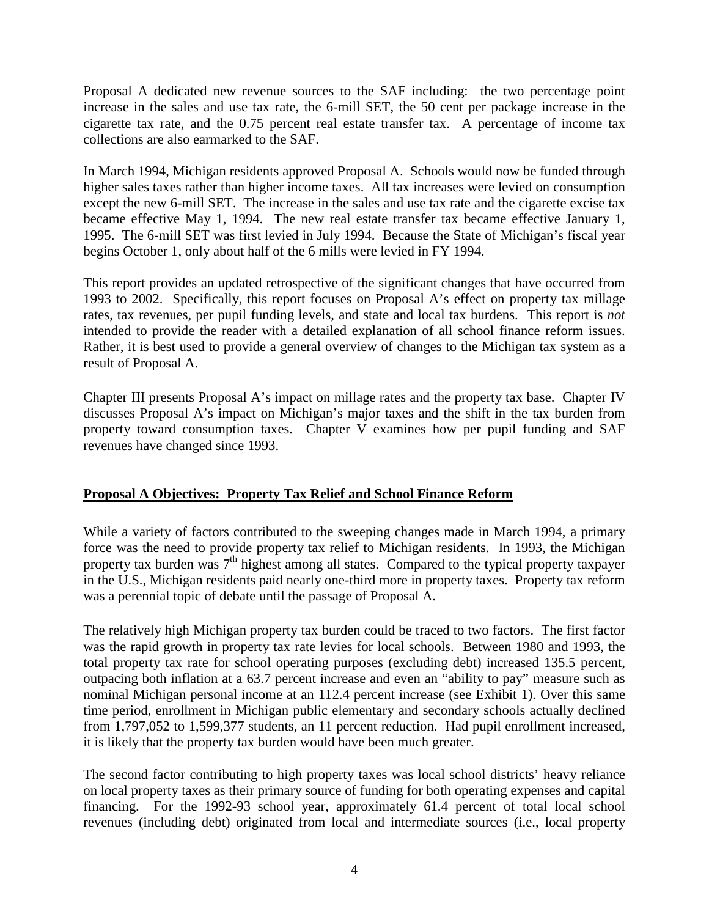Proposal A dedicated new revenue sources to the SAF including: the two percentage point increase in the sales and use tax rate, the 6-mill SET, the 50 cent per package increase in the cigarette tax rate, and the 0.75 percent real estate transfer tax. A percentage of income tax collections are also earmarked to the SAF.

In March 1994, Michigan residents approved Proposal A. Schools would now be funded through higher sales taxes rather than higher income taxes. All tax increases were levied on consumption except the new 6-mill SET. The increase in the sales and use tax rate and the cigarette excise tax became effective May 1, 1994. The new real estate transfer tax became effective January 1, 1995. The 6-mill SET was first levied in July 1994. Because the State of Michigan's fiscal year begins October 1, only about half of the 6 mills were levied in FY 1994.

This report provides an updated retrospective of the significant changes that have occurred from 1993 to 2002. Specifically, this report focuses on Proposal A's effect on property tax millage rates, tax revenues, per pupil funding levels, and state and local tax burdens. This report is *not* intended to provide the reader with a detailed explanation of all school finance reform issues. Rather, it is best used to provide a general overview of changes to the Michigan tax system as a result of Proposal A.

Chapter III presents Proposal A's impact on millage rates and the property tax base. Chapter IV discusses Proposal A's impact on Michigan's major taxes and the shift in the tax burden from property toward consumption taxes. Chapter V examines how per pupil funding and SAF revenues have changed since 1993.

## Proposal A Objectives: Property Tax Relief and School Finance Reform

While a variety of factors contributed to the sweeping changes made in March 1994, a primary force was the need to provide property tax relief to Michigan residents. In 1993, the Michigan property tax burden was 7th highest among all states. Compared to the typical property taxpayer in the U.S., Michigan residents paid nearly one-third more in property taxes. Property tax reform was a perennial topic of debate until the passage of Proposal A.

The relatively high Michigan property tax burden could be traced to two factors. The first factor was the rapid growth in property tax rate levies for local schools. Between 1980 and 1993, the total property tax rate for school operating purposes (excluding debt) increased 135.5 percent, outpacing both inflation at a 63.7 percent increase and even an "ability to pay" measure such as nominal Michigan personal income at an 112.4 percent increase (see Exhibit 1). Over this same time period, enrollment in Michigan public elementary and secondary schools actually declined from 1,797,052 to 1,599,377 students, an 11 percent reduction. Had pupil enrollment increased, it is likely that the property tax burden would have been much greater.

The second factor contributing to high property taxes was local school districts' heavy reliance on local property taxes as their primary source of funding for both operating expenses and capital financing. For the 1992-93 school year, approximately 61.4 percent of total local school revenues (including debt) originated from local and intermediate sources (i.e., local property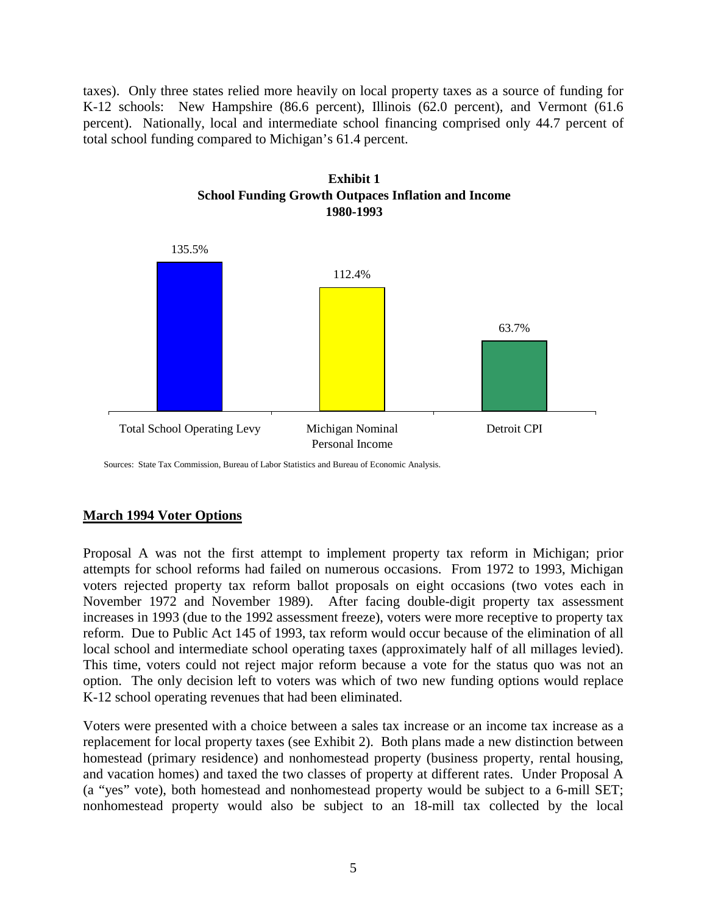taxes). Only three states relied more heavily on local property taxes as a source of funding for K-12 schools: New Hampshire (86.6 percent), Illinois (62.0 percent), and Vermont (61.6 percent). Nationally, local and intermediate school financing comprised only 44.7 percent of total school funding compared to Michigan's 61.4 percent.

**Exhibit 1**
**School Funding Growth Outpaces Inflation and Income**
**1980-1993**

| Category | Growth |
| --- | --- |
| Total School Operating Levy | 135.5% |
| Michigan Nominal Personal Income | 112.4% |
| Detroit CPI | 63.7% |

Sources: State Tax Commission, Bureau of Labor Statistics and Bureau of Economic Analysis.

## March 1994 Voter Options

Proposal A was not the first attempt to implement property tax reform in Michigan; prior attempts for school reforms had failed on numerous occasions. From 1972 to 1993, Michigan voters rejected property tax reform ballot proposals on eight occasions (two votes each in November 1972 and November 1989). After facing double-digit property tax assessment increases in 1993 (due to the 1992 assessment freeze), voters were more receptive to property tax reform. Due to Public Act 145 of 1993, tax reform would occur because of the elimination of all local school and intermediate school operating taxes (approximately half of all millages levied). This time, voters could not reject major reform because a vote for the status quo was not an option. The only decision left to voters was which of two new funding options would replace K-12 school operating revenues that had been eliminated.

Voters were presented with a choice between a sales tax increase or an income tax increase as a replacement for local property taxes (see Exhibit 2). Both plans made a new distinction between homestead (primary residence) and nonhomestead property (business property, rental housing, and vacation homes) and taxed the two classes of property at different rates. Under Proposal A (a "yes" vote), both homestead and nonhomestead property would be subject to a 6-mill SET; nonhomestead property would also be subject to an 18-mill tax collected by the local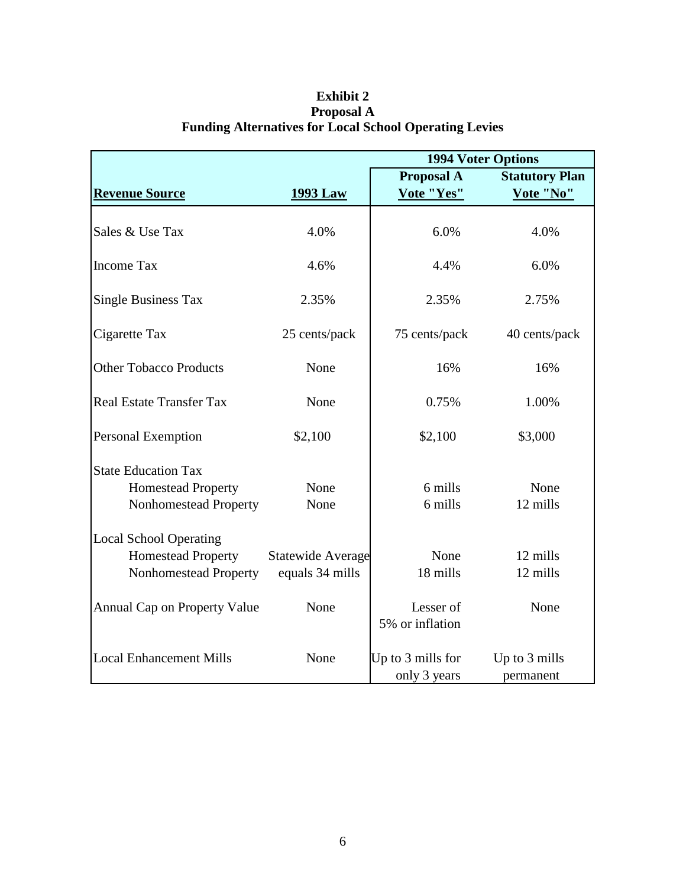**Exhibit 2**
**Proposal A**
**Funding Alternatives for Local School Operating Levies**

| | | 1994 Voter Options | |
|---|---|---|---|
| **Revenue Source** | **1993 Law** | **Proposal A Vote "Yes"** | **Statutory Plan Vote "No"** |
| Sales & Use Tax | 4.0% | 6.0% | 4.0% |
| Income Tax | 4.6% | 4.4% | 6.0% |
| Single Business Tax | 2.35% | 2.35% | 2.75% |
| Cigarette Tax | 25 cents/pack | 75 cents/pack | 40 cents/pack |
| Other Tobacco Products | None | 16% | 16% |
| Real Estate Transfer Tax | None | 0.75% | 1.00% |
| Personal Exemption | $2,100 | $2,100 | $3,000 |
| State Education Tax | | | |
| Homestead Property | None | 6 mills | None |
| Nonhomestead Property | None | 6 mills | 12 mills |
| Local School Operating | | | |
| Homestead Property | Statewide Average equals 34 mills | None | 12 mills |
| Nonhomestead Property | | 18 mills | 12 mills |
| Annual Cap on Property Value | None | Lesser of 5% or inflation | None |
| Local Enhancement Mills | None | Up to 3 mills for only 3 years | Up to 3 mills permanent |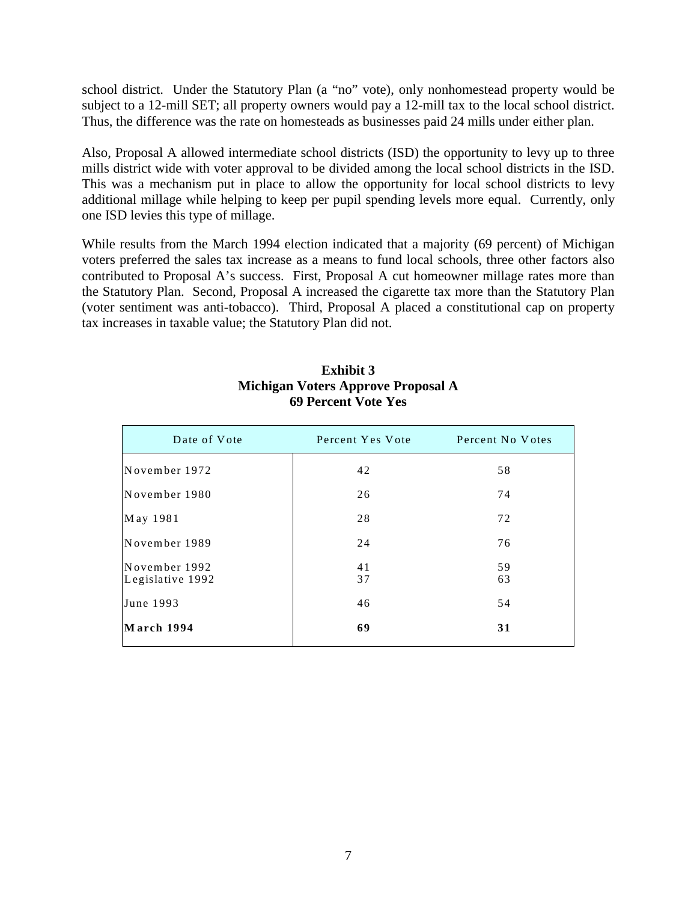school district. Under the Statutory Plan (a "no" vote), only nonhomestead property would be subject to a 12-mill SET; all property owners would pay a 12-mill tax to the local school district. Thus, the difference was the rate on homesteads as businesses paid 24 mills under either plan.

Also, Proposal A allowed intermediate school districts (ISD) the opportunity to levy up to three mills district wide with voter approval to be divided among the local school districts in the ISD. This was a mechanism put in place to allow the opportunity for local school districts to levy additional millage while helping to keep per pupil spending levels more equal. Currently, only one ISD levies this type of millage.

While results from the March 1994 election indicated that a majority (69 percent) of Michigan voters preferred the sales tax increase as a means to fund local schools, three other factors also contributed to Proposal A's success. First, Proposal A cut homeowner millage rates more than the Statutory Plan. Second, Proposal A increased the cigarette tax more than the Statutory Plan (voter sentiment was anti-tobacco). Third, Proposal A placed a constitutional cap on property tax increases in taxable value; the Statutory Plan did not.

**Exhibit 3**
**Michigan Voters Approve Proposal A**
**69 Percent Vote Yes**

| Date of Vote | Percent Yes Vote | Percent No Votes |
|---|---|---|
| November 1972 | 42 | 58 |
| November 1980 | 26 | 74 |
| May 1981 | 28 | 72 |
| November 1989 | 24 | 76 |
| November 1992 | 41 | 59 |
| Legislative 1992 | 37 | 63 |
| June 1993 | 46 | 54 |
| **March 1994** | **69** | **31** |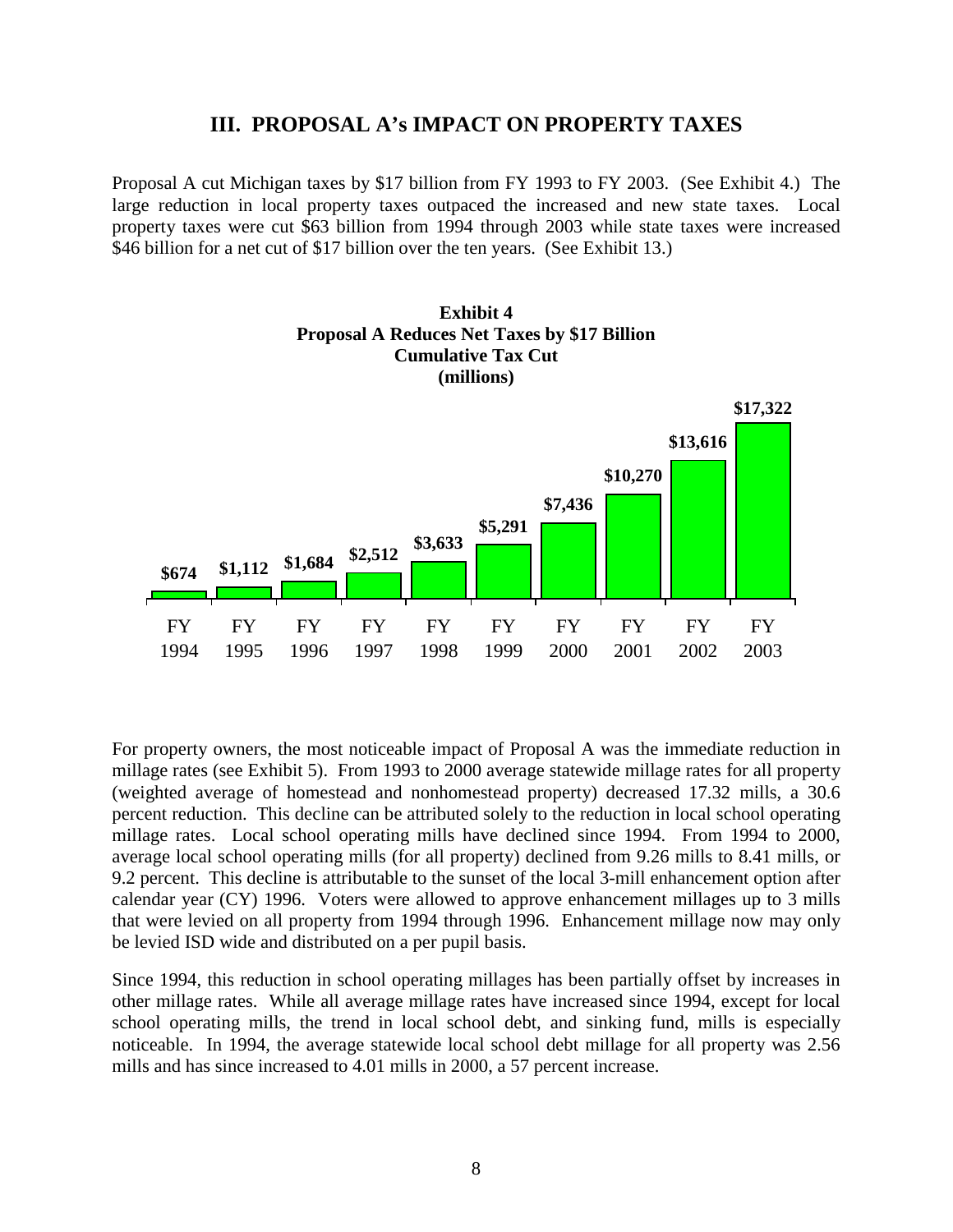## III. PROPOSAL A's IMPACT ON PROPERTY TAXES

Proposal A cut Michigan taxes by $17 billion from FY 1993 to FY 2003. (See Exhibit 4.) The large reduction in local property taxes outpaced the increased and new state taxes. Local property taxes were cut $63 billion from 1994 through 2003 while state taxes were increased $46 billion for a net cut of $17 billion over the ten years. (See Exhibit 13.)

**Exhibit 4**
**Proposal A Reduces Net Taxes by $17 Billion**
**Cumulative Tax Cut**
**(millions)**

| FY 1994 | FY 1995 | FY 1996 | FY 1997 | FY 1998 | FY 1999 | FY 2000 | FY 2001 | FY 2002 | FY 2003 |
|---|---|---|---|---|---|---|---|---|---|
| $674 | $1,112 | $1,684 | $2,512 | $3,633 | $5,291 | $7,436 | $10,270 | $13,616 | $17,322 |

For property owners, the most noticeable impact of Proposal A was the immediate reduction in millage rates (see Exhibit 5). From 1993 to 2000 average statewide millage rates for all property (weighted average of homestead and nonhomestead property) decreased 17.32 mills, a 30.6 percent reduction. This decline can be attributed solely to the reduction in local school operating millage rates. Local school operating mills have declined since 1994. From 1994 to 2000, average local school operating mills (for all property) declined from 9.26 mills to 8.41 mills, or 9.2 percent. This decline is attributable to the sunset of the local 3-mill enhancement option after calendar year (CY) 1996. Voters were allowed to approve enhancement millages up to 3 mills that were levied on all property from 1994 through 1996. Enhancement millage now may only be levied ISD wide and distributed on a per pupil basis.

Since 1994, this reduction in school operating millages has been partially offset by increases in other millage rates. While all average millage rates have increased since 1994, except for local school operating mills, the trend in local school debt, and sinking fund, mills is especially noticeable. In 1994, the average statewide local school debt millage for all property was 2.56 mills and has since increased to 4.01 mills in 2000, a 57 percent increase.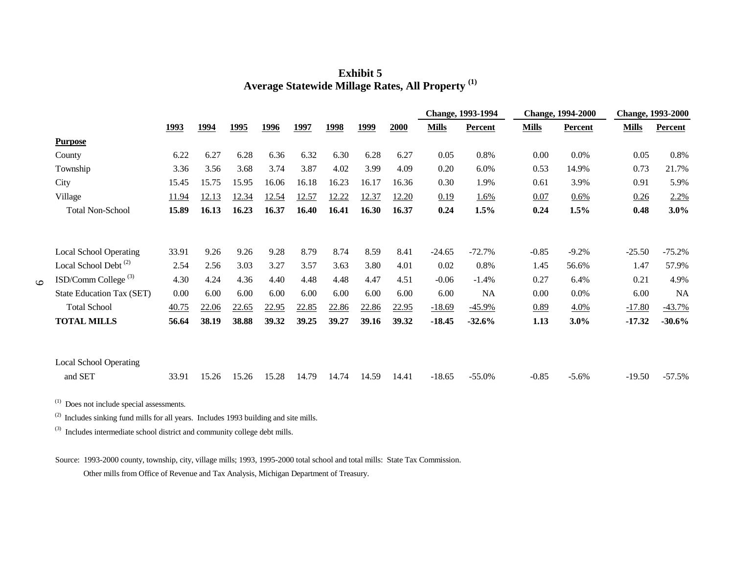# Exhibit 5
## Average Statewide Millage Rates, All Property [1]

| | 1993 | 1994 | 1995 | 1996 | 1997 | 1998 | 1999 | 2000 | Change, 1993-1994 | | Change, 1994-2000 | | Change, 1993-2000 | |
|---|---|---|---|---|---|---|---|---|---|---|---|---|---|---|
| | | | | | | | | | Mills | Percent | Mills | Percent | Mills | Percent |
| **Purpose** | | | | | | | | | | | | | | |
| County | 6.22 | 6.27 | 6.28 | 6.36 | 6.32 | 6.30 | 6.28 | 6.27 | 0.05 | 0.8% | 0.00 | 0.0% | 0.05 | 0.8% |
| Township | 3.36 | 3.56 | 3.68 | 3.74 | 3.87 | 4.02 | 3.99 | 4.09 | 0.20 | 6.0% | 0.53 | 14.9% | 0.73 | 21.7% |
| City | 15.45 | 15.75 | 15.95 | 16.06 | 16.18 | 16.23 | 16.17 | 16.36 | 0.30 | 1.9% | 0.61 | 3.9% | 0.91 | 5.9% |
| Village | 11.94 | 12.13 | 12.34 | 12.54 | 12.57 | 12.22 | 12.37 | 12.20 | 0.19 | 1.6% | 0.07 | 0.6% | 0.26 | 2.2% |
| **Total Non-School** | **15.89** | **16.13** | **16.23** | **16.37** | **16.40** | **16.41** | **16.30** | **16.37** | **0.24** | **1.5%** | **0.24** | **1.5%** | **0.48** | **3.0%** |
| | | | | | | | | | | | | | | |
| Local School Operating | 33.91 | 9.26 | 9.26 | 9.28 | 8.79 | 8.74 | 8.59 | 8.41 | -24.65 | -72.7% | -0.85 | -9.2% | -25.50 | -75.2% |
| Local School Debt [2] | 2.54 | 2.56 | 3.03 | 3.27 | 3.57 | 3.63 | 3.80 | 4.01 | 0.02 | 0.8% | 1.45 | 56.6% | 1.47 | 57.9% |
| ISD/Comm College [3] | 4.30 | 4.24 | 4.36 | 4.40 | 4.48 | 4.48 | 4.47 | 4.51 | -0.06 | -1.4% | 0.27 | 6.4% | 0.21 | 4.9% |
| State Education Tax (SET) | 0.00 | 6.00 | 6.00 | 6.00 | 6.00 | 6.00 | 6.00 | 6.00 | 6.00 | NA | 0.00 | 0.0% | 6.00 | NA |
| Total School | 40.75 | 22.06 | 22.65 | 22.95 | 22.85 | 22.86 | 22.86 | 22.95 | -18.69 | -45.9% | 0.89 | 4.0% | -17.80 | -43.7% |
| **TOTAL MILLS** | **56.64** | **38.19** | **38.88** | **39.32** | **39.25** | **39.27** | **39.16** | **39.32** | **-18.45** | **-32.6%** | **1.13** | **3.0%** | **-17.32** | **-30.6%** |
| | | | | | | | | | | | | | | |
| Local School Operating and SET | 33.91 | 15.26 | 15.26 | 15.28 | 14.79 | 14.74 | 14.59 | 14.41 | -18.65 | -55.0% | -0.85 | -5.6% | -19.50 | -57.5% |

[1] Does not include special assessments.

[2] Includes sinking fund mills for all years. Includes 1993 building and site mills.

[3] Includes intermediate school district and community college debt mills.

Source: 1993-2000 county, township, city, village mills; 1993, 1995-2000 total school and total mills: State Tax Commission.
Other mills from Office of Revenue and Tax Analysis, Michigan Department of Treasury.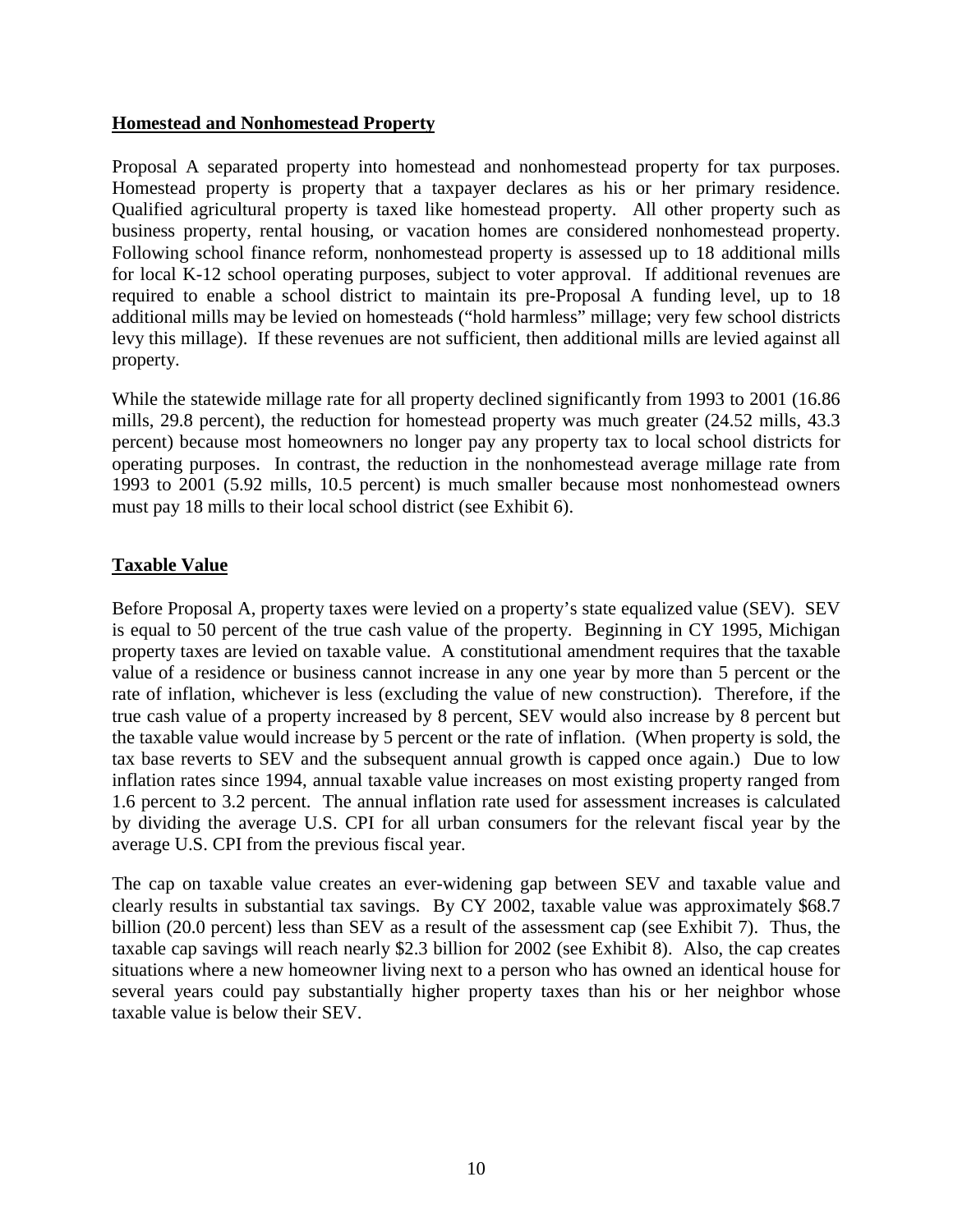## Homestead and Nonhomestead Property

Proposal A separated property into homestead and nonhomestead property for tax purposes. Homestead property is property that a taxpayer declares as his or her primary residence. Qualified agricultural property is taxed like homestead property. All other property such as business property, rental housing, or vacation homes are considered nonhomestead property. Following school finance reform, nonhomestead property is assessed up to 18 additional mills for local K-12 school operating purposes, subject to voter approval. If additional revenues are required to enable a school district to maintain its pre-Proposal A funding level, up to 18 additional mills may be levied on homesteads ("hold harmless" millage; very few school districts levy this millage). If these revenues are not sufficient, then additional mills are levied against all property.

While the statewide millage rate for all property declined significantly from 1993 to 2001 (16.86 mills, 29.8 percent), the reduction for homestead property was much greater (24.52 mills, 43.3 percent) because most homeowners no longer pay any property tax to local school districts for operating purposes. In contrast, the reduction in the nonhomestead average millage rate from 1993 to 2001 (5.92 mills, 10.5 percent) is much smaller because most nonhomestead owners must pay 18 mills to their local school district (see Exhibit 6).

## Taxable Value

Before Proposal A, property taxes were levied on a property's state equalized value (SEV). SEV is equal to 50 percent of the true cash value of the property. Beginning in CY 1995, Michigan property taxes are levied on taxable value. A constitutional amendment requires that the taxable value of a residence or business cannot increase in any one year by more than 5 percent or the rate of inflation, whichever is less (excluding the value of new construction). Therefore, if the true cash value of a property increased by 8 percent, SEV would also increase by 8 percent but the taxable value would increase by 5 percent or the rate of inflation. (When property is sold, the tax base reverts to SEV and the subsequent annual growth is capped once again.) Due to low inflation rates since 1994, annual taxable value increases on most existing property ranged from 1.6 percent to 3.2 percent. The annual inflation rate used for assessment increases is calculated by dividing the average U.S. CPI for all urban consumers for the relevant fiscal year by the average U.S. CPI from the previous fiscal year.

The cap on taxable value creates an ever-widening gap between SEV and taxable value and clearly results in substantial tax savings. By CY 2002, taxable value was approximately $68.7 billion (20.0 percent) less than SEV as a result of the assessment cap (see Exhibit 7). Thus, the taxable cap savings will reach nearly $2.3 billion for 2002 (see Exhibit 8). Also, the cap creates situations where a new homeowner living next to a person who has owned an identical house for several years could pay substantially higher property taxes than his or her neighbor whose taxable value is below their SEV.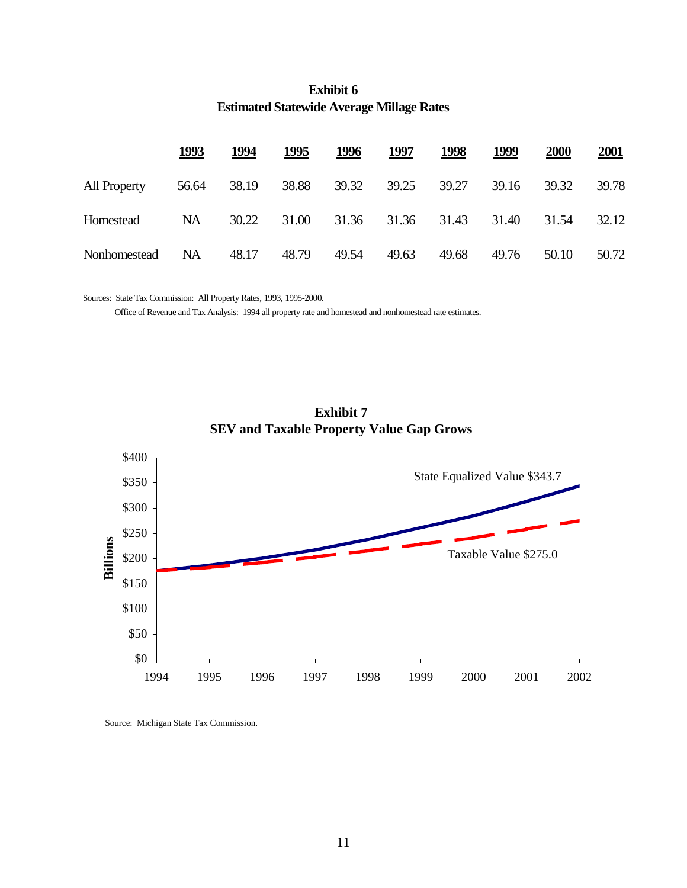**Exhibit 6**
**Estimated Statewide Average Millage Rates**

| | 1993 | 1994 | 1995 | 1996 | 1997 | 1998 | 1999 | 2000 | 2001 |
|---|---|---|---|---|---|---|---|---|---|
| All Property | 56.64 | 38.19 | 38.88 | 39.32 | 39.25 | 39.27 | 39.16 | 39.32 | 39.78 |
| Homestead | NA | 30.22 | 31.00 | 31.36 | 31.36 | 31.43 | 31.40 | 31.54 | 32.12 |
| Nonhomestead | NA | 48.17 | 48.79 | 49.54 | 49.63 | 49.68 | 49.76 | 50.10 | 50.72 |

Sources: State Tax Commission: All Property Rates, 1993, 1995-2000.
Office of Revenue and Tax Analysis: 1994 all property rate and homestead and nonhomestead rate estimates.

**Exhibit 7**
**SEV and Taxable Property Value Gap Grows**

Billions: $0, $50, $100, $150, $200, $250, $300, $350, $400

1994, 1995, 1996, 1997, 1998, 1999, 2000, 2001, 2002

State Equalized Value $343.7

Taxable Value $275.0

Source: Michigan State Tax Commission.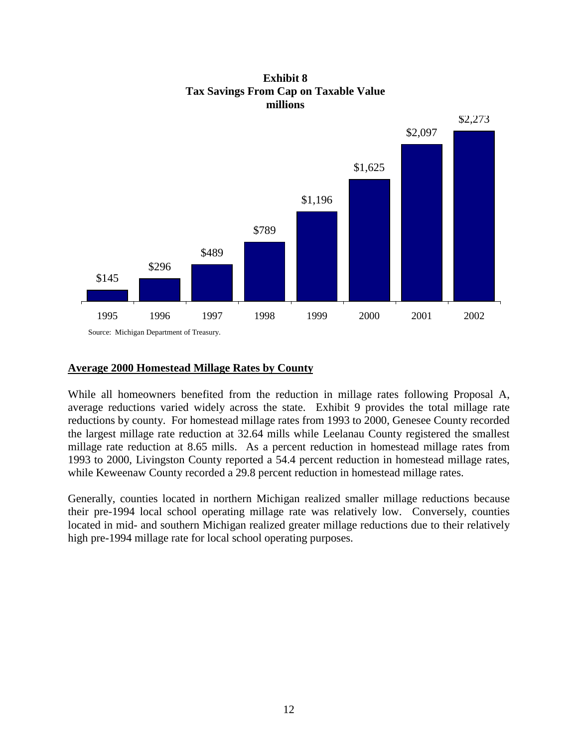**Exhibit 8**
**Tax Savings From Cap on Taxable Value**
**millions**

| Year | Tax Savings |
| --- | --- |
| 1995 | $145 |
| 1996 | $296 |
| 1997 | $489 |
| 1998 | $789 |
| 1999 | $1,196 |
| 2000 | $1,625 |
| 2001 | $2,097 |
| 2002 | $2,273 |

Source: Michigan Department of Treasury.

## Average 2000 Homestead Millage Rates by County

While all homeowners benefited from the reduction in millage rates following Proposal A, average reductions varied widely across the state. Exhibit 9 provides the total millage rate reductions by county. For homestead millage rates from 1993 to 2000, Genesee County recorded the largest millage rate reduction at 32.64 mills while Leelanau County registered the smallest millage rate reduction at 8.65 mills. As a percent reduction in homestead millage rates from 1993 to 2000, Livingston County reported a 54.4 percent reduction in homestead millage rates, while Keweenaw County recorded a 29.8 percent reduction in homestead millage rates.

Generally, counties located in northern Michigan realized smaller millage reductions because their pre-1994 local school operating millage rate was relatively low. Conversely, counties located in mid- and southern Michigan realized greater millage reductions due to their relatively high pre-1994 millage rate for local school operating purposes.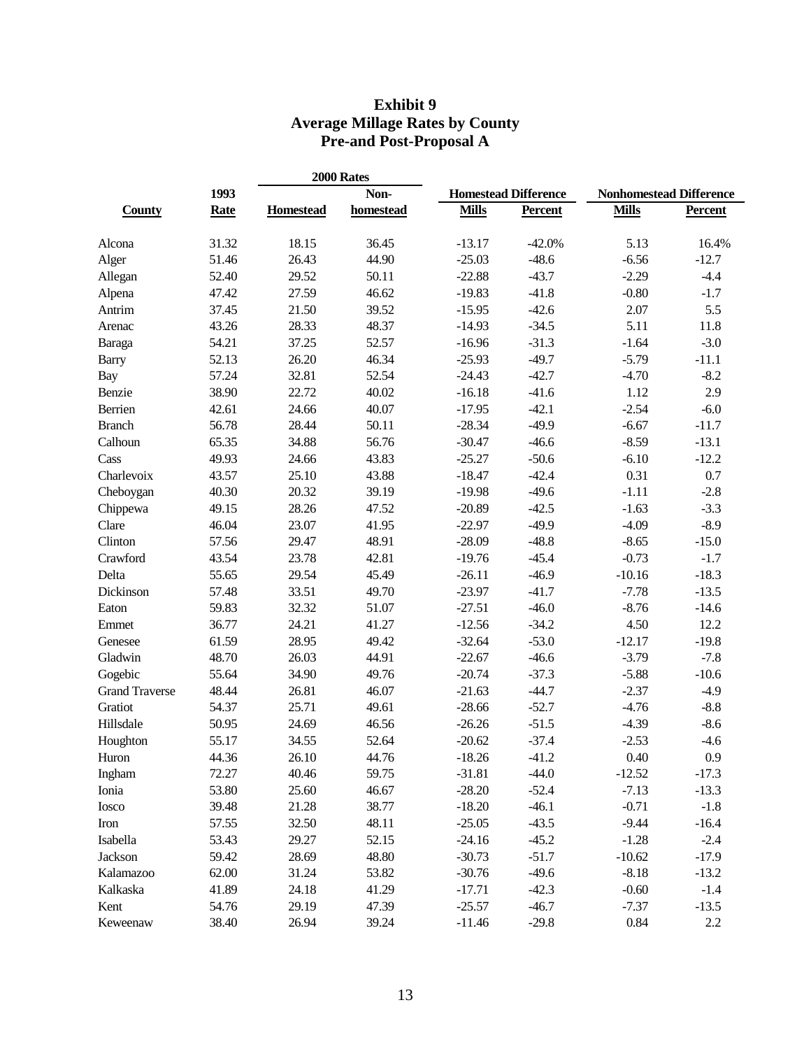# Exhibit 9
## Average Millage Rates by County
## Pre-and Post-Proposal A

| County | 1993 Rate | 2000 Rates | | Homestead Difference | | Nonhomestead Difference | |
|---|---|---|---|---|---|---|---|
| | | Homestead | Non-homestead | Mills | Percent | Mills | Percent |
| Alcona | 31.32 | 18.15 | 36.45 | -13.17 | -42.0% | 5.13 | 16.4% |
| Alger | 51.46 | 26.43 | 44.90 | -25.03 | -48.6 | -6.56 | -12.7 |
| Allegan | 52.40 | 29.52 | 50.11 | -22.88 | -43.7 | -2.29 | -4.4 |
| Alpena | 47.42 | 27.59 | 46.62 | -19.83 | -41.8 | -0.80 | -1.7 |
| Antrim | 37.45 | 21.50 | 39.52 | -15.95 | -42.6 | 2.07 | 5.5 |
| Arenac | 43.26 | 28.33 | 48.37 | -14.93 | -34.5 | 5.11 | 11.8 |
| Baraga | 54.21 | 37.25 | 52.57 | -16.96 | -31.3 | -1.64 | -3.0 |
| Barry | 52.13 | 26.20 | 46.34 | -25.93 | -49.7 | -5.79 | -11.1 |
| Bay | 57.24 | 32.81 | 52.54 | -24.43 | -42.7 | -4.70 | -8.2 |
| Benzie | 38.90 | 22.72 | 40.02 | -16.18 | -41.6 | 1.12 | 2.9 |
| Berrien | 42.61 | 24.66 | 40.07 | -17.95 | -42.1 | -2.54 | -6.0 |
| Branch | 56.78 | 28.44 | 50.11 | -28.34 | -49.9 | -6.67 | -11.7 |
| Calhoun | 65.35 | 34.88 | 56.76 | -30.47 | -46.6 | -8.59 | -13.1 |
| Cass | 49.93 | 24.66 | 43.83 | -25.27 | -50.6 | -6.10 | -12.2 |
| Charlevoix | 43.57 | 25.10 | 43.88 | -18.47 | -42.4 | 0.31 | 0.7 |
| Cheboygan | 40.30 | 20.32 | 39.19 | -19.98 | -49.6 | -1.11 | -2.8 |
| Chippewa | 49.15 | 28.26 | 47.52 | -20.89 | -42.5 | -1.63 | -3.3 |
| Clare | 46.04 | 23.07 | 41.95 | -22.97 | -49.9 | -4.09 | -8.9 |
| Clinton | 57.56 | 29.47 | 48.91 | -28.09 | -48.8 | -8.65 | -15.0 |
| Crawford | 43.54 | 23.78 | 42.81 | -19.76 | -45.4 | -0.73 | -1.7 |
| Delta | 55.65 | 29.54 | 45.49 | -26.11 | -46.9 | -10.16 | -18.3 |
| Dickinson | 57.48 | 33.51 | 49.70 | -23.97 | -41.7 | -7.78 | -13.5 |
| Eaton | 59.83 | 32.32 | 51.07 | -27.51 | -46.0 | -8.76 | -14.6 |
| Emmet | 36.77 | 24.21 | 41.27 | -12.56 | -34.2 | 4.50 | 12.2 |
| Genesee | 61.59 | 28.95 | 49.42 | -32.64 | -53.0 | -12.17 | -19.8 |
| Gladwin | 48.70 | 26.03 | 44.91 | -22.67 | -46.6 | -3.79 | -7.8 |
| Gogebic | 55.64 | 34.90 | 49.76 | -20.74 | -37.3 | -5.88 | -10.6 |
| Grand Traverse | 48.44 | 26.81 | 46.07 | -21.63 | -44.7 | -2.37 | -4.9 |
| Gratiot | 54.37 | 25.71 | 49.61 | -28.66 | -52.7 | -4.76 | -8.8 |
| Hillsdale | 50.95 | 24.69 | 46.56 | -26.26 | -51.5 | -4.39 | -8.6 |
| Houghton | 55.17 | 34.55 | 52.64 | -20.62 | -37.4 | -2.53 | -4.6 |
| Huron | 44.36 | 26.10 | 44.76 | -18.26 | -41.2 | 0.40 | 0.9 |
| Ingham | 72.27 | 40.46 | 59.75 | -31.81 | -44.0 | -12.52 | -17.3 |
| Ionia | 53.80 | 25.60 | 46.67 | -28.20 | -52.4 | -7.13 | -13.3 |
| Iosco | 39.48 | 21.28 | 38.77 | -18.20 | -46.1 | -0.71 | -1.8 |
| Iron | 57.55 | 32.50 | 48.11 | -25.05 | -43.5 | -9.44 | -16.4 |
| Isabella | 53.43 | 29.27 | 52.15 | -24.16 | -45.2 | -1.28 | -2.4 |
| Jackson | 59.42 | 28.69 | 48.80 | -30.73 | -51.7 | -10.62 | -17.9 |
| Kalamazoo | 62.00 | 31.24 | 53.82 | -30.76 | -49.6 | -8.18 | -13.2 |
| Kalkaska | 41.89 | 24.18 | 41.29 | -17.71 | -42.3 | -0.60 | -1.4 |
| Kent | 54.76 | 29.19 | 47.39 | -25.57 | -46.7 | -7.37 | -13.5 |
| Keweenaw | 38.40 | 26.94 | 39.24 | -11.46 | -29.8 | 0.84 | 2.2 |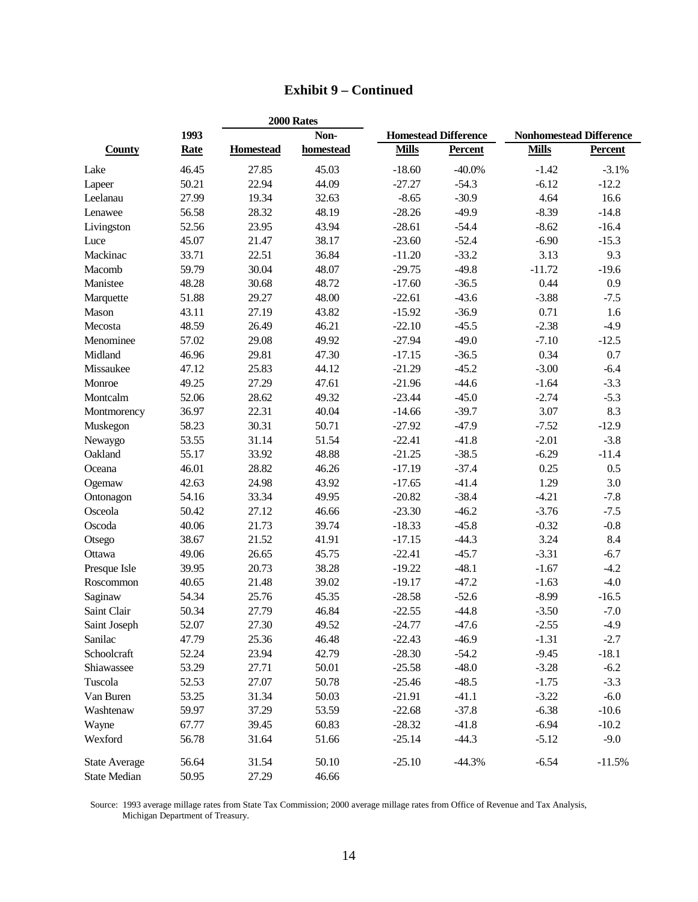## Exhibit 9 – Continued

| County | 1993 Rate | 2000 Rates Homestead | 2000 Rates Non-homestead | Homestead Difference Mills | Homestead Difference Percent | Nonhomestead Difference Mills | Nonhomestead Difference Percent |
|---|---|---|---|---|---|---|---|
| Lake | 46.45 | 27.85 | 45.03 | -18.60 | -40.0% | -1.42 | -3.1% |
| Lapeer | 50.21 | 22.94 | 44.09 | -27.27 | -54.3 | -6.12 | -12.2 |
| Leelanau | 27.99 | 19.34 | 32.63 | -8.65 | -30.9 | 4.64 | 16.6 |
| Lenawee | 56.58 | 28.32 | 48.19 | -28.26 | -49.9 | -8.39 | -14.8 |
| Livingston | 52.56 | 23.95 | 43.94 | -28.61 | -54.4 | -8.62 | -16.4 |
| Luce | 45.07 | 21.47 | 38.17 | -23.60 | -52.4 | -6.90 | -15.3 |
| Mackinac | 33.71 | 22.51 | 36.84 | -11.20 | -33.2 | 3.13 | 9.3 |
| Macomb | 59.79 | 30.04 | 48.07 | -29.75 | -49.8 | -11.72 | -19.6 |
| Manistee | 48.28 | 30.68 | 48.72 | -17.60 | -36.5 | 0.44 | 0.9 |
| Marquette | 51.88 | 29.27 | 48.00 | -22.61 | -43.6 | -3.88 | -7.5 |
| Mason | 43.11 | 27.19 | 43.82 | -15.92 | -36.9 | 0.71 | 1.6 |
| Mecosta | 48.59 | 26.49 | 46.21 | -22.10 | -45.5 | -2.38 | -4.9 |
| Menominee | 57.02 | 29.08 | 49.92 | -27.94 | -49.0 | -7.10 | -12.5 |
| Midland | 46.96 | 29.81 | 47.30 | -17.15 | -36.5 | 0.34 | 0.7 |
| Missaukee | 47.12 | 25.83 | 44.12 | -21.29 | -45.2 | -3.00 | -6.4 |
| Monroe | 49.25 | 27.29 | 47.61 | -21.96 | -44.6 | -1.64 | -3.3 |
| Montcalm | 52.06 | 28.62 | 49.32 | -23.44 | -45.0 | -2.74 | -5.3 |
| Montmorency | 36.97 | 22.31 | 40.04 | -14.66 | -39.7 | 3.07 | 8.3 |
| Muskegon | 58.23 | 30.31 | 50.71 | -27.92 | -47.9 | -7.52 | -12.9 |
| Newaygo | 53.55 | 31.14 | 51.54 | -22.41 | -41.8 | -2.01 | -3.8 |
| Oakland | 55.17 | 33.92 | 48.88 | -21.25 | -38.5 | -6.29 | -11.4 |
| Oceana | 46.01 | 28.82 | 46.26 | -17.19 | -37.4 | 0.25 | 0.5 |
| Ogemaw | 42.63 | 24.98 | 43.92 | -17.65 | -41.4 | 1.29 | 3.0 |
| Ontonagon | 54.16 | 33.34 | 49.95 | -20.82 | -38.4 | -4.21 | -7.8 |
| Osceola | 50.42 | 27.12 | 46.66 | -23.30 | -46.2 | -3.76 | -7.5 |
| Oscoda | 40.06 | 21.73 | 39.74 | -18.33 | -45.8 | -0.32 | -0.8 |
| Otsego | 38.67 | 21.52 | 41.91 | -17.15 | -44.3 | 3.24 | 8.4 |
| Ottawa | 49.06 | 26.65 | 45.75 | -22.41 | -45.7 | -3.31 | -6.7 |
| Presque Isle | 39.95 | 20.73 | 38.28 | -19.22 | -48.1 | -1.67 | -4.2 |
| Roscommon | 40.65 | 21.48 | 39.02 | -19.17 | -47.2 | -1.63 | -4.0 |
| Saginaw | 54.34 | 25.76 | 45.35 | -28.58 | -52.6 | -8.99 | -16.5 |
| Saint Clair | 50.34 | 27.79 | 46.84 | -22.55 | -44.8 | -3.50 | -7.0 |
| Saint Joseph | 52.07 | 27.30 | 49.52 | -24.77 | -47.6 | -2.55 | -4.9 |
| Sanilac | 47.79 | 25.36 | 46.48 | -22.43 | -46.9 | -1.31 | -2.7 |
| Schoolcraft | 52.24 | 23.94 | 42.79 | -28.30 | -54.2 | -9.45 | -18.1 |
| Shiawassee | 53.29 | 27.71 | 50.01 | -25.58 | -48.0 | -3.28 | -6.2 |
| Tuscola | 52.53 | 27.07 | 50.78 | -25.46 | -48.5 | -1.75 | -3.3 |
| Van Buren | 53.25 | 31.34 | 50.03 | -21.91 | -41.1 | -3.22 | -6.0 |
| Washtenaw | 59.97 | 37.29 | 53.59 | -22.68 | -37.8 | -6.38 | -10.6 |
| Wayne | 67.77 | 39.45 | 60.83 | -28.32 | -41.8 | -6.94 | -10.2 |
| Wexford | 56.78 | 31.64 | 51.66 | -25.14 | -44.3 | -5.12 | -9.0 |
| State Average | 56.64 | 31.54 | 50.10 | -25.10 | -44.3% | -6.54 | -11.5% |
| State Median | 50.95 | 27.29 | 46.66 | | | | |

Source: 1993 average millage rates from State Tax Commission; 2000 average millage rates from Office of Revenue and Tax Analysis, Michigan Department of Treasury.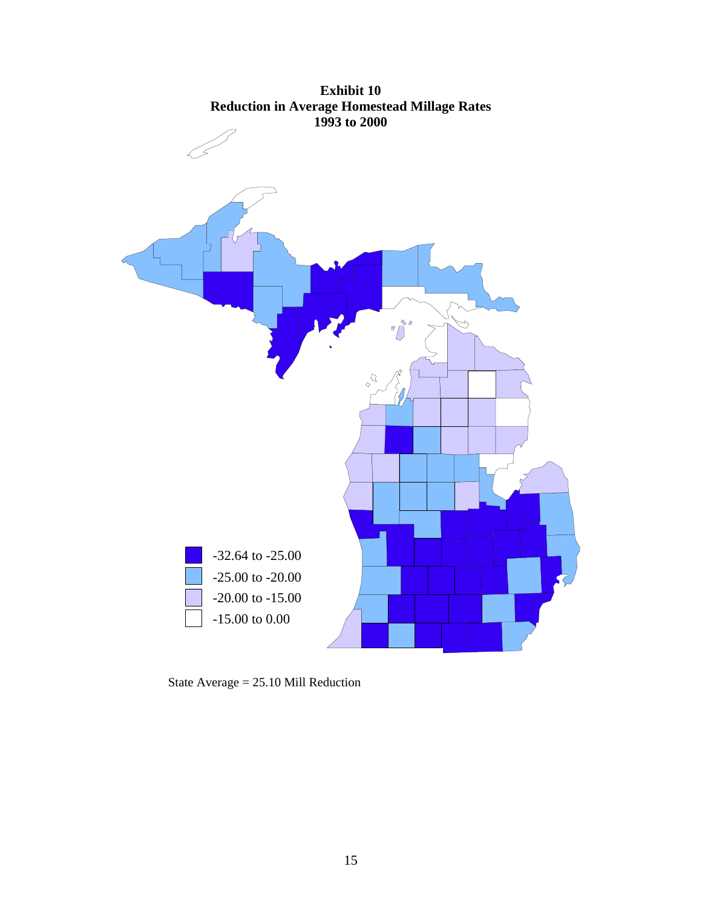**Exhibit 10**
**Reduction in Average Homestead Millage Rates**
**1993 to 2000**

-32.64 to -25.00
-25.00 to -20.00
-20.00 to -15.00
-15.00 to 0.00

State Average = 25.10 Mill Reduction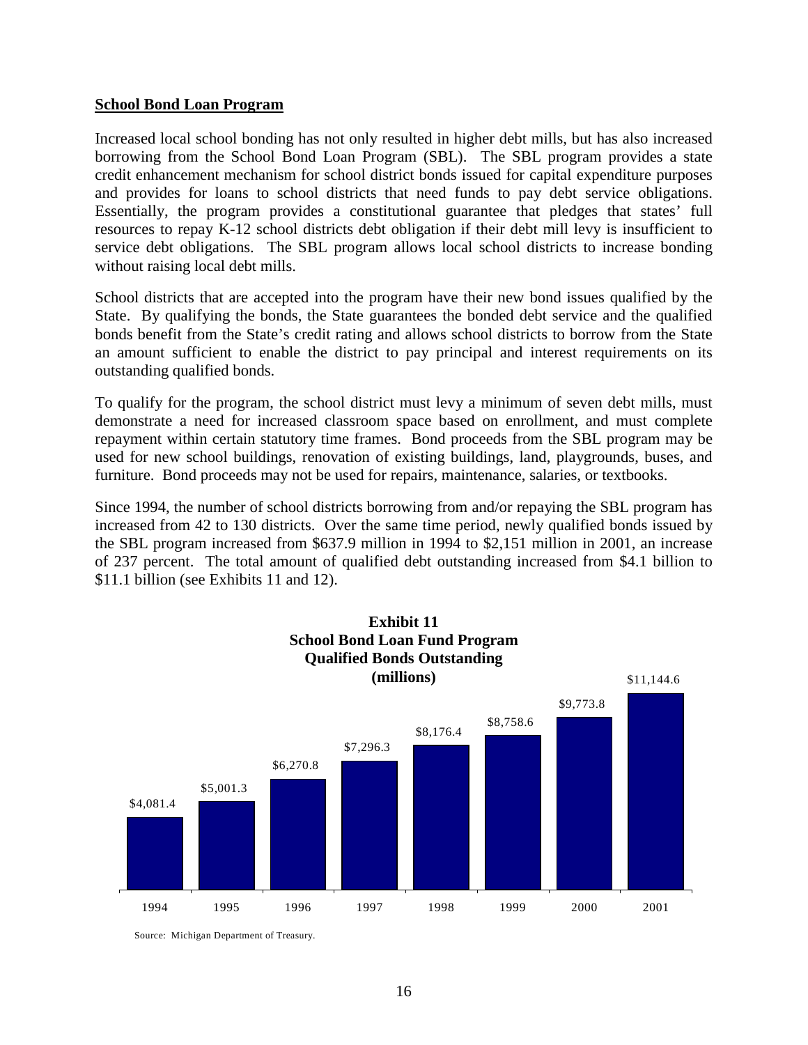## School Bond Loan Program

Increased local school bonding has not only resulted in higher debt mills, but has also increased borrowing from the School Bond Loan Program (SBL). The SBL program provides a state credit enhancement mechanism for school district bonds issued for capital expenditure purposes and provides for loans to school districts that need funds to pay debt service obligations. Essentially, the program provides a constitutional guarantee that pledges that states' full resources to repay K-12 school districts debt obligation if their debt mill levy is insufficient to service debt obligations. The SBL program allows local school districts to increase bonding without raising local debt mills.

School districts that are accepted into the program have their new bond issues qualified by the State. By qualifying the bonds, the State guarantees the bonded debt service and the qualified bonds benefit from the State's credit rating and allows school districts to borrow from the State an amount sufficient to enable the district to pay principal and interest requirements on its outstanding qualified bonds.

To qualify for the program, the school district must levy a minimum of seven debt mills, must demonstrate a need for increased classroom space based on enrollment, and must complete repayment within certain statutory time frames. Bond proceeds from the SBL program may be used for new school buildings, renovation of existing buildings, land, playgrounds, buses, and furniture. Bond proceeds may not be used for repairs, maintenance, salaries, or textbooks.

Since 1994, the number of school districts borrowing from and/or repaying the SBL program has increased from 42 to 130 districts. Over the same time period, newly qualified bonds issued by the SBL program increased from $637.9 million in 1994 to $2,151 million in 2001, an increase of 237 percent. The total amount of qualified debt outstanding increased from $4.1 billion to $11.1 billion (see Exhibits 11 and 12).

**Exhibit 11**
**School Bond Loan Fund Program**
**Qualified Bonds Outstanding**
**(millions)**

| Year | Qualified Bonds Outstanding |
|---|---|
| 1994 | $4,081.4 |
| 1995 | $5,001.3 |
| 1996 | $6,270.8 |
| 1997 | $7,296.3 |
| 1998 | $8,176.4 |
| 1999 | $8,758.6 |
| 2000 | $9,773.8 |
| 2001 | $11,144.6 |

Source: Michigan Department of Treasury.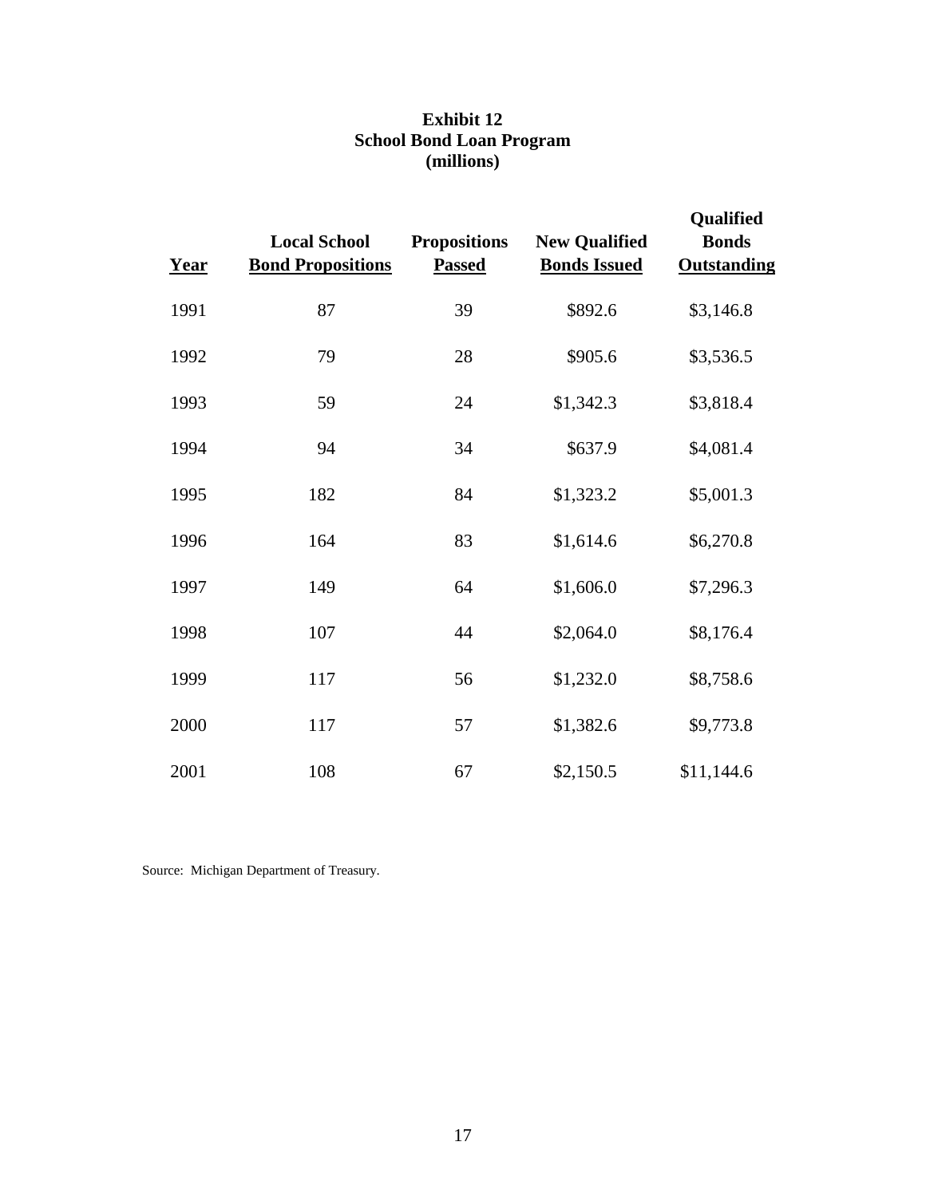**Exhibit 12**
**School Bond Loan Program**
**(millions)**

| Year | Local School Bond Propositions | Propositions Passed | New Qualified Bonds Issued | Qualified Bonds Outstanding |
|---|---|---|---|---|
| 1991 | 87 | 39 | $892.6 | $3,146.8 |
| 1992 | 79 | 28 | $905.6 | $3,536.5 |
| 1993 | 59 | 24 | $1,342.3 | $3,818.4 |
| 1994 | 94 | 34 | $637.9 | $4,081.4 |
| 1995 | 182 | 84 | $1,323.2 | $5,001.3 |
| 1996 | 164 | 83 | $1,614.6 | $6,270.8 |
| 1997 | 149 | 64 | $1,606.0 | $7,296.3 |
| 1998 | 107 | 44 | $2,064.0 | $8,176.4 |
| 1999 | 117 | 56 | $1,232.0 | $8,758.6 |
| 2000 | 117 | 57 | $1,382.6 | $9,773.8 |
| 2001 | 108 | 67 | $2,150.5 | $11,144.6 |

Source: Michigan Department of Treasury.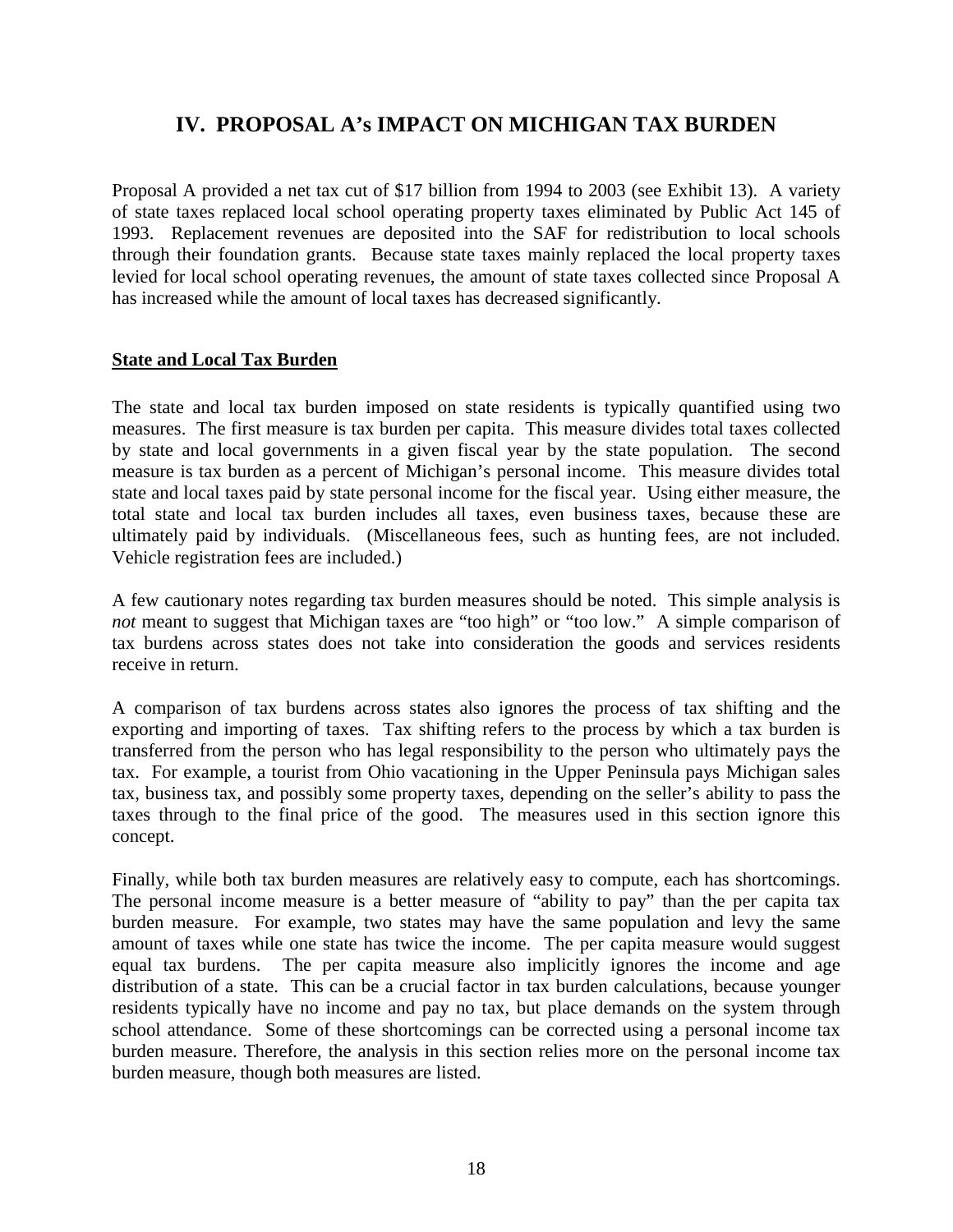## IV. PROPOSAL A's IMPACT ON MICHIGAN TAX BURDEN

Proposal A provided a net tax cut of $17 billion from 1994 to 2003 (see Exhibit 13). A variety of state taxes replaced local school operating property taxes eliminated by Public Act 145 of 1993. Replacement revenues are deposited into the SAF for redistribution to local schools through their foundation grants. Because state taxes mainly replaced the local property taxes levied for local school operating revenues, the amount of state taxes collected since Proposal A has increased while the amount of local taxes has decreased significantly.

### State and Local Tax Burden

The state and local tax burden imposed on state residents is typically quantified using two measures. The first measure is tax burden per capita. This measure divides total taxes collected by state and local governments in a given fiscal year by the state population. The second measure is tax burden as a percent of Michigan's personal income. This measure divides total state and local taxes paid by state personal income for the fiscal year. Using either measure, the total state and local tax burden includes all taxes, even business taxes, because these are ultimately paid by individuals. (Miscellaneous fees, such as hunting fees, are not included. Vehicle registration fees are included.)

A few cautionary notes regarding tax burden measures should be noted. This simple analysis is *not* meant to suggest that Michigan taxes are "too high" or "too low." A simple comparison of tax burdens across states does not take into consideration the goods and services residents receive in return.

A comparison of tax burdens across states also ignores the process of tax shifting and the exporting and importing of taxes. Tax shifting refers to the process by which a tax burden is transferred from the person who has legal responsibility to the person who ultimately pays the tax. For example, a tourist from Ohio vacationing in the Upper Peninsula pays Michigan sales tax, business tax, and possibly some property taxes, depending on the seller's ability to pass the taxes through to the final price of the good. The measures used in this section ignore this concept.

Finally, while both tax burden measures are relatively easy to compute, each has shortcomings. The personal income measure is a better measure of "ability to pay" than the per capita tax burden measure. For example, two states may have the same population and levy the same amount of taxes while one state has twice the income. The per capita measure would suggest equal tax burdens. The per capita measure also implicitly ignores the income and age distribution of a state. This can be a crucial factor in tax burden calculations, because younger residents typically have no income and pay no tax, but place demands on the system through school attendance. Some of these shortcomings can be corrected using a personal income tax burden measure. Therefore, the analysis in this section relies more on the personal income tax burden measure, though both measures are listed.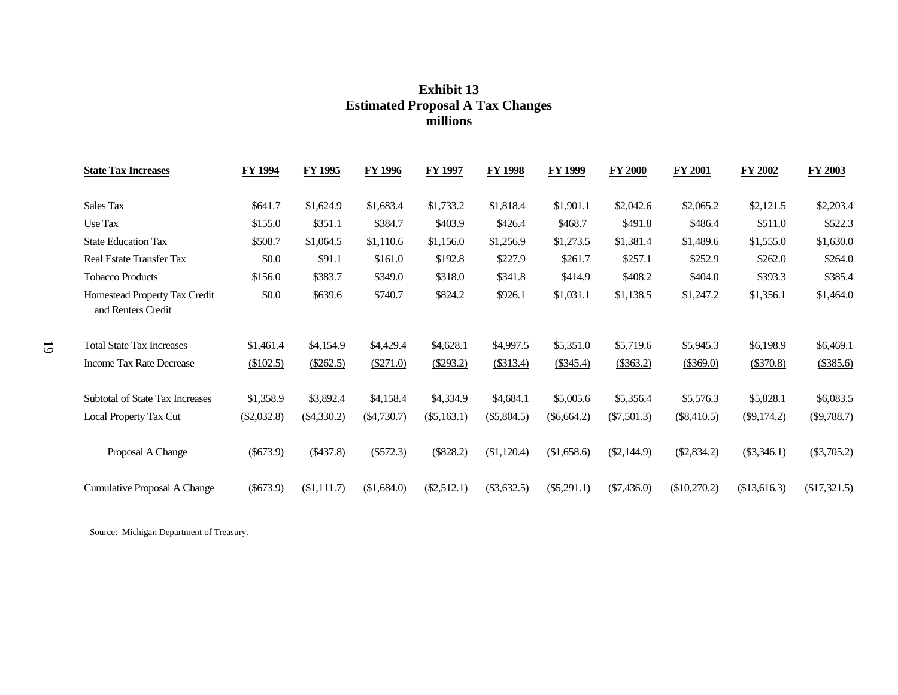**Exhibit 13**
**Estimated Proposal A Tax Changes**
**millions**

| State Tax Increases | FY 1994 | FY 1995 | FY 1996 | FY 1997 | FY 1998 | FY 1999 | FY 2000 | FY 2001 | FY 2002 | FY 2003 |
|---|---|---|---|---|---|---|---|---|---|---|
| Sales Tax | $641.7 | $1,624.9 | $1,683.4 | $1,733.2 | $1,818.4 | $1,901.1 | $2,042.6 | $2,065.2 | $2,121.5 | $2,203.4 |
| Use Tax | $155.0 | $351.1 | $384.7 | $403.9 | $426.4 | $468.7 | $491.8 | $486.4 | $511.0 | $522.3 |
| State Education Tax | $508.7 | $1,064.5 | $1,110.6 | $1,156.0 | $1,256.9 | $1,273.5 | $1,381.4 | $1,489.6 | $1,555.0 | $1,630.0 |
| Real Estate Transfer Tax | $0.0 | $91.1 | $161.0 | $192.8 | $227.9 | $261.7 | $257.1 | $252.9 | $262.0 | $264.0 |
| Tobacco Products | $156.0 | $383.7 | $349.0 | $318.0 | $341.8 | $414.9 | $408.2 | $404.0 | $393.3 | $385.4 |
| Homestead Property Tax Credit and Renters Credit | $0.0 | $639.6 | $740.7 | $824.2 | $926.1 | $1,031.1 | $1,138.5 | $1,247.2 | $1,356.1 | $1,464.0 |
| Total State Tax Increases | $1,461.4 | $4,154.9 | $4,429.4 | $4,628.1 | $4,997.5 | $5,351.0 | $5,719.6 | $5,945.3 | $6,198.9 | $6,469.1 |
| Income Tax Rate Decrease | ($102.5) | ($262.5) | ($271.0) | ($293.2) | ($313.4) | ($345.4) | ($363.2) | ($369.0) | ($370.8) | ($385.6) |
| Subtotal of State Tax Increases | $1,358.9 | $3,892.4 | $4,158.4 | $4,334.9 | $4,684.1 | $5,005.6 | $5,356.4 | $5,576.3 | $5,828.1 | $6,083.5 |
| Local Property Tax Cut | ($2,032.8) | ($4,330.2) | ($4,730.7) | ($5,163.1) | ($5,804.5) | ($6,664.2) | ($7,501.3) | ($8,410.5) | ($9,174.2) | ($9,788.7) |
| Proposal A Change | ($673.9) | ($437.8) | ($572.3) | ($828.2) | ($1,120.4) | ($1,658.6) | ($2,144.9) | ($2,834.2) | ($3,346.1) | ($3,705.2) |
| Cumulative Proposal A Change | ($673.9) | ($1,111.7) | ($1,684.0) | ($2,512.1) | ($3,632.5) | ($5,291.1) | ($7,436.0) | ($10,270.2) | ($13,616.3) | ($17,321.5) |

Source: Michigan Department of Treasury.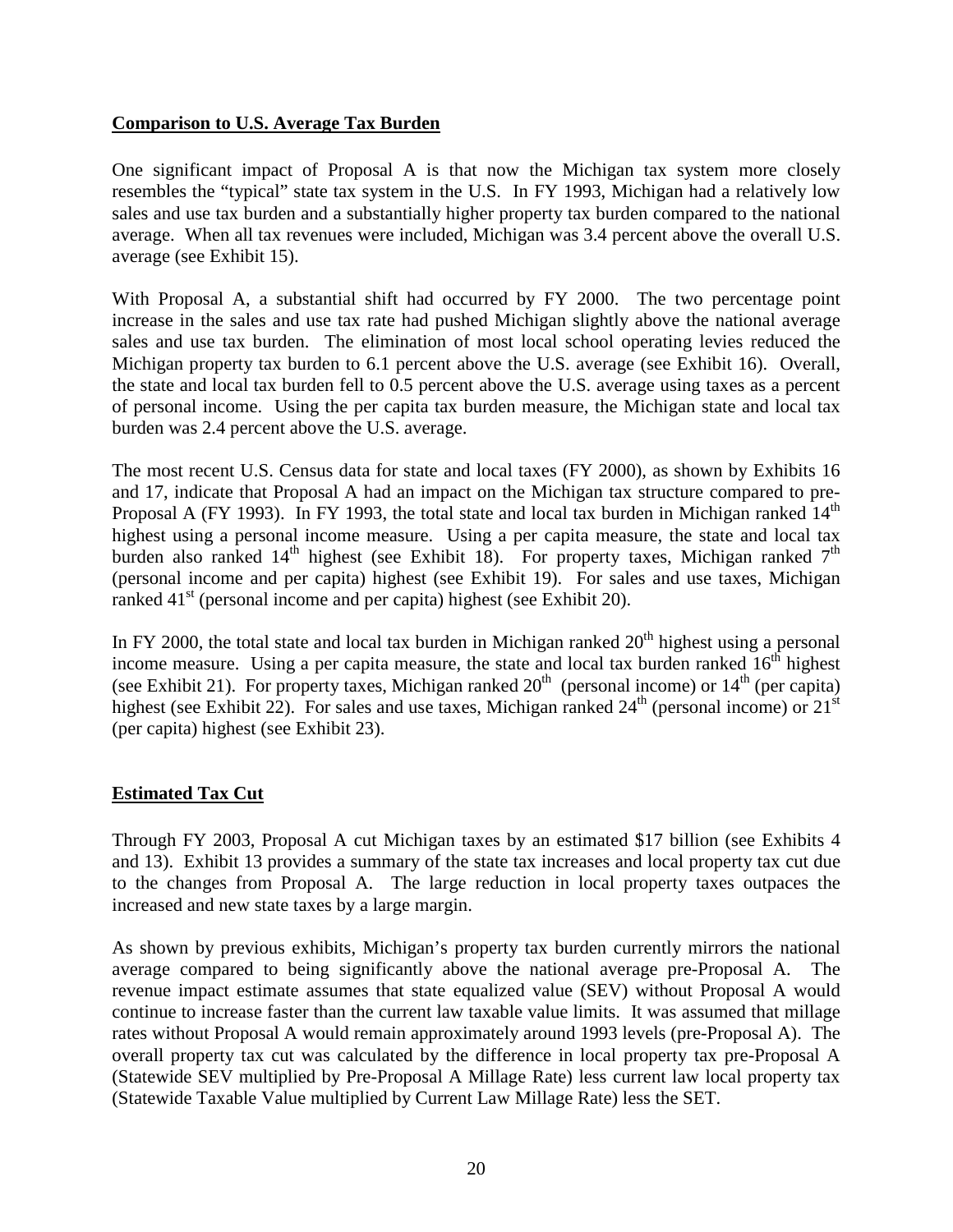## Comparison to U.S. Average Tax Burden

One significant impact of Proposal A is that now the Michigan tax system more closely resembles the "typical" state tax system in the U.S. In FY 1993, Michigan had a relatively low sales and use tax burden and a substantially higher property tax burden compared to the national average. When all tax revenues were included, Michigan was 3.4 percent above the overall U.S. average (see Exhibit 15).

With Proposal A, a substantial shift had occurred by FY 2000. The two percentage point increase in the sales and use tax rate had pushed Michigan slightly above the national average sales and use tax burden. The elimination of most local school operating levies reduced the Michigan property tax burden to 6.1 percent above the U.S. average (see Exhibit 16). Overall, the state and local tax burden fell to 0.5 percent above the U.S. average using taxes as a percent of personal income. Using the per capita tax burden measure, the Michigan state and local tax burden was 2.4 percent above the U.S. average.

The most recent U.S. Census data for state and local taxes (FY 2000), as shown by Exhibits 16 and 17, indicate that Proposal A had an impact on the Michigan tax structure compared to pre-Proposal A (FY 1993). In FY 1993, the total state and local tax burden in Michigan ranked 14th highest using a personal income measure. Using a per capita measure, the state and local tax burden also ranked 14th highest (see Exhibit 18). For property taxes, Michigan ranked 7th (personal income and per capita) highest (see Exhibit 19). For sales and use taxes, Michigan ranked 41st (personal income and per capita) highest (see Exhibit 20).

In FY 2000, the total state and local tax burden in Michigan ranked 20th highest using a personal income measure. Using a per capita measure, the state and local tax burden ranked 16th highest (see Exhibit 21). For property taxes, Michigan ranked 20th (personal income) or 14th (per capita) highest (see Exhibit 22). For sales and use taxes, Michigan ranked 24th (personal income) or 21st (per capita) highest (see Exhibit 23).

## Estimated Tax Cut

Through FY 2003, Proposal A cut Michigan taxes by an estimated $17 billion (see Exhibits 4 and 13). Exhibit 13 provides a summary of the state tax increases and local property tax cut due to the changes from Proposal A. The large reduction in local property taxes outpaces the increased and new state taxes by a large margin.

As shown by previous exhibits, Michigan's property tax burden currently mirrors the national average compared to being significantly above the national average pre-Proposal A. The revenue impact estimate assumes that state equalized value (SEV) without Proposal A would continue to increase faster than the current law taxable value limits. It was assumed that millage rates without Proposal A would remain approximately around 1993 levels (pre-Proposal A). The overall property tax cut was calculated by the difference in local property tax pre-Proposal A (Statewide SEV multiplied by Pre-Proposal A Millage Rate) less current law local property tax (Statewide Taxable Value multiplied by Current Law Millage Rate) less the SET.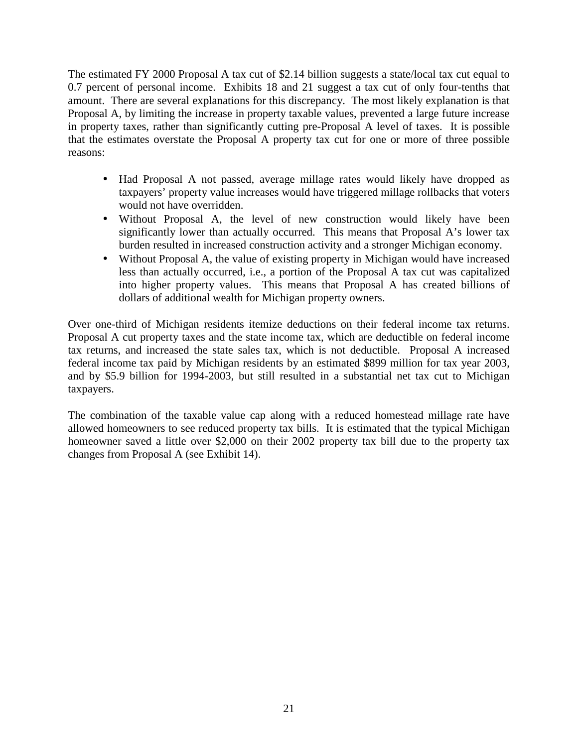The estimated FY 2000 Proposal A tax cut of $2.14 billion suggests a state/local tax cut equal to 0.7 percent of personal income. Exhibits 18 and 21 suggest a tax cut of only four-tenths that amount. There are several explanations for this discrepancy. The most likely explanation is that Proposal A, by limiting the increase in property taxable values, prevented a large future increase in property taxes, rather than significantly cutting pre-Proposal A level of taxes. It is possible that the estimates overstate the Proposal A property tax cut for one or more of three possible reasons:

- Had Proposal A not passed, average millage rates would likely have dropped as taxpayers' property value increases would have triggered millage rollbacks that voters would not have overridden.
- Without Proposal A, the level of new construction would likely have been significantly lower than actually occurred. This means that Proposal A's lower tax burden resulted in increased construction activity and a stronger Michigan economy.
- Without Proposal A, the value of existing property in Michigan would have increased less than actually occurred, i.e., a portion of the Proposal A tax cut was capitalized into higher property values. This means that Proposal A has created billions of dollars of additional wealth for Michigan property owners.

Over one-third of Michigan residents itemize deductions on their federal income tax returns. Proposal A cut property taxes and the state income tax, which are deductible on federal income tax returns, and increased the state sales tax, which is not deductible. Proposal A increased federal income tax paid by Michigan residents by an estimated $899 million for tax year 2003, and by $5.9 billion for 1994-2003, but still resulted in a substantial net tax cut to Michigan taxpayers.

The combination of the taxable value cap along with a reduced homestead millage rate have allowed homeowners to see reduced property tax bills. It is estimated that the typical Michigan homeowner saved a little over $2,000 on their 2002 property tax bill due to the property tax changes from Proposal A (see Exhibit 14).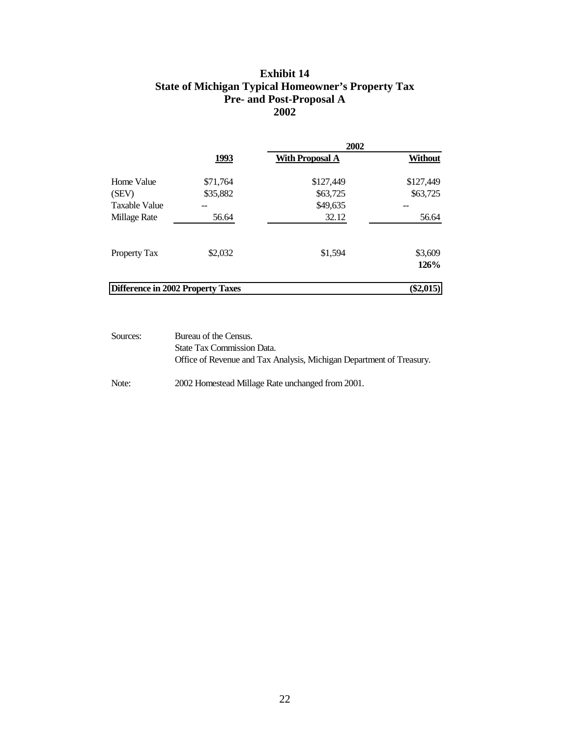# Exhibit 14
## State of Michigan Typical Homeowner's Property Tax
## Pre- and Post-Proposal A
## 2002

| | 1993 | 2002 With Proposal A | 2002 Without |
|---|---|---|---|
| Home Value | $71,764 | $127,449 | $127,449 |
| (SEV) | $35,882 | $63,725 | $63,725 |
| Taxable Value | -- | $49,635 | -- |
| Millage Rate | 56.64 | 32.12 | 56.64 |
| Property Tax | $2,032 | $1,594 | $3,609 |
| | | | **126%** |
| **Difference in 2002 Property Taxes** | | | **($2,015)** |

Sources: Bureau of the Census.
State Tax Commission Data.
Office of Revenue and Tax Analysis, Michigan Department of Treasury.

Note: 2002 Homestead Millage Rate unchanged from 2001.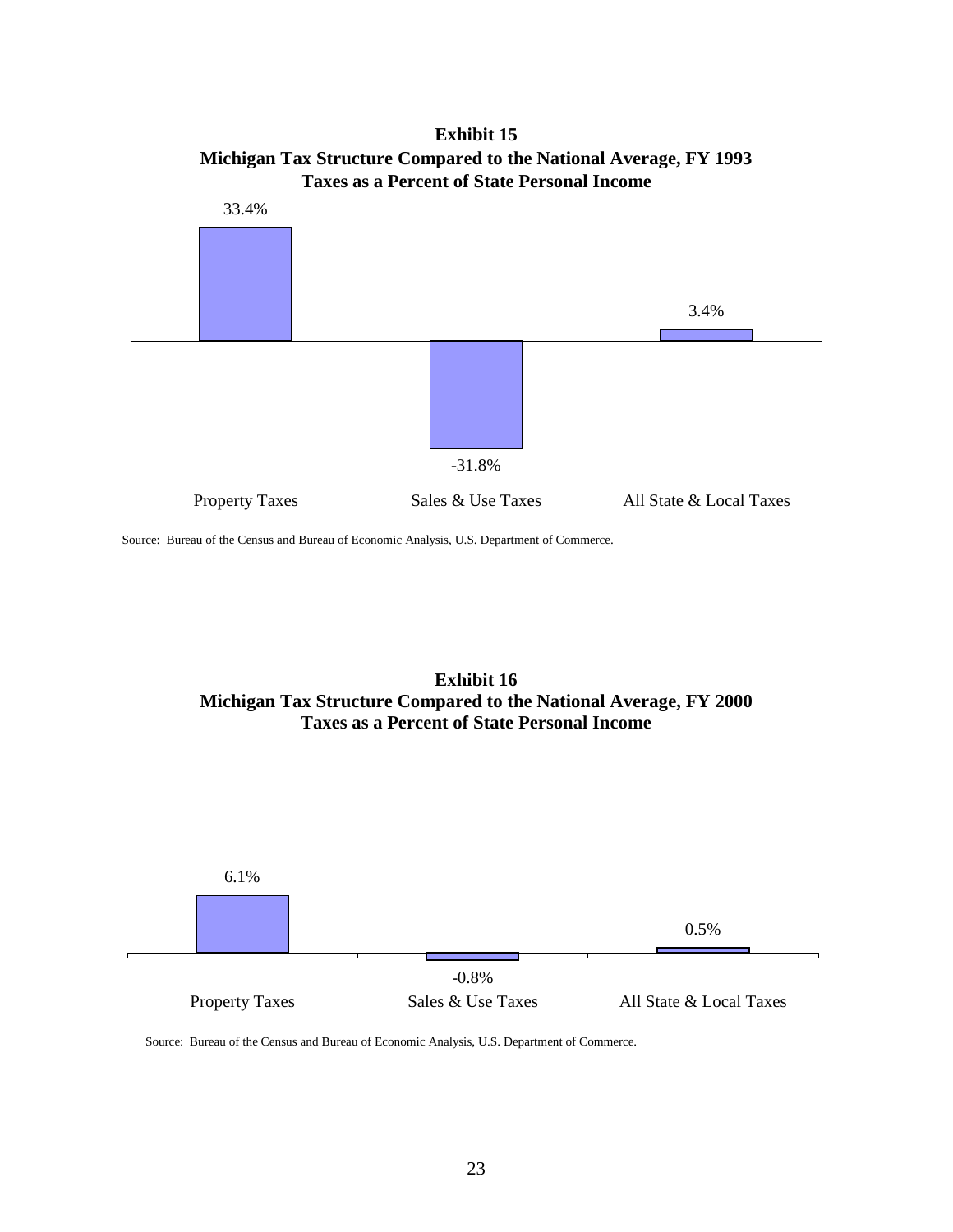**Exhibit 15**
**Michigan Tax Structure Compared to the National Average, FY 1993**
**Taxes as a Percent of State Personal Income**

| Property Taxes | Sales & Use Taxes | All State & Local Taxes |
|---|---|---|
| 33.4% | -31.8% | 3.4% |

Source: Bureau of the Census and Bureau of Economic Analysis, U.S. Department of Commerce.

**Exhibit 16**
**Michigan Tax Structure Compared to the National Average, FY 2000**
**Taxes as a Percent of State Personal Income**

| Property Taxes | Sales & Use Taxes | All State & Local Taxes |
|---|---|---|
| 6.1% | -0.8% | 0.5% |

Source: Bureau of the Census and Bureau of Economic Analysis, U.S. Department of Commerce.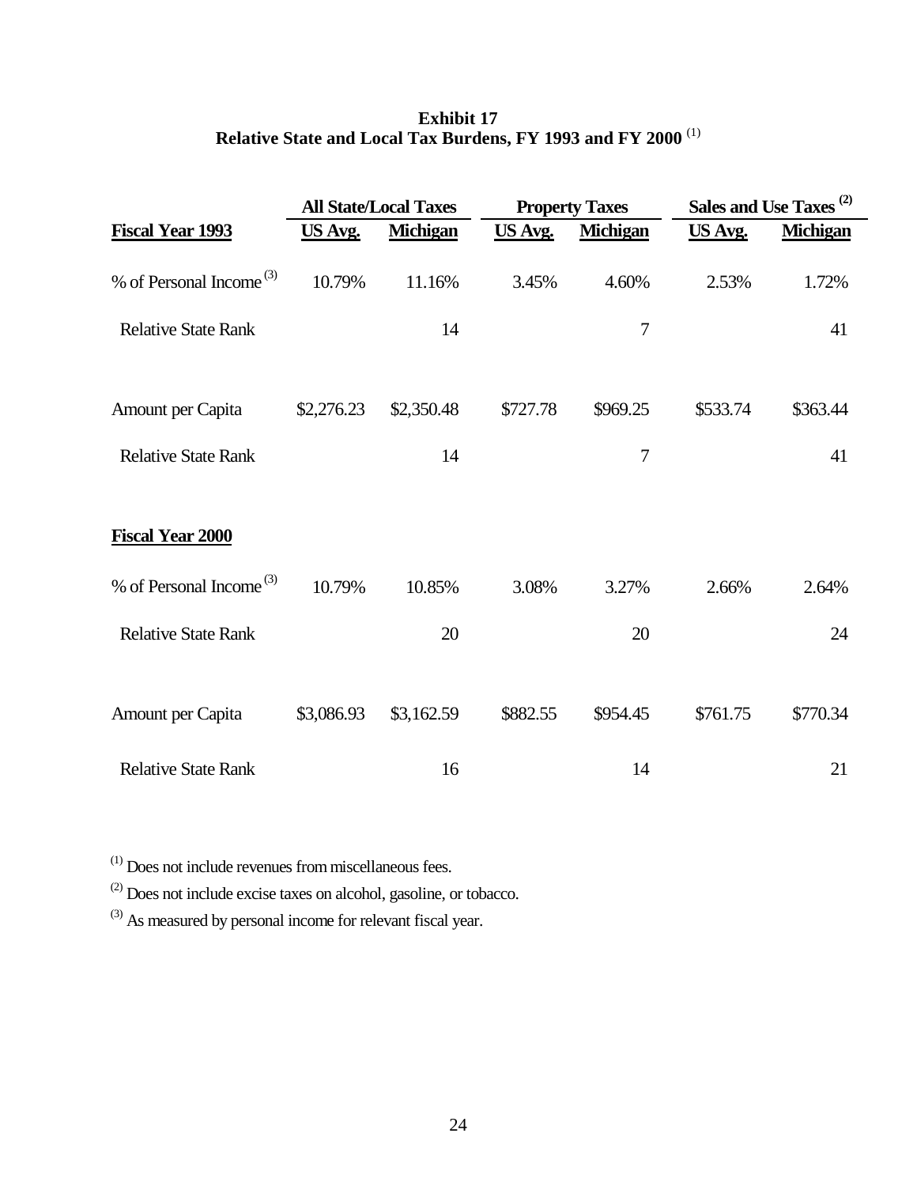**Exhibit 17**
**Relative State and Local Tax Burdens, FY 1993 and FY 2000** [(1)]

| | All State/Local Taxes | | Property Taxes | | Sales and Use Taxes [(2)] | |
|---|---|---|---|---|---|---|
| **Fiscal Year 1993** | **US Avg.** | **Michigan** | **US Avg.** | **Michigan** | **US Avg.** | **Michigan** |
| % of Personal Income [(3)] | 10.79% | 11.16% | 3.45% | 4.60% | 2.53% | 1.72% |
| Relative State Rank | | 14 | | 7 | | 41 |
| Amount per Capita | $2,276.23 | $2,350.48 | $727.78 | $969.25 | $533.74 | $363.44 |
| Relative State Rank | | 14 | | 7 | | 41 |
| **Fiscal Year 2000** | | | | | | |
| % of Personal Income [(3)] | 10.79% | 10.85% | 3.08% | 3.27% | 2.66% | 2.64% |
| Relative State Rank | | 20 | | 20 | | 24 |
| Amount per Capita | $3,086.93 | $3,162.59 | $882.55 | $954.45 | $761.75 | $770.34 |
| Relative State Rank | | 16 | | 14 | | 21 |

[(1)] Does not include revenues from miscellaneous fees.

[(2)] Does not include excise taxes on alcohol, gasoline, or tobacco.

[(3)] As measured by personal income for relevant fiscal year.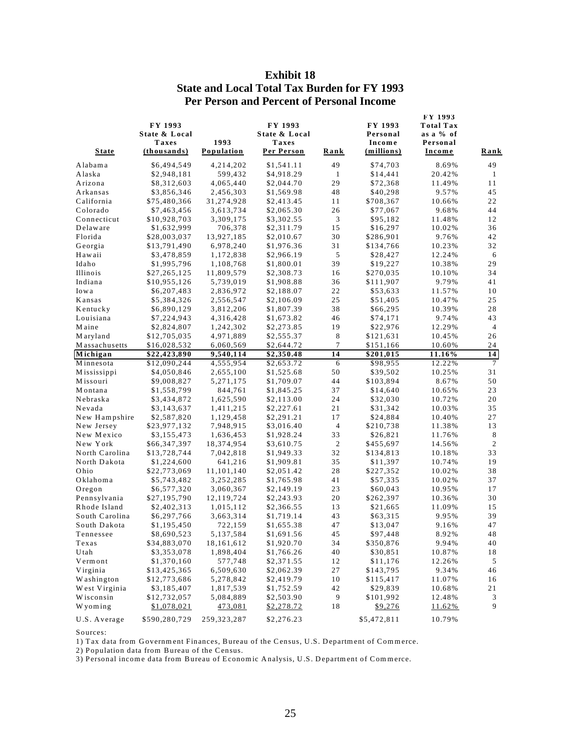# Exhibit 18
## State and Local Total Tax Burden for FY 1993
## Per Person and Percent of Personal Income

| State | FY 1993 State & Local Taxes (thousands) | 1993 Population | FY 1993 State & Local Taxes Per Person | Rank | FY 1993 Personal Income (millions) | FY 1993 Total Tax as a % of Personal Income | Rank |
|---|---|---|---|---|---|---|---|
| Alabama | $6,494,549 | 4,214,202 | $1,541.11 | 49 | $74,703 | 8.69% | 49 |
| Alaska | $2,948,181 | 599,432 | $4,918.29 | 1 | $14,441 | 20.42% | 1 |
| Arizona | $8,312,603 | 4,065,440 | $2,044.70 | 29 | $72,368 | 11.49% | 11 |
| Arkansas | $3,856,346 | 2,456,303 | $1,569.98 | 48 | $40,298 | 9.57% | 45 |
| California | $75,480,366 | 31,274,928 | $2,413.45 | 11 | $708,367 | 10.66% | 22 |
| Colorado | $7,463,456 | 3,613,734 | $2,065.30 | 26 | $77,067 | 9.68% | 44 |
| Connecticut | $10,928,703 | 3,309,175 | $3,302.55 | 3 | $95,182 | 11.48% | 12 |
| Delaware | $1,632,999 | 706,378 | $2,311.79 | 15 | $16,297 | 10.02% | 36 |
| Florida | $28,003,037 | 13,927,185 | $2,010.67 | 30 | $286,901 | 9.76% | 42 |
| Georgia | $13,791,490 | 6,978,240 | $1,976.36 | 31 | $134,766 | 10.23% | 32 |
| Hawaii | $3,478,859 | 1,172,838 | $2,966.19 | 5 | $28,427 | 12.24% | 6 |
| Idaho | $1,995,796 | 1,108,768 | $1,800.01 | 39 | $19,227 | 10.38% | 29 |
| Illinois | $27,265,125 | 11,809,579 | $2,308.73 | 16 | $270,035 | 10.10% | 34 |
| Indiana | $10,955,126 | 5,739,019 | $1,908.88 | 36 | $111,907 | 9.79% | 41 |
| Iowa | $6,207,483 | 2,836,972 | $2,188.07 | 22 | $53,633 | 11.57% | 10 |
| Kansas | $5,384,326 | 2,556,547 | $2,106.09 | 25 | $51,405 | 10.47% | 25 |
| Kentucky | $6,890,129 | 3,812,206 | $1,807.39 | 38 | $66,295 | 10.39% | 28 |
| Louisiana | $7,224,943 | 4,316,428 | $1,673.82 | 46 | $74,171 | 9.74% | 43 |
| Maine | $2,824,807 | 1,242,302 | $2,273.85 | 19 | $22,976 | 12.29% | 4 |
| Maryland | $12,705,035 | 4,971,889 | $2,555.37 | 8 | $121,631 | 10.45% | 26 |
| Massachusetts | $16,028,532 | 6,060,569 | $2,644.72 | 7 | $151,166 | 10.60% | 24 |
| **Michigan** | **$22,423,890** | **9,540,114** | **$2,350.48** | **14** | **$201,015** | **11.16%** | **14** |
| Minnesota | $12,090,244 | 4,555,954 | $2,653.72 | 6 | $98,955 | 12.22% | 7 |
| Mississippi | $4,050,846 | 2,655,100 | $1,525.68 | 50 | $39,502 | 10.25% | 31 |
| Missouri | $9,008,827 | 5,271,175 | $1,709.07 | 44 | $103,894 | 8.67% | 50 |
| Montana | $1,558,799 | 844,761 | $1,845.25 | 37 | $14,640 | 10.65% | 23 |
| Nebraska | $3,434,872 | 1,625,590 | $2,113.00 | 24 | $32,030 | 10.72% | 20 |
| Nevada | $3,143,637 | 1,411,215 | $2,227.61 | 21 | $31,342 | 10.03% | 35 |
| New Hampshire | $2,587,820 | 1,129,458 | $2,291.21 | 17 | $24,884 | 10.40% | 27 |
| New Jersey | $23,977,132 | 7,948,915 | $3,016.40 | 4 | $210,738 | 11.38% | 13 |
| New Mexico | $3,155,473 | 1,636,453 | $1,928.24 | 33 | $26,821 | 11.76% | 8 |
| New York | $66,347,397 | 18,374,954 | $3,610.75 | 2 | $455,697 | 14.56% | 2 |
| North Carolina | $13,728,744 | 7,042,818 | $1,949.33 | 32 | $134,813 | 10.18% | 33 |
| North Dakota | $1,224,600 | 641,216 | $1,909.81 | 35 | $11,397 | 10.74% | 19 |
| Ohio | $22,773,069 | 11,101,140 | $2,051.42 | 28 | $227,352 | 10.02% | 38 |
| Oklahoma | $5,743,482 | 3,252,285 | $1,765.98 | 41 | $57,335 | 10.02% | 37 |
| Oregon | $6,577,320 | 3,060,367 | $2,149.19 | 23 | $60,043 | 10.95% | 17 |
| Pennsylvania | $27,195,790 | 12,119,724 | $2,243.93 | 20 | $262,397 | 10.36% | 30 |
| Rhode Island | $2,402,313 | 1,015,112 | $2,366.55 | 13 | $21,665 | 11.09% | 15 |
| South Carolina | $6,297,766 | 3,663,314 | $1,719.14 | 43 | $63,315 | 9.95% | 39 |
| South Dakota | $1,195,450 | 722,159 | $1,655.38 | 47 | $13,047 | 9.16% | 47 |
| Tennessee | $8,690,523 | 5,137,584 | $1,691.56 | 45 | $97,448 | 8.92% | 48 |
| Texas | $34,883,070 | 18,161,612 | $1,920.70 | 34 | $350,876 | 9.94% | 40 |
| Utah | $3,353,078 | 1,898,404 | $1,766.26 | 40 | $30,851 | 10.87% | 18 |
| Vermont | $1,370,160 | 577,748 | $2,371.55 | 12 | $11,176 | 12.26% | 5 |
| Virginia | $13,425,365 | 6,509,630 | $2,062.39 | 27 | $143,795 | 9.34% | 46 |
| Washington | $12,773,686 | 5,278,842 | $2,419.79 | 10 | $115,417 | 11.07% | 16 |
| West Virginia | $3,185,407 | 1,817,539 | $1,752.59 | 42 | $29,839 | 10.68% | 21 |
| Wisconsin | $12,732,057 | 5,084,889 | $2,503.90 | 9 | $101,992 | 12.48% | 3 |
| Wyoming | $1,078,021 | 473,081 | $2,278.72 | 18 | $9,276 | 11.62% | 9 |
| U.S. Average | $590,280,729 | 259,323,287 | $2,276.23 | | $5,472,811 | 10.79% | |

Sources:

1) Tax data from Government Finances, Bureau of the Census, U.S. Department of Commerce.

2) Population data from Bureau of the Census.

3) Personal income data from Bureau of Economic Analysis, U.S. Department of Commerce.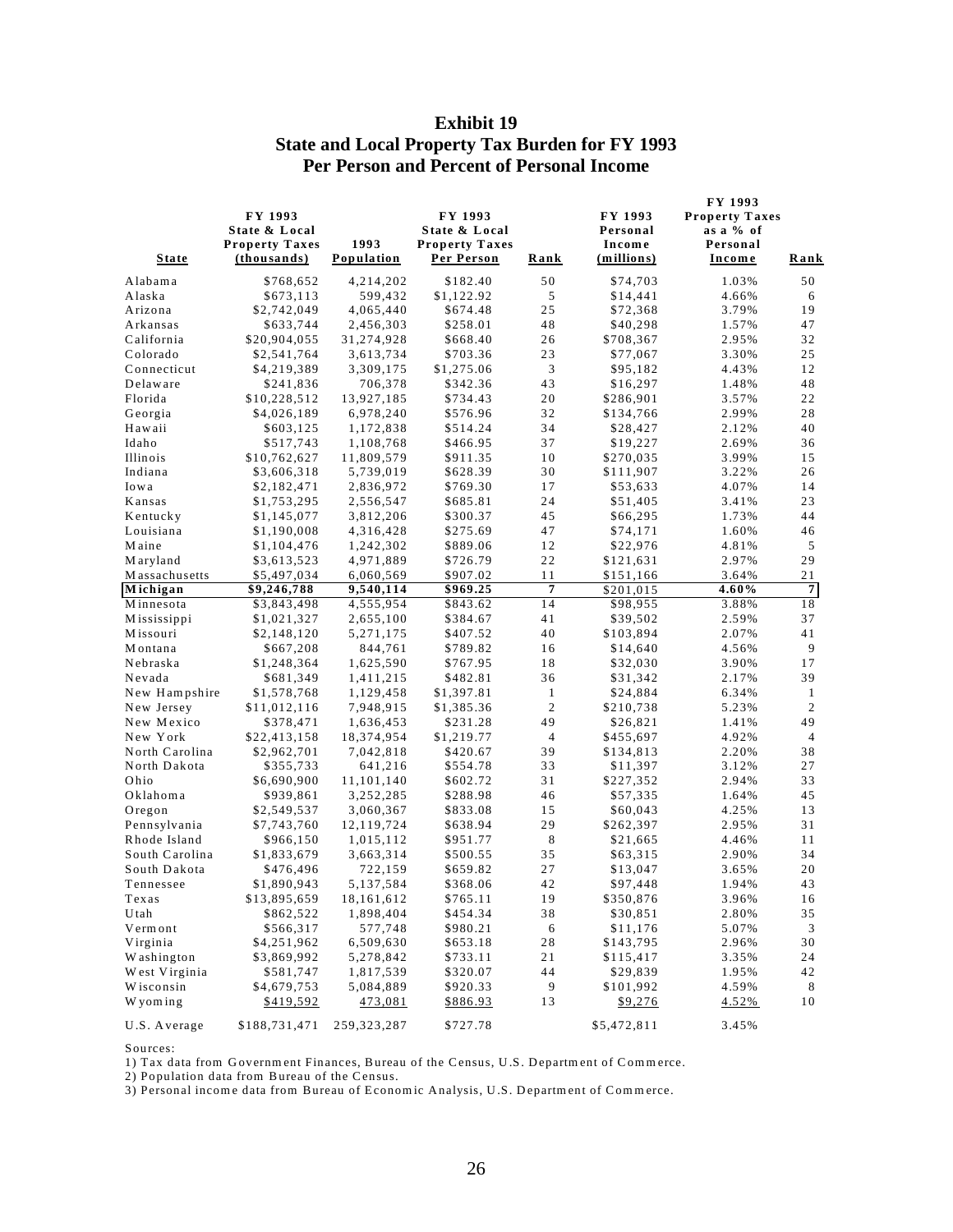# Exhibit 19
## State and Local Property Tax Burden for FY 1993
## Per Person and Percent of Personal Income

| State | FY 1993 State & Local Property Taxes (thousands) | 1993 Population | FY 1993 State & Local Property Taxes Per Person | Rank | FY 1993 Personal Income (millions) | FY 1993 Property Taxes as a % of Personal Income | Rank |
|---|---|---|---|---|---|---|---|
| Alabama | $768,652 | 4,214,202 | $182.40 | 50 | $74,703 | 1.03% | 50 |
| Alaska | $673,113 | 599,432 | $1,122.92 | 5 | $14,441 | 4.66% | 6 |
| Arizona | $2,742,049 | 4,065,440 | $674.48 | 25 | $72,368 | 3.79% | 19 |
| Arkansas | $633,744 | 2,456,303 | $258.01 | 48 | $40,298 | 1.57% | 47 |
| California | $20,904,055 | 31,274,928 | $668.40 | 26 | $708,367 | 2.95% | 32 |
| Colorado | $2,541,764 | 3,613,734 | $703.36 | 23 | $77,067 | 3.30% | 25 |
| Connecticut | $4,219,389 | 3,309,175 | $1,275.06 | 3 | $95,182 | 4.43% | 12 |
| Delaware | $241,836 | 706,378 | $342.36 | 43 | $16,297 | 1.48% | 48 |
| Florida | $10,228,512 | 13,927,185 | $734.43 | 20 | $286,901 | 3.57% | 22 |
| Georgia | $4,026,189 | 6,978,240 | $576.96 | 32 | $134,766 | 2.99% | 28 |
| Hawaii | $603,125 | 1,172,838 | $514.24 | 34 | $28,427 | 2.12% | 40 |
| Idaho | $517,743 | 1,108,768 | $466.95 | 37 | $19,227 | 2.69% | 36 |
| Illinois | $10,762,627 | 11,809,579 | $911.35 | 10 | $270,035 | 3.99% | 15 |
| Indiana | $3,606,318 | 5,739,019 | $628.39 | 30 | $111,907 | 3.22% | 26 |
| Iowa | $2,182,471 | 2,836,972 | $769.30 | 17 | $53,633 | 4.07% | 14 |
| Kansas | $1,753,295 | 2,556,547 | $685.81 | 24 | $51,405 | 3.41% | 23 |
| Kentucky | $1,145,077 | 3,812,206 | $300.37 | 45 | $66,295 | 1.73% | 44 |
| Louisiana | $1,190,008 | 4,316,428 | $275.69 | 47 | $74,171 | 1.60% | 46 |
| Maine | $1,104,476 | 1,242,302 | $889.06 | 12 | $22,976 | 4.81% | 5 |
| Maryland | $3,613,523 | 4,971,889 | $726.79 | 22 | $121,631 | 2.97% | 29 |
| Massachusetts | $5,497,034 | 6,060,569 | $907.02 | 11 | $151,166 | 3.64% | 21 |
| **Michigan** | **$9,246,788** | **9,540,114** | **$969.25** | **7** | $201,015 | **4.60%** | **7** |
| Minnesota | $3,843,498 | 4,555,954 | $843.62 | 14 | $98,955 | 3.88% | 18 |
| Mississippi | $1,021,327 | 2,655,100 | $384.67 | 41 | $39,502 | 2.59% | 37 |
| Missouri | $2,148,120 | 5,271,175 | $407.52 | 40 | $103,894 | 2.07% | 41 |
| Montana | $667,208 | 844,761 | $789.82 | 16 | $14,640 | 4.56% | 9 |
| Nebraska | $1,248,364 | 1,625,590 | $767.95 | 18 | $32,030 | 3.90% | 17 |
| Nevada | $681,349 | 1,411,215 | $482.81 | 36 | $31,342 | 2.17% | 39 |
| New Hampshire | $1,578,768 | 1,129,458 | $1,397.81 | 1 | $24,884 | 6.34% | 1 |
| New Jersey | $11,012,116 | 7,948,915 | $1,385.36 | 2 | $210,738 | 5.23% | 2 |
| New Mexico | $378,471 | 1,636,453 | $231.28 | 49 | $26,821 | 1.41% | 49 |
| New York | $22,413,158 | 18,374,954 | $1,219.77 | 4 | $455,697 | 4.92% | 4 |
| North Carolina | $2,962,701 | 7,042,818 | $420.67 | 39 | $134,813 | 2.20% | 38 |
| North Dakota | $355,733 | 641,216 | $554.78 | 33 | $11,397 | 3.12% | 27 |
| Ohio | $6,690,900 | 11,101,140 | $602.72 | 31 | $227,352 | 2.94% | 33 |
| Oklahoma | $939,861 | 3,252,285 | $288.98 | 46 | $57,335 | 1.64% | 45 |
| Oregon | $2,549,537 | 3,060,367 | $833.08 | 15 | $60,043 | 4.25% | 13 |
| Pennsylvania | $7,743,760 | 12,119,724 | $638.94 | 29 | $262,397 | 2.95% | 31 |
| Rhode Island | $966,150 | 1,015,112 | $951.77 | 8 | $21,665 | 4.46% | 11 |
| South Carolina | $1,833,679 | 3,663,314 | $500.55 | 35 | $63,315 | 2.90% | 34 |
| South Dakota | $476,496 | 722,159 | $659.82 | 27 | $13,047 | 3.65% | 20 |
| Tennessee | $1,890,943 | 5,137,584 | $368.06 | 42 | $97,448 | 1.94% | 43 |
| Texas | $13,895,659 | 18,161,612 | $765.11 | 19 | $350,876 | 3.96% | 16 |
| Utah | $862,522 | 1,898,404 | $454.34 | 38 | $30,851 | 2.80% | 35 |
| Vermont | $566,317 | 577,748 | $980.21 | 6 | $11,176 | 5.07% | 3 |
| Virginia | $4,251,962 | 6,509,630 | $653.18 | 28 | $143,795 | 2.96% | 30 |
| Washington | $3,869,992 | 5,278,842 | $733.11 | 21 | $115,417 | 3.35% | 24 |
| West Virginia | $581,747 | 1,817,539 | $320.07 | 44 | $29,839 | 1.95% | 42 |
| Wisconsin | $4,679,753 | 5,084,889 | $920.33 | 9 | $101,992 | 4.59% | 8 |
| Wyoming | $419,592 | 473,081 | $886.93 | 13 | $9,276 | 4.52% | 10 |
| U.S. Average | $188,731,471 | 259,323,287 | $727.78 | | $5,472,811 | 3.45% | |

Sources:

1) Tax data from Government Finances, Bureau of the Census, U.S. Department of Commerce.

2) Population data from Bureau of the Census.

3) Personal income data from Bureau of Economic Analysis, U.S. Department of Commerce.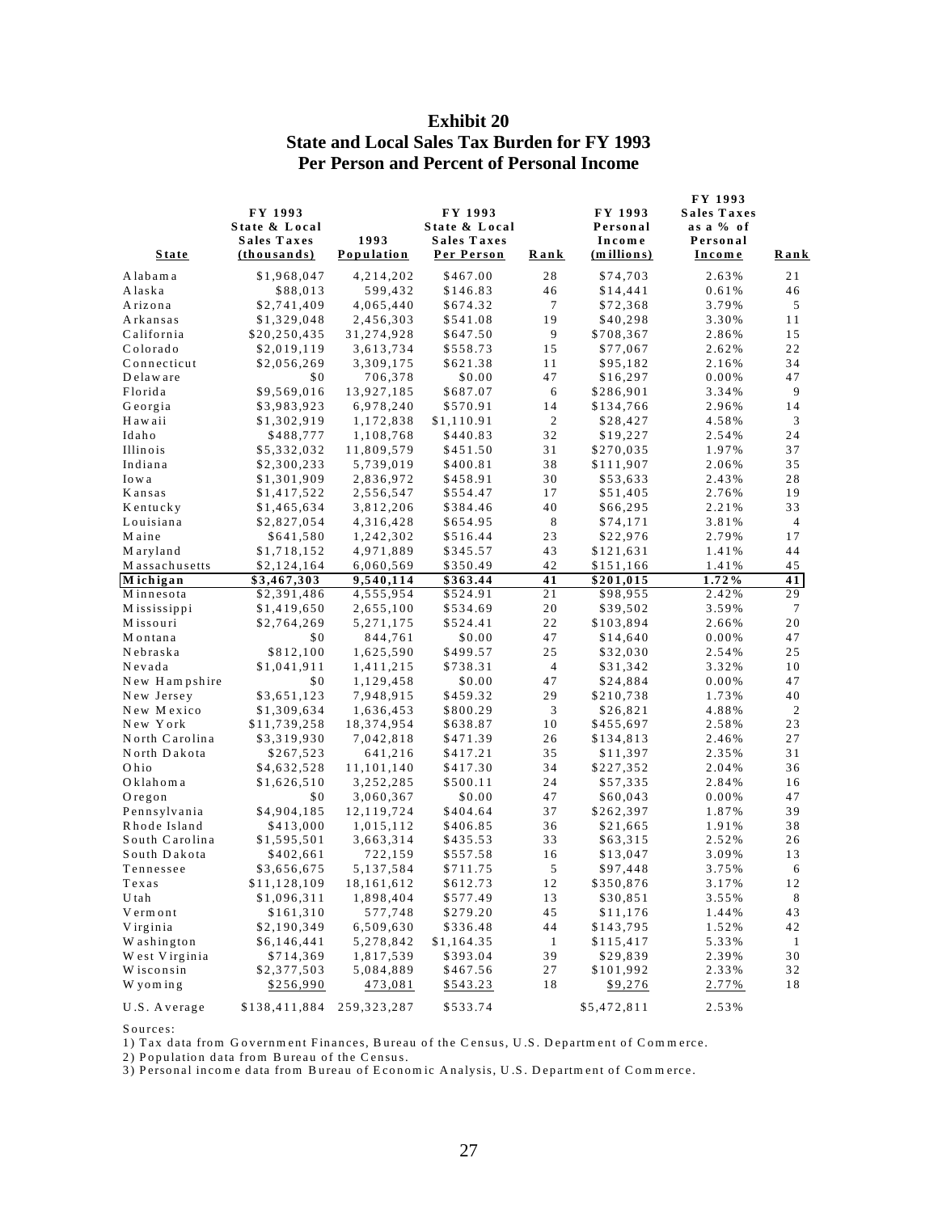## Exhibit 20
## State and Local Sales Tax Burden for FY 1993
## Per Person and Percent of Personal Income

| State | FY 1993 State & Local Sales Taxes (thousands) | 1993 Population | FY 1993 State & Local Sales Taxes Per Person | Rank | FY 1993 Personal Income (millions) | FY 1993 Sales Taxes as a % of Personal Income | Rank |
|---|---|---|---|---|---|---|---|
| Alabama | $1,968,047 | 4,214,202 | $467.00 | 28 | $74,703 | 2.63% | 21 |
| Alaska | $88,013 | 599,432 | $146.83 | 46 | $14,441 | 0.61% | 46 |
| Arizona | $2,741,409 | 4,065,440 | $674.32 | 7 | $72,368 | 3.79% | 5 |
| Arkansas | $1,329,048 | 2,456,303 | $541.08 | 19 | $40,298 | 3.30% | 11 |
| California | $20,250,435 | 31,274,928 | $647.50 | 9 | $708,367 | 2.86% | 15 |
| Colorado | $2,019,119 | 3,613,734 | $558.73 | 15 | $77,067 | 2.62% | 22 |
| Connecticut | $2,056,269 | 3,309,175 | $621.38 | 11 | $95,182 | 2.16% | 34 |
| Delaware | $0 | 706,378 | $0.00 | 47 | $16,297 | 0.00% | 47 |
| Florida | $9,569,016 | 13,927,185 | $687.07 | 6 | $286,901 | 3.34% | 9 |
| Georgia | $3,983,923 | 6,978,240 | $570.91 | 14 | $134,766 | 2.96% | 14 |
| Hawaii | $1,302,919 | 1,172,838 | $1,110.91 | 2 | $28,427 | 4.58% | 3 |
| Idaho | $488,777 | 1,108,768 | $440.83 | 32 | $19,227 | 2.54% | 24 |
| Illinois | $5,332,032 | 11,809,579 | $451.50 | 31 | $270,035 | 1.97% | 37 |
| Indiana | $2,300,233 | 5,739,019 | $400.81 | 38 | $111,907 | 2.06% | 35 |
| Iowa | $1,301,909 | 2,836,972 | $458.91 | 30 | $53,633 | 2.43% | 28 |
| Kansas | $1,417,522 | 2,556,547 | $554.47 | 17 | $51,405 | 2.76% | 19 |
| Kentucky | $1,465,634 | 3,812,206 | $384.46 | 40 | $66,295 | 2.21% | 33 |
| Louisiana | $2,827,054 | 4,316,428 | $654.95 | 8 | $74,171 | 3.81% | 4 |
| Maine | $641,580 | 1,242,302 | $516.44 | 23 | $22,976 | 2.79% | 17 |
| Maryland | $1,718,152 | 4,971,889 | $345.57 | 43 | $121,631 | 1.41% | 44 |
| Massachusetts | $2,124,164 | 6,060,569 | $350.49 | 42 | $151,166 | 1.41% | 45 |
| **Michigan** | **$3,467,303** | **9,540,114** | **$363.44** | **41** | **$201,015** | **1.72%** | **41** |
| Minnesota | $2,391,486 | 4,555,954 | $524.91 | 21 | $98,955 | 2.42% | 29 |
| Mississippi | $1,419,650 | 2,655,100 | $534.69 | 20 | $39,502 | 3.59% | 7 |
| Missouri | $2,764,269 | 5,271,175 | $524.41 | 22 | $103,894 | 2.66% | 20 |
| Montana | $0 | 844,761 | $0.00 | 47 | $14,640 | 0.00% | 47 |
| Nebraska | $812,100 | 1,625,590 | $499.57 | 25 | $32,030 | 2.54% | 25 |
| Nevada | $1,041,911 | 1,411,215 | $738.31 | 4 | $31,342 | 3.32% | 10 |
| New Hampshire | $0 | 1,129,458 | $0.00 | 47 | $24,884 | 0.00% | 47 |
| New Jersey | $3,651,123 | 7,948,915 | $459.32 | 29 | $210,738 | 1.73% | 40 |
| New Mexico | $1,309,634 | 1,636,453 | $800.29 | 3 | $26,821 | 4.88% | 2 |
| New York | $11,739,258 | 18,374,954 | $638.87 | 10 | $455,697 | 2.58% | 23 |
| North Carolina | $3,319,930 | 7,042,818 | $471.39 | 26 | $134,813 | 2.46% | 27 |
| North Dakota | $267,523 | 641,216 | $417.21 | 35 | $11,397 | 2.35% | 31 |
| Ohio | $4,632,528 | 11,101,140 | $417.30 | 34 | $227,352 | 2.04% | 36 |
| Oklahoma | $1,626,510 | 3,252,285 | $500.11 | 24 | $57,335 | 2.84% | 16 |
| Oregon | $0 | 3,060,367 | $0.00 | 47 | $60,043 | 0.00% | 47 |
| Pennsylvania | $4,904,185 | 12,119,724 | $404.64 | 37 | $262,397 | 1.87% | 39 |
| Rhode Island | $413,000 | 1,015,112 | $406.85 | 36 | $21,665 | 1.91% | 38 |
| South Carolina | $1,595,501 | 3,663,314 | $435.53 | 33 | $63,315 | 2.52% | 26 |
| South Dakota | $402,661 | 722,159 | $557.58 | 16 | $13,047 | 3.09% | 13 |
| Tennessee | $3,656,675 | 5,137,584 | $711.75 | 5 | $97,448 | 3.75% | 6 |
| Texas | $11,128,109 | 18,161,612 | $612.73 | 12 | $350,876 | 3.17% | 12 |
| Utah | $1,096,311 | 1,898,404 | $577.49 | 13 | $30,851 | 3.55% | 8 |
| Vermont | $161,310 | 577,748 | $279.20 | 45 | $11,176 | 1.44% | 43 |
| Virginia | $2,190,349 | 6,509,630 | $336.48 | 44 | $143,795 | 1.52% | 42 |
| Washington | $6,146,441 | 5,278,842 | $1,164.35 | 1 | $115,417 | 5.33% | 1 |
| West Virginia | $714,369 | 1,817,539 | $393.04 | 39 | $29,839 | 2.39% | 30 |
| Wisconsin | $2,377,503 | 5,084,889 | $467.56 | 27 | $101,992 | 2.33% | 32 |
| Wyoming | $256,990 | 473,081 | $543.23 | 18 | $9,276 | 2.77% | 18 |
| U.S. Average | $138,411,884 | 259,323,287 | $533.74 | | $5,472,811 | 2.53% | |

Sources:
1) Tax data from Government Finances, Bureau of the Census, U.S. Department of Commerce.
2) Population data from Bureau of the Census.
3) Personal income data from Bureau of Economic Analysis, U.S. Department of Commerce.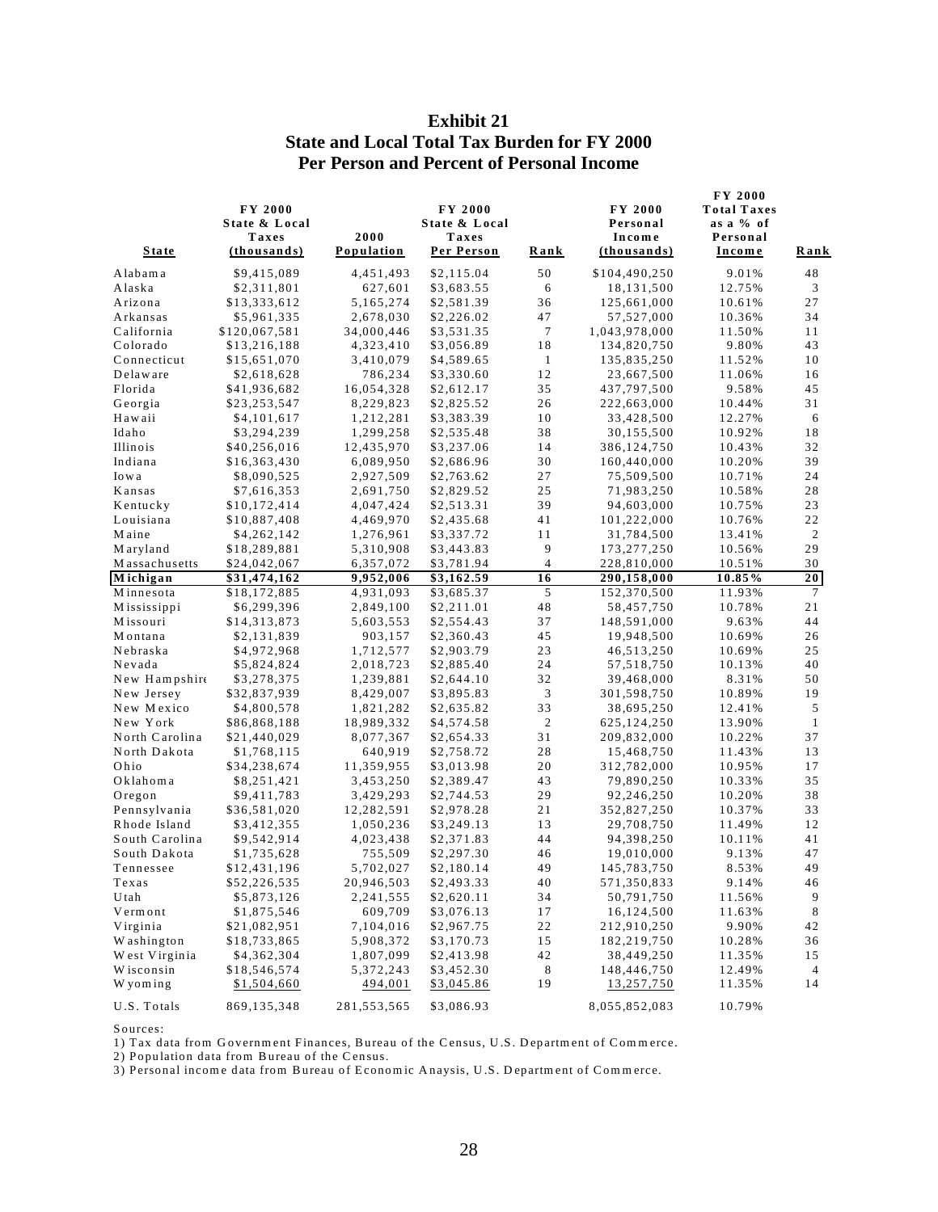# Exhibit 21
## State and Local Total Tax Burden for FY 2000
## Per Person and Percent of Personal Income

| State | FY 2000 State & Local Taxes (thousands) | 2000 Population | FY 2000 State & Local Taxes Per Person | Rank | FY 2000 Personal Income (thousands) | FY 2000 Total Taxes as a % of Personal Income | Rank |
|---|---|---|---|---|---|---|---|
| Alabama | $9,415,089 | 4,451,493 | $2,115.04 | 50 | $104,490,250 | 9.01% | 48 |
| Alaska | $2,311,801 | 627,601 | $3,683.55 | 6 | 18,131,500 | 12.75% | 3 |
| Arizona | $13,333,612 | 5,165,274 | $2,581.39 | 36 | 125,661,000 | 10.61% | 27 |
| Arkansas | $5,961,335 | 2,678,030 | $2,226.02 | 47 | 57,527,000 | 10.36% | 34 |
| California | $120,067,581 | 34,000,446 | $3,531.35 | 7 | 1,043,978,000 | 11.50% | 11 |
| Colorado | $13,216,188 | 4,323,410 | $3,056.89 | 18 | 134,820,750 | 9.80% | 43 |
| Connecticut | $15,651,070 | 3,410,079 | $4,589.65 | 1 | 135,835,250 | 11.52% | 10 |
| Delaware | $2,618,628 | 786,234 | $3,330.60 | 12 | 23,667,500 | 11.06% | 16 |
| Florida | $41,936,682 | 16,054,328 | $2,612.17 | 35 | 437,797,500 | 9.58% | 45 |
| Georgia | $23,253,547 | 8,229,823 | $2,825.52 | 26 | 222,663,000 | 10.44% | 31 |
| Hawaii | $4,101,617 | 1,212,281 | $3,383.39 | 10 | 33,428,500 | 12.27% | 6 |
| Idaho | $3,294,239 | 1,299,258 | $2,535.48 | 38 | 30,155,500 | 10.92% | 18 |
| Illinois | $40,256,016 | 12,435,970 | $3,237.06 | 14 | 386,124,750 | 10.43% | 32 |
| Indiana | $16,363,430 | 6,089,950 | $2,686.96 | 30 | 160,440,000 | 10.20% | 39 |
| Iowa | $8,090,525 | 2,927,509 | $2,763.62 | 27 | 75,509,500 | 10.71% | 24 |
| Kansas | $7,616,353 | 2,691,750 | $2,829.52 | 25 | 71,983,250 | 10.58% | 28 |
| Kentucky | $10,172,414 | 4,047,424 | $2,513.31 | 39 | 94,603,000 | 10.75% | 23 |
| Louisiana | $10,887,408 | 4,469,970 | $2,435.68 | 41 | 101,222,000 | 10.76% | 22 |
| Maine | $4,262,142 | 1,276,961 | $3,337.72 | 11 | 31,784,500 | 13.41% | 2 |
| Maryland | $18,289,881 | 5,310,908 | $3,443.83 | 9 | 173,277,250 | 10.56% | 29 |
| Massachusetts | $24,042,067 | 6,357,072 | $3,781.94 | 4 | 228,810,000 | 10.51% | 30 |
| **Michigan** | **$31,474,162** | **9,952,006** | **$3,162.59** | **16** | **290,158,000** | **10.85%** | **20** |
| Minnesota | $18,172,885 | 4,931,093 | $3,685.37 | 5 | 152,370,500 | 11.93% | 7 |
| Mississippi | $6,299,396 | 2,849,100 | $2,211.01 | 48 | 58,457,750 | 10.78% | 21 |
| Missouri | $14,313,873 | 5,603,553 | $2,554.43 | 37 | 148,591,000 | 9.63% | 44 |
| Montana | $2,131,839 | 903,157 | $2,360.43 | 45 | 19,948,500 | 10.69% | 26 |
| Nebraska | $4,972,968 | 1,712,577 | $2,903.79 | 23 | 46,513,250 | 10.69% | 25 |
| Nevada | $5,824,824 | 2,018,723 | $2,885.40 | 24 | 57,518,750 | 10.13% | 40 |
| New Hampshire | $3,278,375 | 1,239,881 | $2,644.10 | 32 | 39,468,000 | 8.31% | 50 |
| New Jersey | $32,837,939 | 8,429,007 | $3,895.83 | 3 | 301,598,750 | 10.89% | 19 |
| New Mexico | $4,800,578 | 1,821,282 | $2,635.82 | 33 | 38,695,250 | 12.41% | 5 |
| New York | $86,868,188 | 18,989,332 | $4,574.58 | 2 | 625,124,250 | 13.90% | 1 |
| North Carolina | $21,440,029 | 8,077,367 | $2,654.33 | 31 | 209,832,000 | 10.22% | 37 |
| North Dakota | $1,768,115 | 640,919 | $2,758.72 | 28 | 15,468,750 | 11.43% | 13 |
| Ohio | $34,238,674 | 11,359,955 | $3,013.98 | 20 | 312,782,000 | 10.95% | 17 |
| Oklahoma | $8,251,421 | 3,453,250 | $2,389.47 | 43 | 79,890,250 | 10.33% | 35 |
| Oregon | $9,411,783 | 3,429,293 | $2,744.53 | 29 | 92,246,250 | 10.20% | 38 |
| Pennsylvania | $36,581,020 | 12,282,591 | $2,978.28 | 21 | 352,827,250 | 10.37% | 33 |
| Rhode Island | $3,412,355 | 1,050,236 | $3,249.13 | 13 | 29,708,750 | 11.49% | 12 |
| South Carolina | $9,542,914 | 4,023,438 | $2,371.83 | 44 | 94,398,250 | 10.11% | 41 |
| South Dakota | $1,735,628 | 755,509 | $2,297.30 | 46 | 19,010,000 | 9.13% | 47 |
| Tennessee | $12,431,196 | 5,702,027 | $2,180.14 | 49 | 145,783,750 | 8.53% | 49 |
| Texas | $52,226,535 | 20,946,503 | $2,493.33 | 40 | 571,350,833 | 9.14% | 46 |
| Utah | $5,873,126 | 2,241,555 | $2,620.11 | 34 | 50,791,750 | 11.56% | 9 |
| Vermont | $1,875,546 | 609,709 | $3,076.13 | 17 | 16,124,500 | 11.63% | 8 |
| Virginia | $21,082,951 | 7,104,016 | $2,967.75 | 22 | 212,910,250 | 9.90% | 42 |
| Washington | $18,733,865 | 5,908,372 | $3,170.73 | 15 | 182,219,750 | 10.28% | 36 |
| West Virginia | $4,362,304 | 1,807,099 | $2,413.98 | 42 | 38,449,250 | 11.35% | 15 |
| Wisconsin | $18,546,574 | 5,372,243 | $3,452.30 | 8 | 148,446,750 | 12.49% | 4 |
| Wyoming | $1,504,660 | 494,001 | $3,045.86 | 19 | 13,257,750 | 11.35% | 14 |
| U.S. Totals | 869,135,348 | 281,553,565 | $3,086.93 | | 8,055,852,083 | 10.79% | |

Sources:

1) Tax data from Government Finances, Bureau of the Census, U.S. Department of Commerce.

2) Population data from Bureau of the Census.

3) Personal income data from Bureau of Economic Anaysis, U.S. Department of Commerce.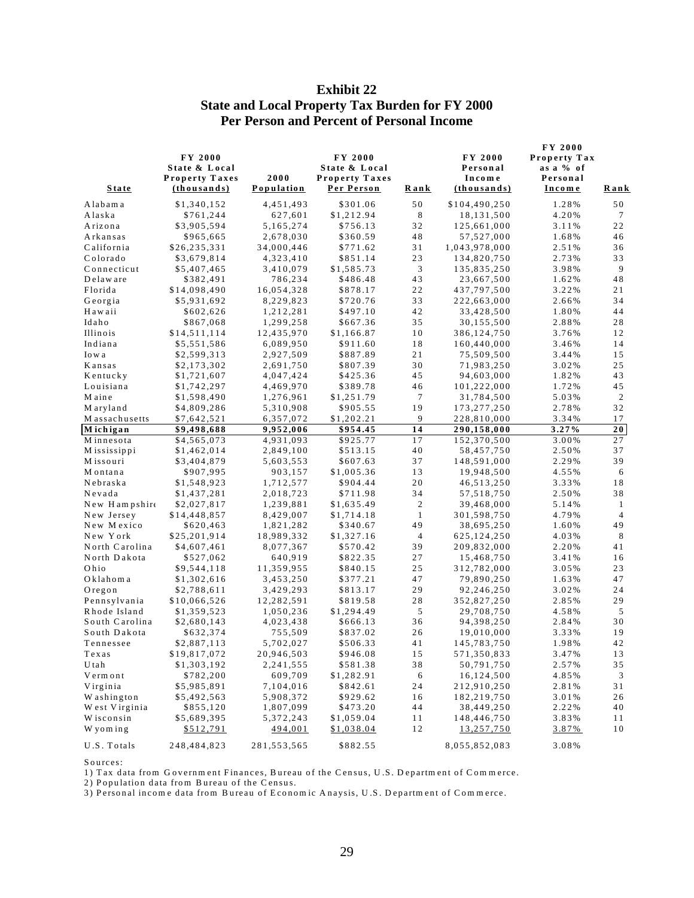# Exhibit 22
## State and Local Property Tax Burden for FY 2000
## Per Person and Percent of Personal Income

| State | FY 2000 State & Local Property Taxes (thousands) | 2000 Population | FY 2000 State & Local Property Taxes Per Person | Rank | FY 2000 Personal Income (thousands) | FY 2000 Property Tax as a % of Personal Income | Rank |
|---|---|---|---|---|---|---|---|
| Alabama | $1,340,152 | 4,451,493 | $301.06 | 50 | $104,490,250 | 1.28% | 50 |
| Alaska | $761,244 | 627,601 | $1,212.94 | 8 | 18,131,500 | 4.20% | 7 |
| Arizona | $3,905,594 | 5,165,274 | $756.13 | 32 | 125,661,000 | 3.11% | 22 |
| Arkansas | $965,665 | 2,678,030 | $360.59 | 48 | 57,527,000 | 1.68% | 46 |
| California | $26,235,331 | 34,000,446 | $771.62 | 31 | 1,043,978,000 | 2.51% | 36 |
| Colorado | $3,679,814 | 4,323,410 | $851.14 | 23 | 134,820,750 | 2.73% | 33 |
| Connecticut | $5,407,465 | 3,410,079 | $1,585.73 | 3 | 135,835,250 | 3.98% | 9 |
| Delaware | $382,491 | 786,234 | $486.48 | 43 | 23,667,500 | 1.62% | 48 |
| Florida | $14,098,490 | 16,054,328 | $878.17 | 22 | 437,797,500 | 3.22% | 21 |
| Georgia | $5,931,692 | 8,229,823 | $720.76 | 33 | 222,663,000 | 2.66% | 34 |
| Hawaii | $602,626 | 1,212,281 | $497.10 | 42 | 33,428,500 | 1.80% | 44 |
| Idaho | $867,068 | 1,299,258 | $667.36 | 35 | 30,155,500 | 2.88% | 28 |
| Illinois | $14,511,114 | 12,435,970 | $1,166.87 | 10 | 386,124,750 | 3.76% | 12 |
| Indiana | $5,551,586 | 6,089,950 | $911.60 | 18 | 160,440,000 | 3.46% | 14 |
| Iowa | $2,599,313 | 2,927,509 | $887.89 | 21 | 75,509,500 | 3.44% | 15 |
| Kansas | $2,173,302 | 2,691,750 | $807.39 | 30 | 71,983,250 | 3.02% | 25 |
| Kentucky | $1,721,607 | 4,047,424 | $425.36 | 45 | 94,603,000 | 1.82% | 43 |
| Louisiana | $1,742,297 | 4,469,970 | $389.78 | 46 | 101,222,000 | 1.72% | 45 |
| Maine | $1,598,490 | 1,276,961 | $1,251.79 | 7 | 31,784,500 | 5.03% | 2 |
| Maryland | $4,809,286 | 5,310,908 | $905.55 | 19 | 173,277,250 | 2.78% | 32 |
| Massachusetts | $7,642,521 | 6,357,072 | $1,202.21 | 9 | 228,810,000 | 3.34% | 17 |
| **Michigan** | **$9,498,688** | **9,952,006** | **$954.45** | **14** | **290,158,000** | **3.27%** | **20** |
| Minnesota | $4,565,073 | 4,931,093 | $925.77 | 17 | 152,370,500 | 3.00% | 27 |
| Mississippi | $1,462,014 | 2,849,100 | $513.15 | 40 | 58,457,750 | 2.50% | 37 |
| Missouri | $3,404,879 | 5,603,553 | $607.63 | 37 | 148,591,000 | 2.29% | 39 |
| Montana | $907,995 | 903,157 | $1,005.36 | 13 | 19,948,500 | 4.55% | 6 |
| Nebraska | $1,548,923 | 1,712,577 | $904.44 | 20 | 46,513,250 | 3.33% | 18 |
| Nevada | $1,437,281 | 2,018,723 | $711.98 | 34 | 57,518,750 | 2.50% | 38 |
| New Hampshire | $2,027,817 | 1,239,881 | $1,635.49 | 2 | 39,468,000 | 5.14% | 1 |
| New Jersey | $14,448,857 | 8,429,007 | $1,714.18 | 1 | 301,598,750 | 4.79% | 4 |
| New Mexico | $620,463 | 1,821,282 | $340.67 | 49 | 38,695,250 | 1.60% | 49 |
| New York | $25,201,914 | 18,989,332 | $1,327.16 | 4 | 625,124,250 | 4.03% | 8 |
| North Carolina | $4,607,461 | 8,077,367 | $570.42 | 39 | 209,832,000 | 2.20% | 41 |
| North Dakota | $527,062 | 640,919 | $822.35 | 27 | 15,468,750 | 3.41% | 16 |
| Ohio | $9,544,118 | 11,359,955 | $840.15 | 25 | 312,782,000 | 3.05% | 23 |
| Oklahoma | $1,302,616 | 3,453,250 | $377.21 | 47 | 79,890,250 | 1.63% | 47 |
| Oregon | $2,788,611 | 3,429,293 | $813.17 | 29 | 92,246,250 | 3.02% | 24 |
| Pennsylvania | $10,066,526 | 12,282,591 | $819.58 | 28 | 352,827,250 | 2.85% | 29 |
| Rhode Island | $1,359,523 | 1,050,236 | $1,294.49 | 5 | 29,708,750 | 4.58% | 5 |
| South Carolina | $2,680,143 | 4,023,438 | $666.13 | 36 | 94,398,250 | 2.84% | 30 |
| South Dakota | $632,374 | 755,509 | $837.02 | 26 | 19,010,000 | 3.33% | 19 |
| Tennessee | $2,887,113 | 5,702,027 | $506.33 | 41 | 145,783,750 | 1.98% | 42 |
| Texas | $19,817,072 | 20,946,503 | $946.08 | 15 | 571,350,833 | 3.47% | 13 |
| Utah | $1,303,192 | 2,241,555 | $581.38 | 38 | 50,791,750 | 2.57% | 35 |
| Vermont | $782,200 | 609,709 | $1,282.91 | 6 | 16,124,500 | 4.85% | 3 |
| Virginia | $5,985,891 | 7,104,016 | $842.61 | 24 | 212,910,250 | 2.81% | 31 |
| Washington | $5,492,563 | 5,908,372 | $929.62 | 16 | 182,219,750 | 3.01% | 26 |
| West Virginia | $855,120 | 1,807,099 | $473.20 | 44 | 38,449,250 | 2.22% | 40 |
| Wisconsin | $5,689,395 | 5,372,243 | $1,059.04 | 11 | 148,446,750 | 3.83% | 11 |
| Wyoming | $512,791 | 494,001 | $1,038.04 | 12 | 13,257,750 | 3.87% | 10 |
| U.S. Totals | 248,484,823 | 281,553,565 | $882.55 | | 8,055,852,083 | 3.08% | |

Sources:

1) Tax data from Government Finances, Bureau of the Census, U.S. Department of Commerce.

2) Population data from Bureau of the Census.

3) Personal income data from Bureau of Economic Anaysis, U.S. Department of Commerce.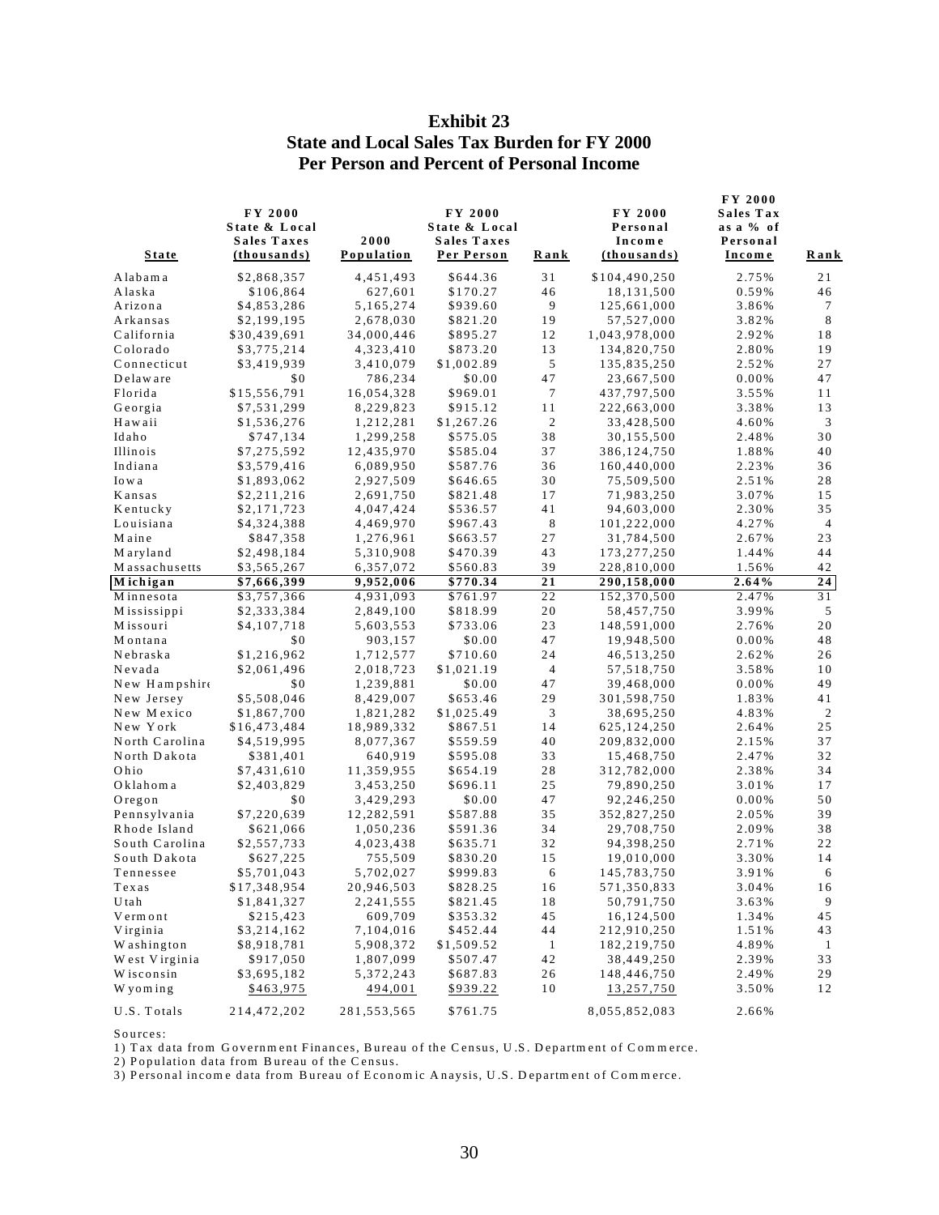# Exhibit 23
## State and Local Sales Tax Burden for FY 2000
## Per Person and Percent of Personal Income

| State | FY 2000 State & Local Sales Taxes (thousands) | 2000 Population | FY 2000 State & Local Sales Taxes Per Person | Rank | FY 2000 Personal Income (thousands) | FY 2000 Sales Tax as a % of Personal Income | Rank |
|---|---|---|---|---|---|---|---|
| Alabama | $2,868,357 | 4,451,493 | $644.36 | 31 | $104,490,250 | 2.75% | 21 |
| Alaska | $106,864 | 627,601 | $170.27 | 46 | 18,131,500 | 0.59% | 46 |
| Arizona | $4,853,286 | 5,165,274 | $939.60 | 9 | 125,661,000 | 3.86% | 7 |
| Arkansas | $2,199,195 | 2,678,030 | $821.20 | 19 | 57,527,000 | 3.82% | 8 |
| California | $30,439,691 | 34,000,446 | $895.27 | 12 | 1,043,978,000 | 2.92% | 18 |
| Colorado | $3,775,214 | 4,323,410 | $873.20 | 13 | 134,820,750 | 2.80% | 19 |
| Connecticut | $3,419,939 | 3,410,079 | $1,002.89 | 5 | 135,835,250 | 2.52% | 27 |
| Delaware | $0 | 786,234 | $0.00 | 47 | 23,667,500 | 0.00% | 47 |
| Florida | $15,556,791 | 16,054,328 | $969.01 | 7 | 437,797,500 | 3.55% | 11 |
| Georgia | $7,531,299 | 8,229,823 | $915.12 | 11 | 222,663,000 | 3.38% | 13 |
| Hawaii | $1,536,276 | 1,212,281 | $1,267.26 | 2 | 33,428,500 | 4.60% | 3 |
| Idaho | $747,134 | 1,299,258 | $575.05 | 38 | 30,155,500 | 2.48% | 30 |
| Illinois | $7,275,592 | 12,435,970 | $585.04 | 37 | 386,124,750 | 1.88% | 40 |
| Indiana | $3,579,416 | 6,089,950 | $587.76 | 36 | 160,440,000 | 2.23% | 36 |
| Iowa | $1,893,062 | 2,927,509 | $646.65 | 30 | 75,509,500 | 2.51% | 28 |
| Kansas | $2,211,216 | 2,691,750 | $821.48 | 17 | 71,983,250 | 3.07% | 15 |
| Kentucky | $2,171,723 | 4,047,424 | $536.57 | 41 | 94,603,000 | 2.30% | 35 |
| Louisiana | $4,324,388 | 4,469,970 | $967.43 | 8 | 101,222,000 | 4.27% | 4 |
| Maine | $847,358 | 1,276,961 | $663.57 | 27 | 31,784,500 | 2.67% | 23 |
| Maryland | $2,498,184 | 5,310,908 | $470.39 | 43 | 173,277,250 | 1.44% | 44 |
| Massachusetts | $3,565,267 | 6,357,072 | $560.83 | 39 | 228,810,000 | 1.56% | 42 |
| **Michigan** | **$7,666,399** | **9,952,006** | **$770.34** | **21** | **290,158,000** | **2.64%** | **24** |
| Minnesota | $3,757,366 | 4,931,093 | $761.97 | 22 | 152,370,500 | 2.47% | 31 |
| Mississippi | $2,333,384 | 2,849,100 | $818.99 | 20 | 58,457,750 | 3.99% | 5 |
| Missouri | $4,107,718 | 5,603,553 | $733.06 | 23 | 148,591,000 | 2.76% | 20 |
| Montana | $0 | 903,157 | $0.00 | 47 | 19,948,500 | 0.00% | 48 |
| Nebraska | $1,216,962 | 1,712,577 | $710.60 | 24 | 46,513,250 | 2.62% | 26 |
| Nevada | $2,061,496 | 2,018,723 | $1,021.19 | 4 | 57,518,750 | 3.58% | 10 |
| New Hampshire | $0 | 1,239,881 | $0.00 | 47 | 39,468,000 | 0.00% | 49 |
| New Jersey | $5,508,046 | 8,429,007 | $653.46 | 29 | 301,598,750 | 1.83% | 41 |
| New Mexico | $1,867,700 | 1,821,282 | $1,025.49 | 3 | 38,695,250 | 4.83% | 2 |
| New York | $16,473,484 | 18,989,332 | $867.51 | 14 | 625,124,250 | 2.64% | 25 |
| North Carolina | $4,519,995 | 8,077,367 | $559.59 | 40 | 209,832,000 | 2.15% | 37 |
| North Dakota | $381,401 | 640,919 | $595.08 | 33 | 15,468,750 | 2.47% | 32 |
| Ohio | $7,431,610 | 11,359,955 | $654.19 | 28 | 312,782,000 | 2.38% | 34 |
| Oklahoma | $2,403,829 | 3,453,250 | $696.11 | 25 | 79,890,250 | 3.01% | 17 |
| Oregon | $0 | 3,429,293 | $0.00 | 47 | 92,246,250 | 0.00% | 50 |
| Pennsylvania | $7,220,639 | 12,282,591 | $587.88 | 35 | 352,827,250 | 2.05% | 39 |
| Rhode Island | $621,066 | 1,050,236 | $591.36 | 34 | 29,708,750 | 2.09% | 38 |
| South Carolina | $2,557,733 | 4,023,438 | $635.71 | 32 | 94,398,250 | 2.71% | 22 |
| South Dakota | $627,225 | 755,509 | $830.20 | 15 | 19,010,000 | 3.30% | 14 |
| Tennessee | $5,701,043 | 5,702,027 | $999.83 | 6 | 145,783,750 | 3.91% | 6 |
| Texas | $17,348,954 | 20,946,503 | $828.25 | 16 | 571,350,833 | 3.04% | 16 |
| Utah | $1,841,327 | 2,241,555 | $821.45 | 18 | 50,791,750 | 3.63% | 9 |
| Vermont | $215,423 | 609,709 | $353.32 | 45 | 16,124,500 | 1.34% | 45 |
| Virginia | $3,214,162 | 7,104,016 | $452.44 | 44 | 212,910,250 | 1.51% | 43 |
| Washington | $8,918,781 | 5,908,372 | $1,509.52 | 1 | 182,219,750 | 4.89% | 1 |
| West Virginia | $917,050 | 1,807,099 | $507.47 | 42 | 38,449,250 | 2.39% | 33 |
| Wisconsin | $3,695,182 | 5,372,243 | $687.83 | 26 | 148,446,750 | 2.49% | 29 |
| Wyoming | $463,975 | 494,001 | $939.22 | 10 | 13,257,750 | 3.50% | 12 |
| U.S. Totals | 214,472,202 | 281,553,565 | $761.75 | | 8,055,852,083 | 2.66% | |

Sources:
1) Tax data from Government Finances, Bureau of the Census, U.S. Department of Commerce.
2) Population data from Bureau of the Census.
3) Personal income data from Bureau of Economic Anaysis, U.S. Department of Commerce.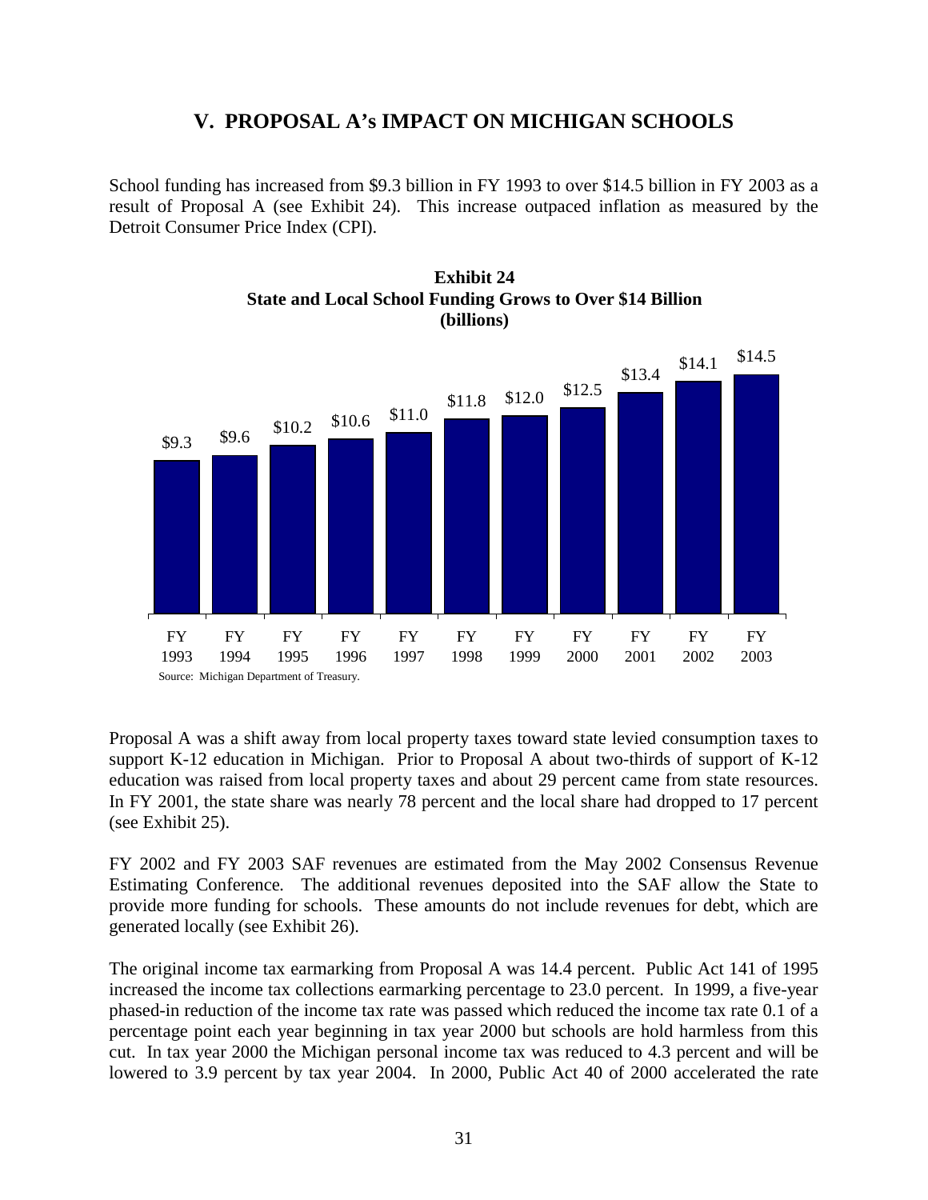## V. PROPOSAL A's IMPACT ON MICHIGAN SCHOOLS

School funding has increased from $9.3 billion in FY 1993 to over $14.5 billion in FY 2003 as a result of Proposal A (see Exhibit 24). This increase outpaced inflation as measured by the Detroit Consumer Price Index (CPI).

**Exhibit 24**
**State and Local School Funding Grows to Over $14 Billion**
**(billions)**

| FY 1993 | FY 1994 | FY 1995 | FY 1996 | FY 1997 | FY 1998 | FY 1999 | FY 2000 | FY 2001 | FY 2002 | FY 2003 |
|---|---|---|---|---|---|---|---|---|---|---|
| $9.3 | $9.6 | $10.2 | $10.6 | $11.0 | $11.8 | $12.0 | $12.5 | $13.4 | $14.1 | $14.5 |

Source: Michigan Department of Treasury.

Proposal A was a shift away from local property taxes toward state levied consumption taxes to support K-12 education in Michigan. Prior to Proposal A about two-thirds of support of K-12 education was raised from local property taxes and about 29 percent came from state resources. In FY 2001, the state share was nearly 78 percent and the local share had dropped to 17 percent (see Exhibit 25).

FY 2002 and FY 2003 SAF revenues are estimated from the May 2002 Consensus Revenue Estimating Conference. The additional revenues deposited into the SAF allow the State to provide more funding for schools. These amounts do not include revenues for debt, which are generated locally (see Exhibit 26).

The original income tax earmarking from Proposal A was 14.4 percent. Public Act 141 of 1995 increased the income tax collections earmarking percentage to 23.0 percent. In 1999, a five-year phased-in reduction of the income tax rate was passed which reduced the income tax rate 0.1 of a percentage point each year beginning in tax year 2000 but schools are hold harmless from this cut. In tax year 2000 the Michigan personal income tax was reduced to 4.3 percent and will be lowered to 3.9 percent by tax year 2004. In 2000, Public Act 40 of 2000 accelerated the rate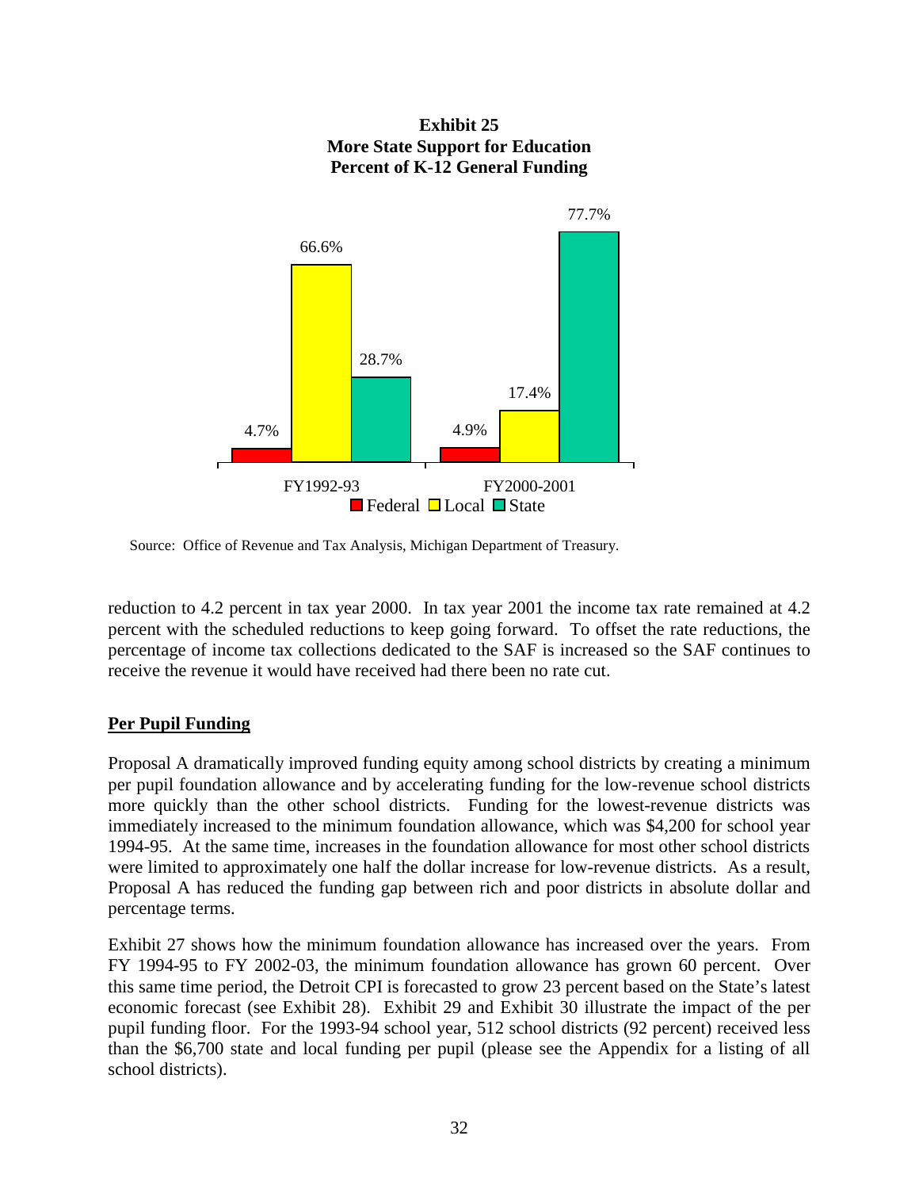**Exhibit 25**
**More State Support for Education**
**Percent of K-12 General Funding**

| | Federal | Local | State |
|---|---|---|---|
| FY1992-93 | 4.7% | 66.6% | 28.7% |
| FY2000-2001 | 4.9% | 17.4% | 77.7% |

Source: Office of Revenue and Tax Analysis, Michigan Department of Treasury.

reduction to 4.2 percent in tax year 2000. In tax year 2001 the income tax rate remained at 4.2 percent with the scheduled reductions to keep going forward. To offset the rate reductions, the percentage of income tax collections dedicated to the SAF is increased so the SAF continues to receive the revenue it would have received had there been no rate cut.

## Per Pupil Funding

Proposal A dramatically improved funding equity among school districts by creating a minimum per pupil foundation allowance and by accelerating funding for the low-revenue school districts more quickly than the other school districts. Funding for the lowest-revenue districts was immediately increased to the minimum foundation allowance, which was $4,200 for school year 1994-95. At the same time, increases in the foundation allowance for most other school districts were limited to approximately one half the dollar increase for low-revenue districts. As a result, Proposal A has reduced the funding gap between rich and poor districts in absolute dollar and percentage terms.

Exhibit 27 shows how the minimum foundation allowance has increased over the years. From FY 1994-95 to FY 2002-03, the minimum foundation allowance has grown 60 percent. Over this same time period, the Detroit CPI is forecasted to grow 23 percent based on the State's latest economic forecast (see Exhibit 28). Exhibit 29 and Exhibit 30 illustrate the impact of the per pupil funding floor. For the 1993-94 school year, 512 school districts (92 percent) received less than the $6,700 state and local funding per pupil (please see the Appendix for a listing of all school districts).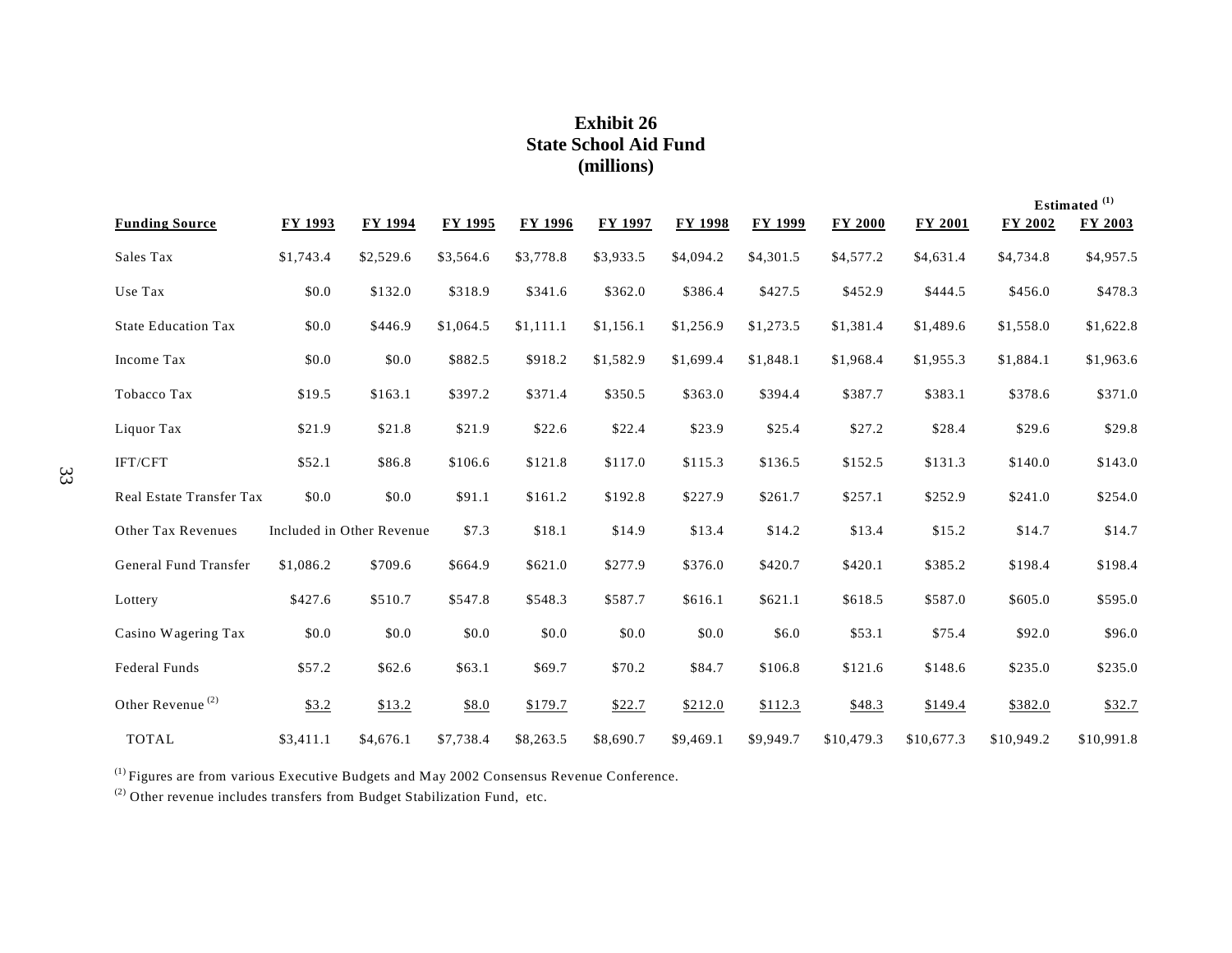# Exhibit 26
## State School Aid Fund
## (millions)

| Funding Source | FY 1993 | FY 1994 | FY 1995 | FY 1996 | FY 1997 | FY 1998 | FY 1999 | FY 2000 | FY 2001 | Estimated [1] FY 2002 | Estimated [1] FY 2003 |
|---|---|---|---|---|---|---|---|---|---|---|---|
| Sales Tax | $1,743.4 | $2,529.6 | $3,564.6 | $3,778.8 | $3,933.5 | $4,094.2 | $4,301.5 | $4,577.2 | $4,631.4 | $4,734.8 | $4,957.5 |
| Use Tax | $0.0 | $132.0 | $318.9 | $341.6 | $362.0 | $386.4 | $427.5 | $452.9 | $444.5 | $456.0 | $478.3 |
| State Education Tax | $0.0 | $446.9 | $1,064.5 | $1,111.1 | $1,156.1 | $1,256.9 | $1,273.5 | $1,381.4 | $1,489.6 | $1,558.0 | $1,622.8 |
| Income Tax | $0.0 | $0.0 | $882.5 | $918.2 | $1,582.9 | $1,699.4 | $1,848.1 | $1,968.4 | $1,955.3 | $1,884.1 | $1,963.6 |
| Tobacco Tax | $19.5 | $163.1 | $397.2 | $371.4 | $350.5 | $363.0 | $394.4 | $387.7 | $383.1 | $378.6 | $371.0 |
| Liquor Tax | $21.9 | $21.8 | $21.9 | $22.6 | $22.4 | $23.9 | $25.4 | $27.2 | $28.4 | $29.6 | $29.8 |
| IFT/CFT | $52.1 | $86.8 | $106.6 | $121.8 | $117.0 | $115.3 | $136.5 | $152.5 | $131.3 | $140.0 | $143.0 |
| Real Estate Transfer Tax | $0.0 | $0.0 | $91.1 | $161.2 | $192.8 | $227.9 | $261.7 | $257.1 | $252.9 | $241.0 | $254.0 |
| Other Tax Revenues | Included in Other Revenue | | $7.3 | $18.1 | $14.9 | $13.4 | $14.2 | $13.4 | $15.2 | $14.7 | $14.7 |
| General Fund Transfer | $1,086.2 | $709.6 | $664.9 | $621.0 | $277.9 | $376.0 | $420.7 | $420.1 | $385.2 | $198.4 | $198.4 |
| Lottery | $427.6 | $510.7 | $547.8 | $548.3 | $587.7 | $616.1 | $621.1 | $618.5 | $587.0 | $605.0 | $595.0 |
| Casino Wagering Tax | $0.0 | $0.0 | $0.0 | $0.0 | $0.0 | $0.0 | $6.0 | $53.1 | $75.4 | $92.0 | $96.0 |
| Federal Funds | $57.2 | $62.6 | $63.1 | $69.7 | $70.2 | $84.7 | $106.8 | $121.6 | $148.6 | $235.0 | $235.0 |
| Other Revenue [2] | $3.2 | $13.2 | $8.0 | $179.7 | $22.7 | $212.0 | $112.3 | $48.3 | $149.4 | $382.0 | $32.7 |
| TOTAL | $3,411.1 | $4,676.1 | $7,738.4 | $8,263.5 | $8,690.7 | $9,469.1 | $9,949.7 | $10,479.3 | $10,677.3 | $10,949.2 | $10,991.8 |

[1] Figures are from various Executive Budgets and May 2002 Consensus Revenue Conference.

[2] Other revenue includes transfers from Budget Stabilization Fund, etc.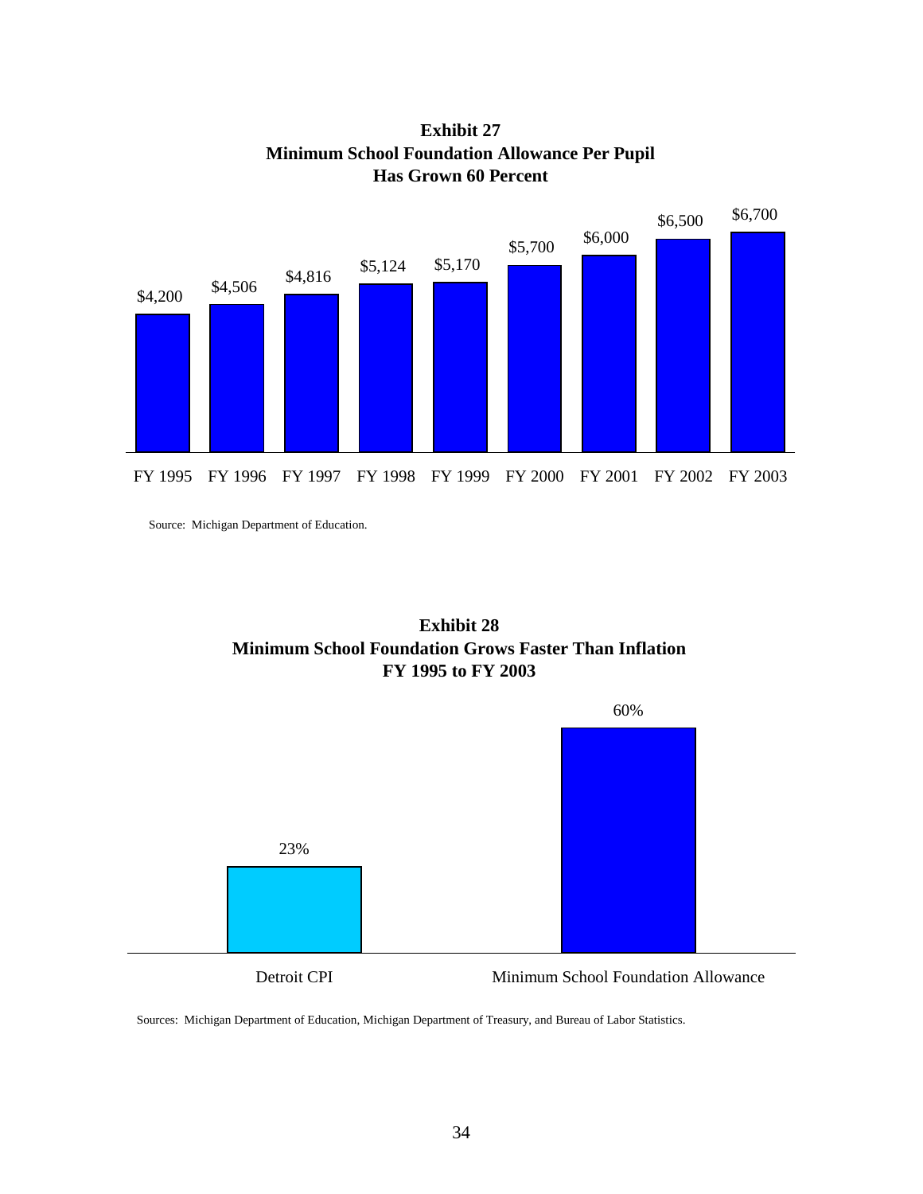**Exhibit 27**
**Minimum School Foundation Allowance Per Pupil**
**Has Grown 60 Percent**

| FY 1995 | FY 1996 | FY 1997 | FY 1998 | FY 1999 | FY 2000 | FY 2001 | FY 2002 | FY 2003 |
|---|---|---|---|---|---|---|---|---|
| $4,200 | $4,506 | $4,816 | $5,124 | $5,170 | $5,700 | $6,000 | $6,500 | $6,700 |

Source: Michigan Department of Education.

**Exhibit 28**
**Minimum School Foundation Grows Faster Than Inflation**
**FY 1995 to FY 2003**

| Detroit CPI | Minimum School Foundation Allowance |
|---|---|
| 23% | 60% |

Sources: Michigan Department of Education, Michigan Department of Treasury, and Bureau of Labor Statistics.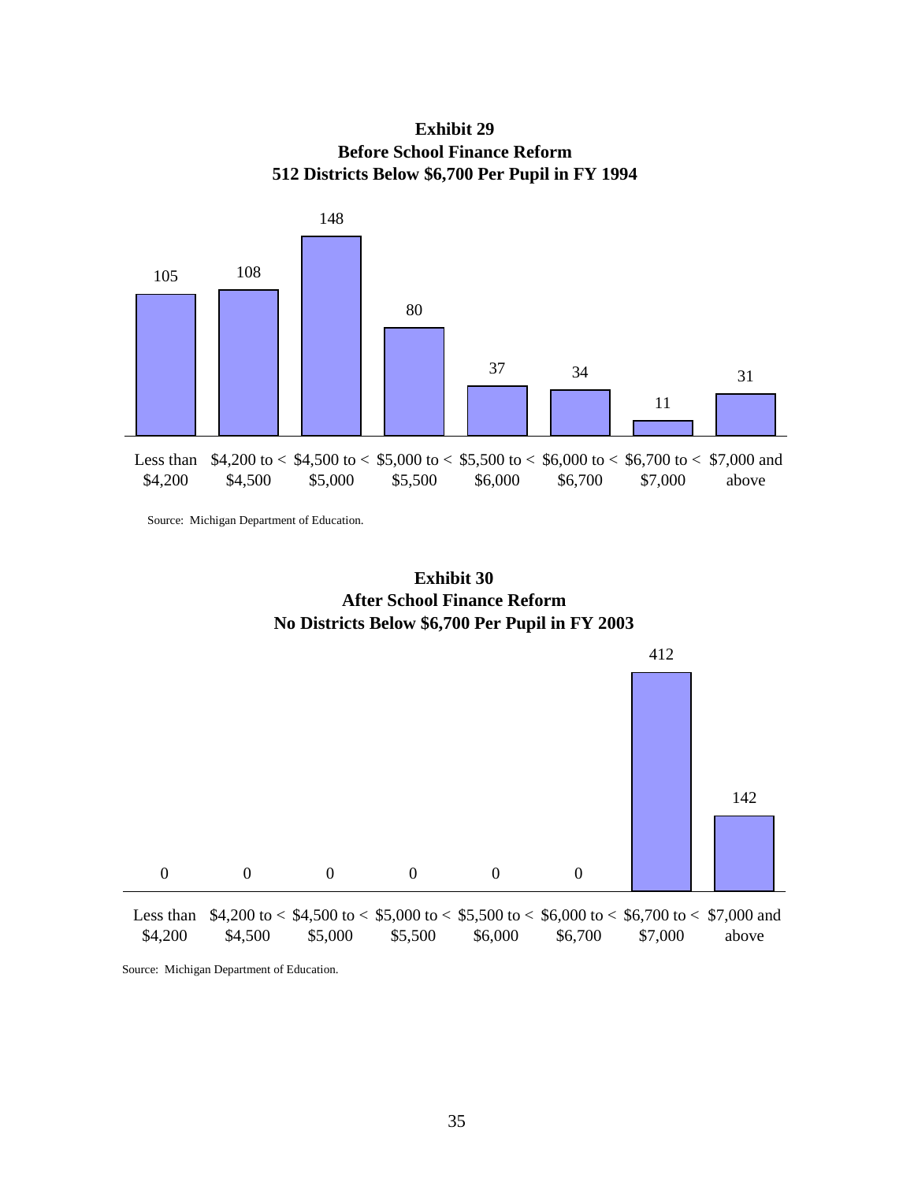**Exhibit 29**
**Before School Finance Reform**
**512 Districts Below $6,700 Per Pupil in FY 1994**

| Less than $4,200 | $4,200 to < $4,500 | $4,500 to < $5,000 | $5,000 to < $5,500 | $5,500 to < $6,000 | $6,000 to < $6,700 | $6,700 to < $7,000 | $7,000 and above |
|---|---|---|---|---|---|---|---|
| 105 | 108 | 148 | 80 | 37 | 34 | 11 | 31 |

Source: Michigan Department of Education.

**Exhibit 30**
**After School Finance Reform**
**No Districts Below $6,700 Per Pupil in FY 2003**

| Less than $4,200 | $4,200 to < $4,500 | $4,500 to < $5,000 | $5,000 to < $5,500 | $5,500 to < $6,000 | $6,000 to < $6,700 | $6,700 to < $7,000 | $7,000 and above |
|---|---|---|---|---|---|---|---|
| 0 | 0 | 0 | 0 | 0 | 0 | 412 | 142 |

Source: Michigan Department of Education.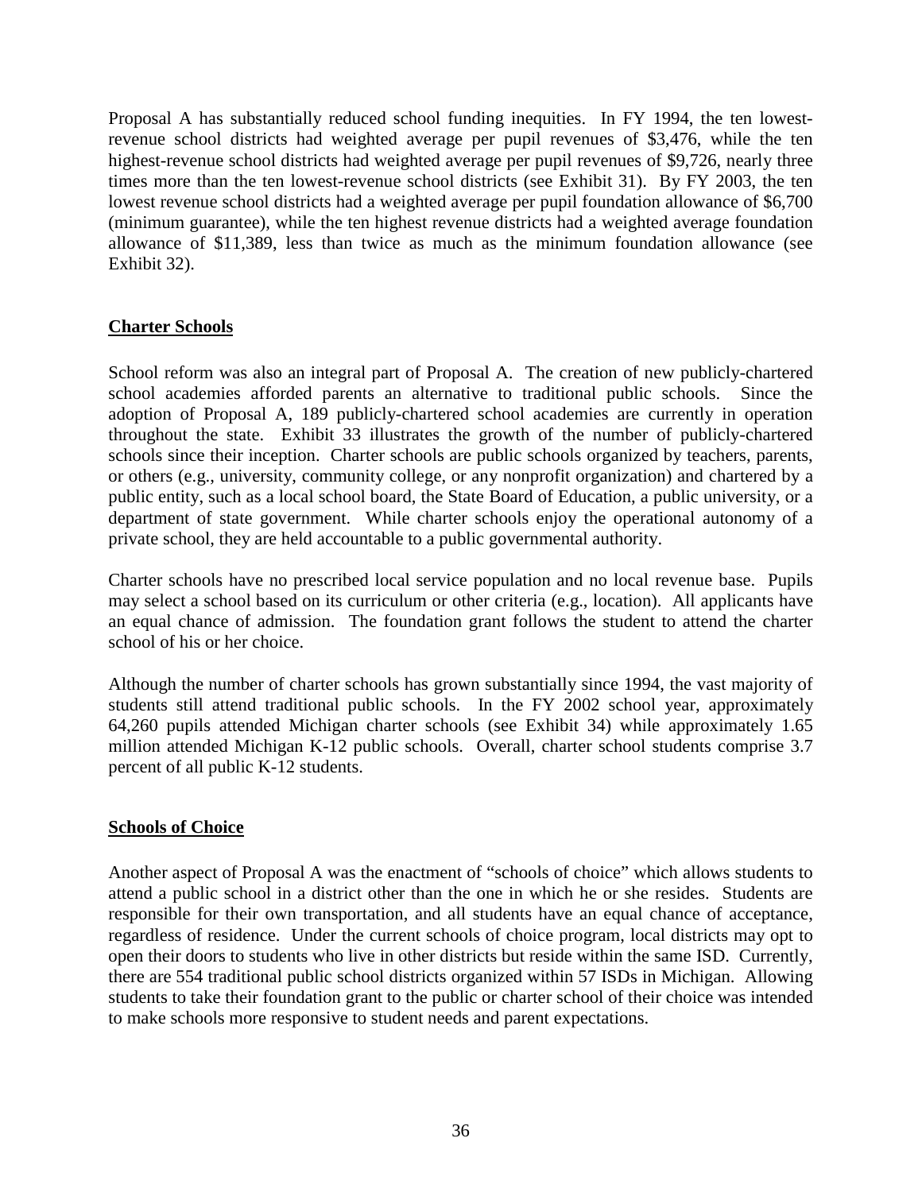Proposal A has substantially reduced school funding inequities. In FY 1994, the ten lowest-revenue school districts had weighted average per pupil revenues of $3,476, while the ten highest-revenue school districts had weighted average per pupil revenues of $9,726, nearly three times more than the ten lowest-revenue school districts (see Exhibit 31). By FY 2003, the ten lowest revenue school districts had a weighted average per pupil foundation allowance of $6,700 (minimum guarantee), while the ten highest revenue districts had a weighted average foundation allowance of $11,389, less than twice as much as the minimum foundation allowance (see Exhibit 32).

## Charter Schools

School reform was also an integral part of Proposal A. The creation of new publicly-chartered school academies afforded parents an alternative to traditional public schools. Since the adoption of Proposal A, 189 publicly-chartered school academies are currently in operation throughout the state. Exhibit 33 illustrates the growth of the number of publicly-chartered schools since their inception. Charter schools are public schools organized by teachers, parents, or others (e.g., university, community college, or any nonprofit organization) and chartered by a public entity, such as a local school board, the State Board of Education, a public university, or a department of state government. While charter schools enjoy the operational autonomy of a private school, they are held accountable to a public governmental authority.

Charter schools have no prescribed local service population and no local revenue base. Pupils may select a school based on its curriculum or other criteria (e.g., location). All applicants have an equal chance of admission. The foundation grant follows the student to attend the charter school of his or her choice.

Although the number of charter schools has grown substantially since 1994, the vast majority of students still attend traditional public schools. In the FY 2002 school year, approximately 64,260 pupils attended Michigan charter schools (see Exhibit 34) while approximately 1.65 million attended Michigan K-12 public schools. Overall, charter school students comprise 3.7 percent of all public K-12 students.

## Schools of Choice

Another aspect of Proposal A was the enactment of "schools of choice" which allows students to attend a public school in a district other than the one in which he or she resides. Students are responsible for their own transportation, and all students have an equal chance of acceptance, regardless of residence. Under the current schools of choice program, local districts may opt to open their doors to students who live in other districts but reside within the same ISD. Currently, there are 554 traditional public school districts organized within 57 ISDs in Michigan. Allowing students to take their foundation grant to the public or charter school of their choice was intended to make schools more responsive to student needs and parent expectations.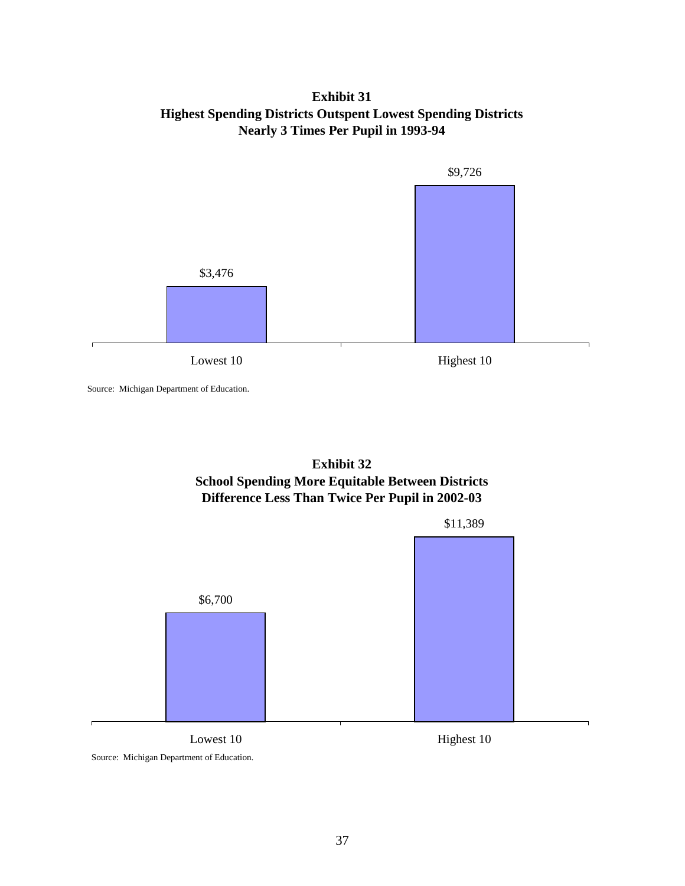**Exhibit 31**
**Highest Spending Districts Outspent Lowest Spending Districts Nearly 3 Times Per Pupil in 1993-94**

| | Lowest 10 | Highest 10 |
|---|---|---|
| Per pupil spending | $3,476 | $9,726 |

Source: Michigan Department of Education.

**Exhibit 32**
**School Spending More Equitable Between Districts Difference Less Than Twice Per Pupil in 2002-03**

| | Lowest 10 | Highest 10 |
|---|---|---|
| Per pupil spending | $6,700 | $11,389 |

Source: Michigan Department of Education.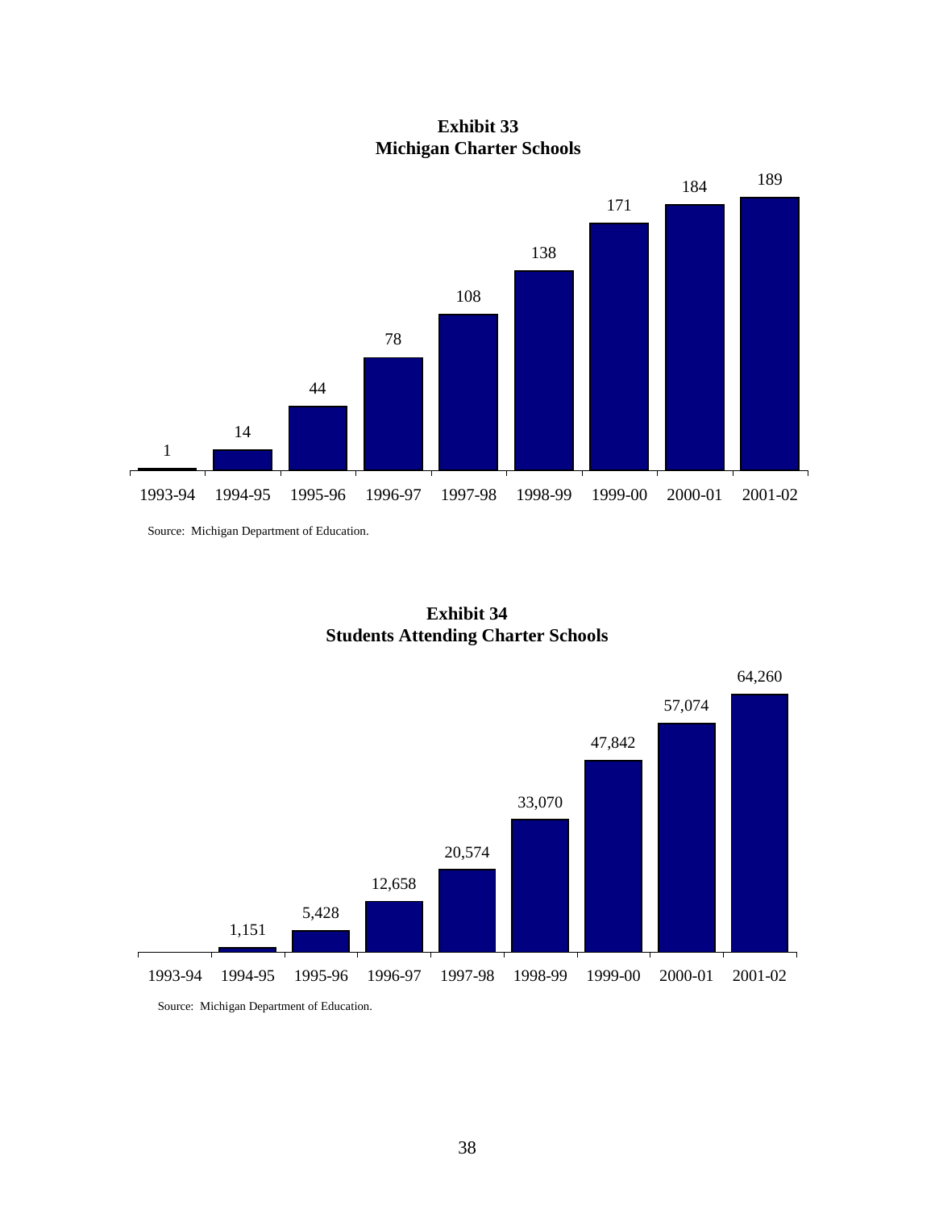**Exhibit 33**
**Michigan Charter Schools**

| Year | Number of Charter Schools |
|---|---|
| 1993-94 | 1 |
| 1994-95 | 14 |
| 1995-96 | 44 |
| 1996-97 | 78 |
| 1997-98 | 108 |
| 1998-99 | 138 |
| 1999-00 | 171 |
| 2000-01 | 184 |
| 2001-02 | 189 |

Source: Michigan Department of Education.

**Exhibit 34**
**Students Attending Charter Schools**

| Year | Students |
|---|---|
| 1993-94 | |
| 1994-95 | 1,151 |
| 1995-96 | 5,428 |
| 1996-97 | 12,658 |
| 1997-98 | 20,574 |
| 1998-99 | 33,070 |
| 1999-00 | 47,842 |
| 2000-01 | 57,074 |
| 2001-02 | 64,260 |

Source: Michigan Department of Education.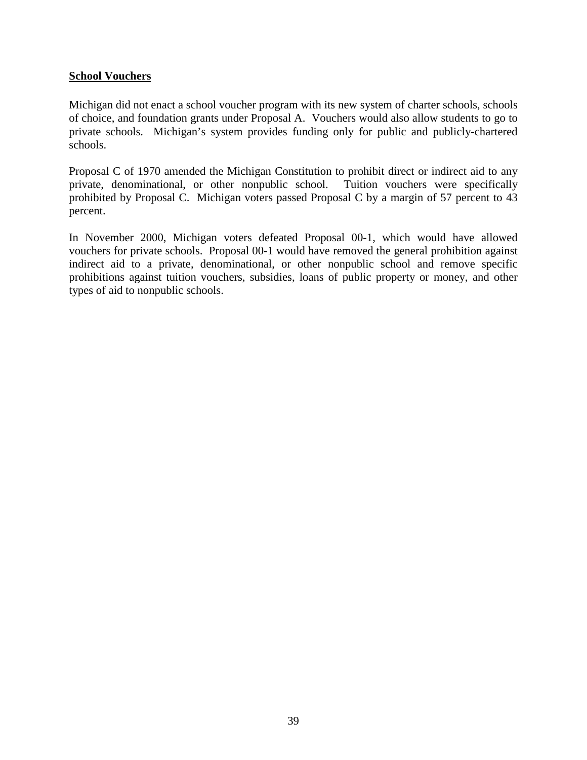## **School Vouchers**

Michigan did not enact a school voucher program with its new system of charter schools, schools of choice, and foundation grants under Proposal A. Vouchers would also allow students to go to private schools. Michigan's system provides funding only for public and publicly-chartered schools.

Proposal C of 1970 amended the Michigan Constitution to prohibit direct or indirect aid to any private, denominational, or other nonpublic school. Tuition vouchers were specifically prohibited by Proposal C. Michigan voters passed Proposal C by a margin of 57 percent to 43 percent.

In November 2000, Michigan voters defeated Proposal 00-1, which would have allowed vouchers for private schools. Proposal 00-1 would have removed the general prohibition against indirect aid to a private, denominational, or other nonpublic school and remove specific prohibitions against tuition vouchers, subsidies, loans of public property or money, and other types of aid to nonpublic schools.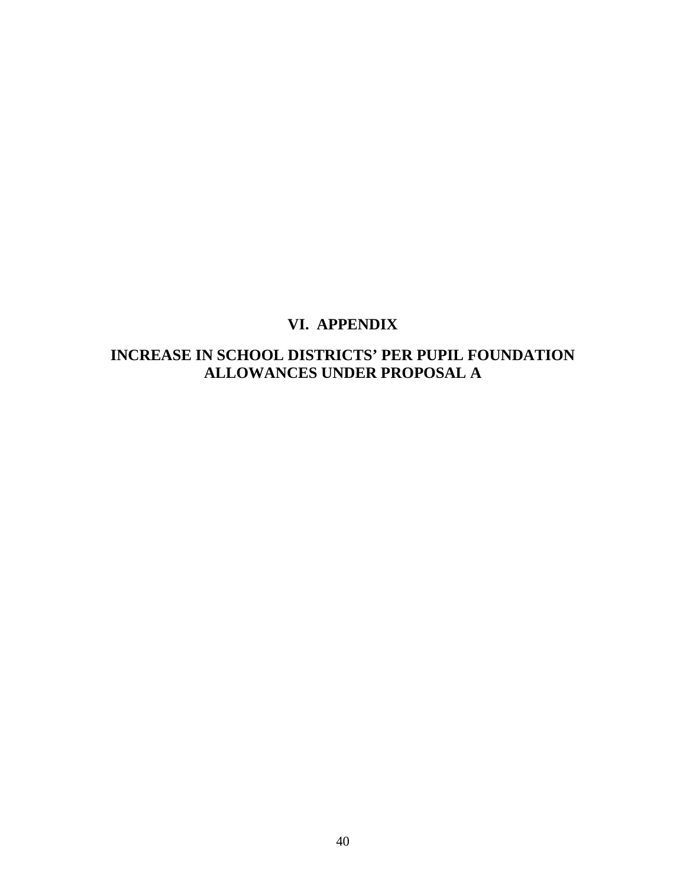# VI. APPENDIX

## INCREASE IN SCHOOL DISTRICTS' PER PUPIL FOUNDATION ALLOWANCES UNDER PROPOSAL A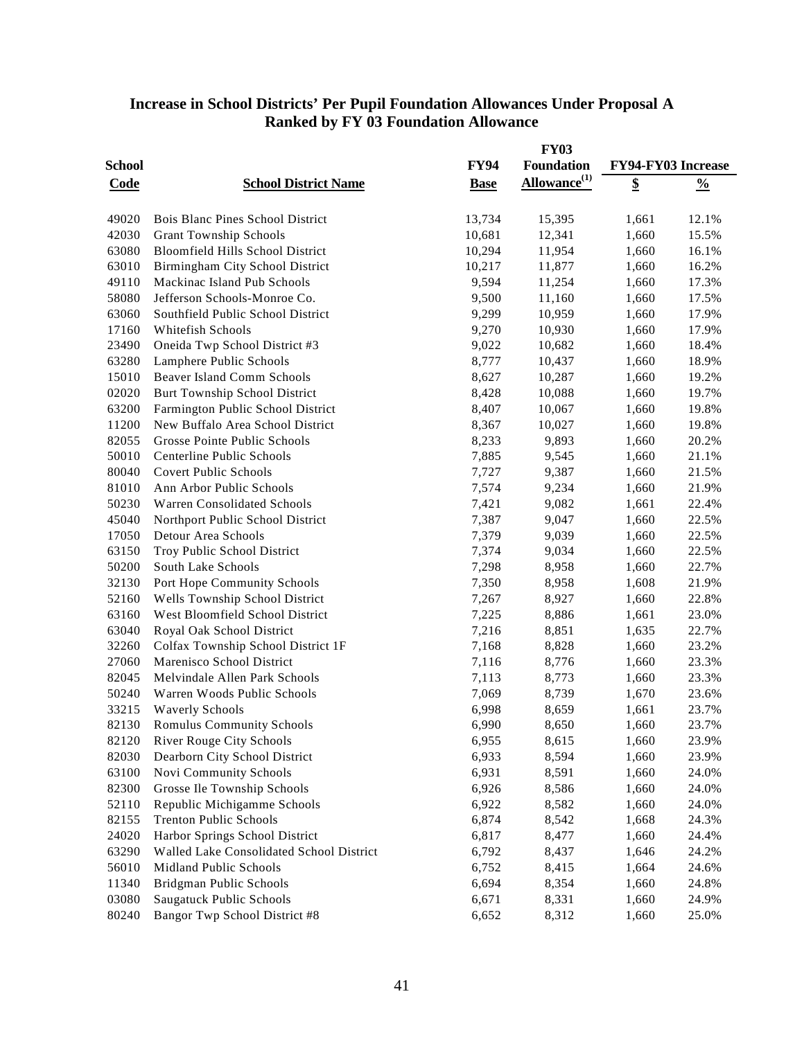## Increase in School Districts' Per Pupil Foundation Allowances Under Proposal A
## Ranked by FY 03 Foundation Allowance

| School Code | School District Name | FY94 Base | FY03 Foundation Allowance[1] | FY94-FY03 Increase $ | FY94-FY03 Increase % |
|---|---|---|---|---|---|
| 49020 | Bois Blanc Pines School District | 13,734 | 15,395 | 1,661 | 12.1% |
| 42030 | Grant Township Schools | 10,681 | 12,341 | 1,660 | 15.5% |
| 63080 | Bloomfield Hills School District | 10,294 | 11,954 | 1,660 | 16.1% |
| 63010 | Birmingham City School District | 10,217 | 11,877 | 1,660 | 16.2% |
| 49110 | Mackinac Island Pub Schools | 9,594 | 11,254 | 1,660 | 17.3% |
| 58080 | Jefferson Schools-Monroe Co. | 9,500 | 11,160 | 1,660 | 17.5% |
| 63060 | Southfield Public School District | 9,299 | 10,959 | 1,660 | 17.9% |
| 17160 | Whitefish Schools | 9,270 | 10,930 | 1,660 | 17.9% |
| 23490 | Oneida Twp School District #3 | 9,022 | 10,682 | 1,660 | 18.4% |
| 63280 | Lamphere Public Schools | 8,777 | 10,437 | 1,660 | 18.9% |
| 15010 | Beaver Island Comm Schools | 8,627 | 10,287 | 1,660 | 19.2% |
| 02020 | Burt Township School District | 8,428 | 10,088 | 1,660 | 19.7% |
| 63200 | Farmington Public School District | 8,407 | 10,067 | 1,660 | 19.8% |
| 11200 | New Buffalo Area School District | 8,367 | 10,027 | 1,660 | 19.8% |
| 82055 | Grosse Pointe Public Schools | 8,233 | 9,893 | 1,660 | 20.2% |
| 50010 | Centerline Public Schools | 7,885 | 9,545 | 1,660 | 21.1% |
| 80040 | Covert Public Schools | 7,727 | 9,387 | 1,660 | 21.5% |
| 81010 | Ann Arbor Public Schools | 7,574 | 9,234 | 1,660 | 21.9% |
| 50230 | Warren Consolidated Schools | 7,421 | 9,082 | 1,661 | 22.4% |
| 45040 | Northport Public School District | 7,387 | 9,047 | 1,660 | 22.5% |
| 17050 | Detour Area Schools | 7,379 | 9,039 | 1,660 | 22.5% |
| 63150 | Troy Public School District | 7,374 | 9,034 | 1,660 | 22.5% |
| 50200 | South Lake Schools | 7,298 | 8,958 | 1,660 | 22.7% |
| 32130 | Port Hope Community Schools | 7,350 | 8,958 | 1,608 | 21.9% |
| 52160 | Wells Township School District | 7,267 | 8,927 | 1,660 | 22.8% |
| 63160 | West Bloomfield School District | 7,225 | 8,886 | 1,661 | 23.0% |
| 63040 | Royal Oak School District | 7,216 | 8,851 | 1,635 | 22.7% |
| 32260 | Colfax Township School District 1F | 7,168 | 8,828 | 1,660 | 23.2% |
| 27060 | Marenisco School District | 7,116 | 8,776 | 1,660 | 23.3% |
| 82045 | Melvindale Allen Park Schools | 7,113 | 8,773 | 1,660 | 23.3% |
| 50240 | Warren Woods Public Schools | 7,069 | 8,739 | 1,670 | 23.6% |
| 33215 | Waverly Schools | 6,998 | 8,659 | 1,661 | 23.7% |
| 82130 | Romulus Community Schools | 6,990 | 8,650 | 1,660 | 23.7% |
| 82120 | River Rouge City Schools | 6,955 | 8,615 | 1,660 | 23.9% |
| 82030 | Dearborn City School District | 6,933 | 8,594 | 1,660 | 23.9% |
| 63100 | Novi Community Schools | 6,931 | 8,591 | 1,660 | 24.0% |
| 82300 | Grosse Ile Township Schools | 6,926 | 8,586 | 1,660 | 24.0% |
| 52110 | Republic Michigamme Schools | 6,922 | 8,582 | 1,660 | 24.0% |
| 82155 | Trenton Public Schools | 6,874 | 8,542 | 1,668 | 24.3% |
| 24020 | Harbor Springs School District | 6,817 | 8,477 | 1,660 | 24.4% |
| 63290 | Walled Lake Consolidated School District | 6,792 | 8,437 | 1,646 | 24.2% |
| 56010 | Midland Public Schools | 6,752 | 8,415 | 1,664 | 24.6% |
| 11340 | Bridgman Public Schools | 6,694 | 8,354 | 1,660 | 24.8% |
| 03080 | Saugatuck Public Schools | 6,671 | 8,331 | 1,660 | 24.9% |
| 80240 | Bangor Twp School District #8 | 6,652 | 8,312 | 1,660 | 25.0% |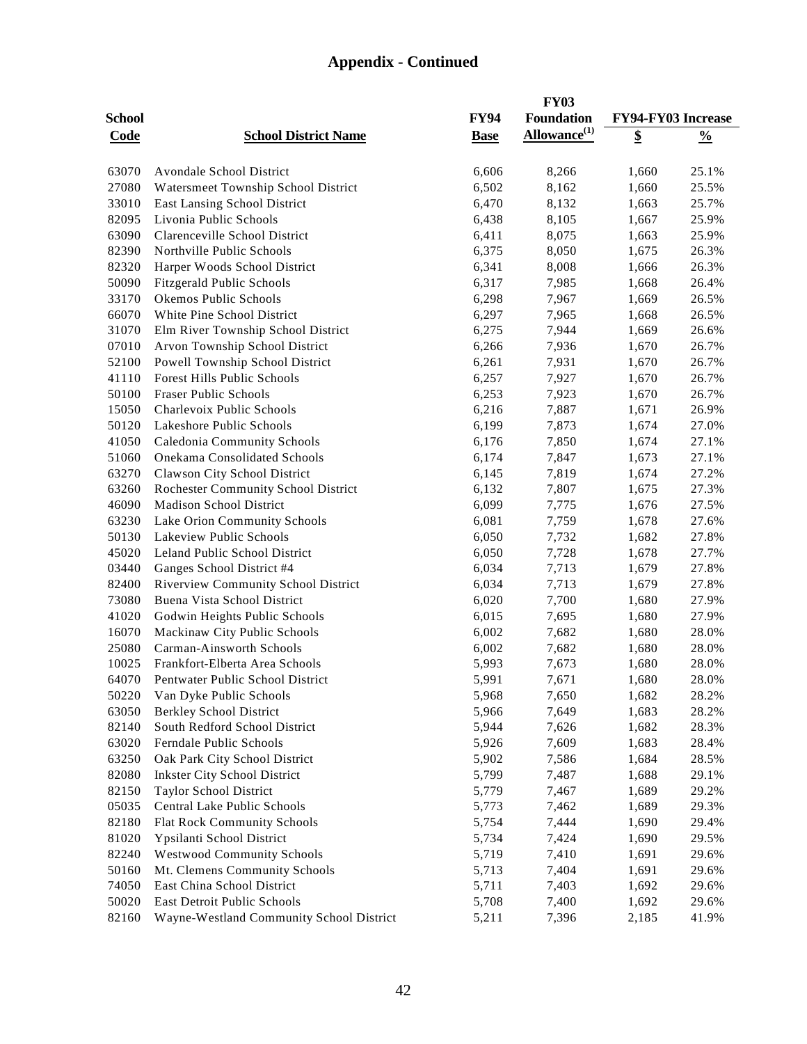# Appendix - Continued

| School Code | School District Name | FY94 Base | FY03 Foundation Allowance(1) | FY94-FY03 Increase $ | FY94-FY03 Increase % |
|---|---|---|---|---|---|
| 63070 | Avondale School District | 6,606 | 8,266 | 1,660 | 25.1% |
| 27080 | Watersmeet Township School District | 6,502 | 8,162 | 1,660 | 25.5% |
| 33010 | East Lansing School District | 6,470 | 8,132 | 1,663 | 25.7% |
| 82095 | Livonia Public Schools | 6,438 | 8,105 | 1,667 | 25.9% |
| 63090 | Clarenceville School District | 6,411 | 8,075 | 1,663 | 25.9% |
| 82390 | Northville Public Schools | 6,375 | 8,050 | 1,675 | 26.3% |
| 82320 | Harper Woods School District | 6,341 | 8,008 | 1,666 | 26.3% |
| 50090 | Fitzgerald Public Schools | 6,317 | 7,985 | 1,668 | 26.4% |
| 33170 | Okemos Public Schools | 6,298 | 7,967 | 1,669 | 26.5% |
| 66070 | White Pine School District | 6,297 | 7,965 | 1,668 | 26.5% |
| 31070 | Elm River Township School District | 6,275 | 7,944 | 1,669 | 26.6% |
| 07010 | Arvon Township School District | 6,266 | 7,936 | 1,670 | 26.7% |
| 52100 | Powell Township School District | 6,261 | 7,931 | 1,670 | 26.7% |
| 41110 | Forest Hills Public Schools | 6,257 | 7,927 | 1,670 | 26.7% |
| 50100 | Fraser Public Schools | 6,253 | 7,923 | 1,670 | 26.7% |
| 15050 | Charlevoix Public Schools | 6,216 | 7,887 | 1,671 | 26.9% |
| 50120 | Lakeshore Public Schools | 6,199 | 7,873 | 1,674 | 27.0% |
| 41050 | Caledonia Community Schools | 6,176 | 7,850 | 1,674 | 27.1% |
| 51060 | Onekama Consolidated Schools | 6,174 | 7,847 | 1,673 | 27.1% |
| 63270 | Clawson City School District | 6,145 | 7,819 | 1,674 | 27.2% |
| 63260 | Rochester Community School District | 6,132 | 7,807 | 1,675 | 27.3% |
| 46090 | Madison School District | 6,099 | 7,775 | 1,676 | 27.5% |
| 63230 | Lake Orion Community Schools | 6,081 | 7,759 | 1,678 | 27.6% |
| 50130 | Lakeview Public Schools | 6,050 | 7,732 | 1,682 | 27.8% |
| 45020 | Leland Public School District | 6,050 | 7,728 | 1,678 | 27.7% |
| 03440 | Ganges School District #4 | 6,034 | 7,713 | 1,679 | 27.8% |
| 82400 | Riverview Community School District | 6,034 | 7,713 | 1,679 | 27.8% |
| 73080 | Buena Vista School District | 6,020 | 7,700 | 1,680 | 27.9% |
| 41020 | Godwin Heights Public Schools | 6,015 | 7,695 | 1,680 | 27.9% |
| 16070 | Mackinaw City Public Schools | 6,002 | 7,682 | 1,680 | 28.0% |
| 25080 | Carman-Ainsworth Schools | 6,002 | 7,682 | 1,680 | 28.0% |
| 10025 | Frankfort-Elberta Area Schools | 5,993 | 7,673 | 1,680 | 28.0% |
| 64070 | Pentwater Public School District | 5,991 | 7,671 | 1,680 | 28.0% |
| 50220 | Van Dyke Public Schools | 5,968 | 7,650 | 1,682 | 28.2% |
| 63050 | Berkley School District | 5,966 | 7,649 | 1,683 | 28.2% |
| 82140 | South Redford School District | 5,944 | 7,626 | 1,682 | 28.3% |
| 63020 | Ferndale Public Schools | 5,926 | 7,609 | 1,683 | 28.4% |
| 63250 | Oak Park City School District | 5,902 | 7,586 | 1,684 | 28.5% |
| 82080 | Inkster City School District | 5,799 | 7,487 | 1,688 | 29.1% |
| 82150 | Taylor School District | 5,779 | 7,467 | 1,689 | 29.2% |
| 05035 | Central Lake Public Schools | 5,773 | 7,462 | 1,689 | 29.3% |
| 82180 | Flat Rock Community Schools | 5,754 | 7,444 | 1,690 | 29.4% |
| 81020 | Ypsilanti School District | 5,734 | 7,424 | 1,690 | 29.5% |
| 82240 | Westwood Community Schools | 5,719 | 7,410 | 1,691 | 29.6% |
| 50160 | Mt. Clemens Community Schools | 5,713 | 7,404 | 1,691 | 29.6% |
| 74050 | East China School District | 5,711 | 7,403 | 1,692 | 29.6% |
| 50020 | East Detroit Public Schools | 5,708 | 7,400 | 1,692 | 29.6% |
| 82160 | Wayne-Westland Community School District | 5,211 | 7,396 | 2,185 | 41.9% |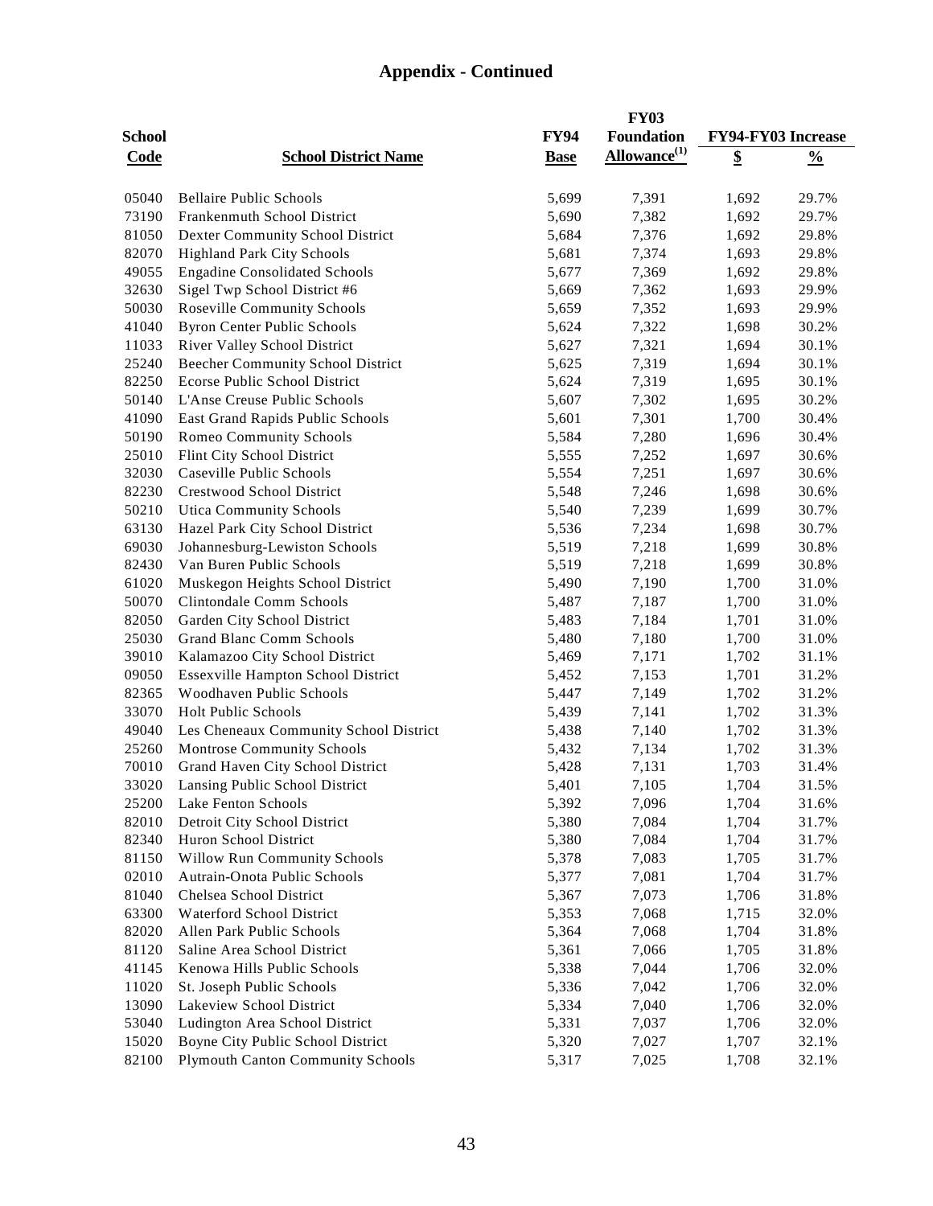# Appendix - Continued

| School Code | School District Name | FY94 Base | FY03 Foundation Allowance[(1)] | FY94-FY03 Increase $ | FY94-FY03 Increase % |
|---|---|---|---|---|---|
| 05040 | Bellaire Public Schools | 5,699 | 7,391 | 1,692 | 29.7% |
| 73190 | Frankenmuth School District | 5,690 | 7,382 | 1,692 | 29.7% |
| 81050 | Dexter Community School District | 5,684 | 7,376 | 1,692 | 29.8% |
| 82070 | Highland Park City Schools | 5,681 | 7,374 | 1,693 | 29.8% |
| 49055 | Engadine Consolidated Schools | 5,677 | 7,369 | 1,692 | 29.8% |
| 32630 | Sigel Twp School District #6 | 5,669 | 7,362 | 1,693 | 29.9% |
| 50030 | Roseville Community Schools | 5,659 | 7,352 | 1,693 | 29.9% |
| 41040 | Byron Center Public Schools | 5,624 | 7,322 | 1,698 | 30.2% |
| 11033 | River Valley School District | 5,627 | 7,321 | 1,694 | 30.1% |
| 25240 | Beecher Community School District | 5,625 | 7,319 | 1,694 | 30.1% |
| 82250 | Ecorse Public School District | 5,624 | 7,319 | 1,695 | 30.1% |
| 50140 | L'Anse Creuse Public Schools | 5,607 | 7,302 | 1,695 | 30.2% |
| 41090 | East Grand Rapids Public Schools | 5,601 | 7,301 | 1,700 | 30.4% |
| 50190 | Romeo Community Schools | 5,584 | 7,280 | 1,696 | 30.4% |
| 25010 | Flint City School District | 5,555 | 7,252 | 1,697 | 30.6% |
| 32030 | Caseville Public Schools | 5,554 | 7,251 | 1,697 | 30.6% |
| 82230 | Crestwood School District | 5,548 | 7,246 | 1,698 | 30.6% |
| 50210 | Utica Community Schools | 5,540 | 7,239 | 1,699 | 30.7% |
| 63130 | Hazel Park City School District | 5,536 | 7,234 | 1,698 | 30.7% |
| 69030 | Johannesburg-Lewiston Schools | 5,519 | 7,218 | 1,699 | 30.8% |
| 82430 | Van Buren Public Schools | 5,519 | 7,218 | 1,699 | 30.8% |
| 61020 | Muskegon Heights School District | 5,490 | 7,190 | 1,700 | 31.0% |
| 50070 | Clintondale Comm Schools | 5,487 | 7,187 | 1,700 | 31.0% |
| 82050 | Garden City School District | 5,483 | 7,184 | 1,701 | 31.0% |
| 25030 | Grand Blanc Comm Schools | 5,480 | 7,180 | 1,700 | 31.0% |
| 39010 | Kalamazoo City School District | 5,469 | 7,171 | 1,702 | 31.1% |
| 09050 | Essexville Hampton School District | 5,452 | 7,153 | 1,701 | 31.2% |
| 82365 | Woodhaven Public Schools | 5,447 | 7,149 | 1,702 | 31.2% |
| 33070 | Holt Public Schools | 5,439 | 7,141 | 1,702 | 31.3% |
| 49040 | Les Cheneaux Community School District | 5,438 | 7,140 | 1,702 | 31.3% |
| 25260 | Montrose Community Schools | 5,432 | 7,134 | 1,702 | 31.3% |
| 70010 | Grand Haven City School District | 5,428 | 7,131 | 1,703 | 31.4% |
| 33020 | Lansing Public School District | 5,401 | 7,105 | 1,704 | 31.5% |
| 25200 | Lake Fenton Schools | 5,392 | 7,096 | 1,704 | 31.6% |
| 82010 | Detroit City School District | 5,380 | 7,084 | 1,704 | 31.7% |
| 82340 | Huron School District | 5,380 | 7,084 | 1,704 | 31.7% |
| 81150 | Willow Run Community Schools | 5,378 | 7,083 | 1,705 | 31.7% |
| 02010 | Autrain-Onota Public Schools | 5,377 | 7,081 | 1,704 | 31.7% |
| 81040 | Chelsea School District | 5,367 | 7,073 | 1,706 | 31.8% |
| 63300 | Waterford School District | 5,353 | 7,068 | 1,715 | 32.0% |
| 82020 | Allen Park Public Schools | 5,364 | 7,068 | 1,704 | 31.8% |
| 81120 | Saline Area School District | 5,361 | 7,066 | 1,705 | 31.8% |
| 41145 | Kenowa Hills Public Schools | 5,338 | 7,044 | 1,706 | 32.0% |
| 11020 | St. Joseph Public Schools | 5,336 | 7,042 | 1,706 | 32.0% |
| 13090 | Lakeview School District | 5,334 | 7,040 | 1,706 | 32.0% |
| 53040 | Ludington Area School District | 5,331 | 7,037 | 1,706 | 32.0% |
| 15020 | Boyne City Public School District | 5,320 | 7,027 | 1,707 | 32.1% |
| 82100 | Plymouth Canton Community Schools | 5,317 | 7,025 | 1,708 | 32.1% |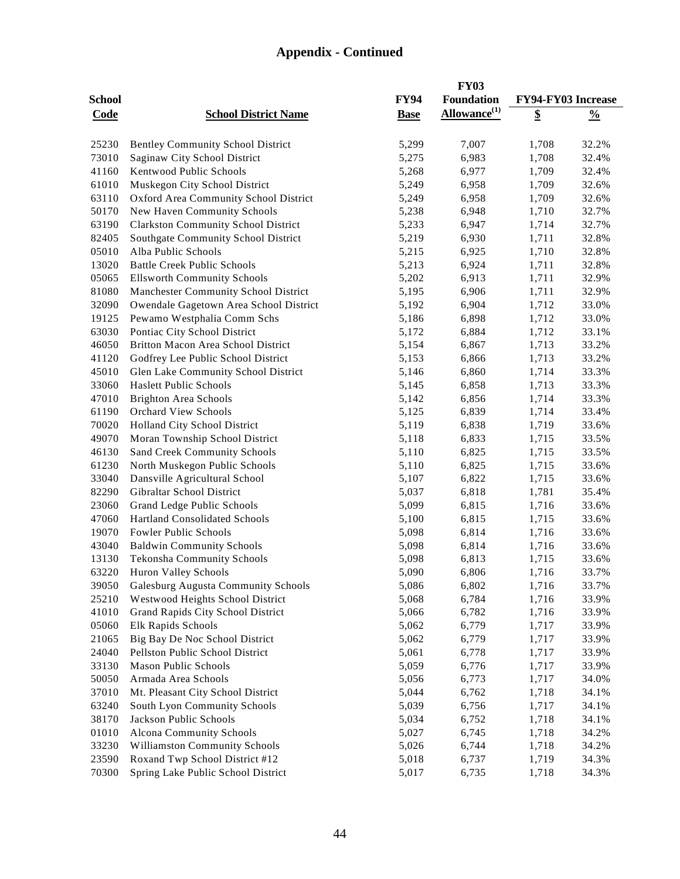# Appendix - Continued

| School Code | School District Name | FY94 Base | FY03 Foundation Allowance[(1)] | FY94-FY03 Increase $ | FY94-FY03 Increase % |
|---|---|---|---|---|---|
| 25230 | Bentley Community School District | 5,299 | 7,007 | 1,708 | 32.2% |
| 73010 | Saginaw City School District | 5,275 | 6,983 | 1,708 | 32.4% |
| 41160 | Kentwood Public Schools | 5,268 | 6,977 | 1,709 | 32.4% |
| 61010 | Muskegon City School District | 5,249 | 6,958 | 1,709 | 32.6% |
| 63110 | Oxford Area Community School District | 5,249 | 6,958 | 1,709 | 32.6% |
| 50170 | New Haven Community Schools | 5,238 | 6,948 | 1,710 | 32.7% |
| 63190 | Clarkston Community School District | 5,233 | 6,947 | 1,714 | 32.7% |
| 82405 | Southgate Community School District | 5,219 | 6,930 | 1,711 | 32.8% |
| 05010 | Alba Public Schools | 5,215 | 6,925 | 1,710 | 32.8% |
| 13020 | Battle Creek Public Schools | 5,213 | 6,924 | 1,711 | 32.8% |
| 05065 | Ellsworth Community Schools | 5,202 | 6,913 | 1,711 | 32.9% |
| 81080 | Manchester Community School District | 5,195 | 6,906 | 1,711 | 32.9% |
| 32090 | Owendale Gagetown Area School District | 5,192 | 6,904 | 1,712 | 33.0% |
| 19125 | Pewamo Westphalia Comm Schs | 5,186 | 6,898 | 1,712 | 33.0% |
| 63030 | Pontiac City School District | 5,172 | 6,884 | 1,712 | 33.1% |
| 46050 | Britton Macon Area School District | 5,154 | 6,867 | 1,713 | 33.2% |
| 41120 | Godfrey Lee Public School District | 5,153 | 6,866 | 1,713 | 33.2% |
| 45010 | Glen Lake Community School District | 5,146 | 6,860 | 1,714 | 33.3% |
| 33060 | Haslett Public Schools | 5,145 | 6,858 | 1,713 | 33.3% |
| 47010 | Brighton Area Schools | 5,142 | 6,856 | 1,714 | 33.3% |
| 61190 | Orchard View Schools | 5,125 | 6,839 | 1,714 | 33.4% |
| 70020 | Holland City School District | 5,119 | 6,838 | 1,719 | 33.6% |
| 49070 | Moran Township School District | 5,118 | 6,833 | 1,715 | 33.5% |
| 46130 | Sand Creek Community Schools | 5,110 | 6,825 | 1,715 | 33.5% |
| 61230 | North Muskegon Public Schools | 5,110 | 6,825 | 1,715 | 33.6% |
| 33040 | Dansville Agricultural School | 5,107 | 6,822 | 1,715 | 33.6% |
| 82290 | Gibraltar School District | 5,037 | 6,818 | 1,781 | 35.4% |
| 23060 | Grand Ledge Public Schools | 5,099 | 6,815 | 1,716 | 33.6% |
| 47060 | Hartland Consolidated Schools | 5,100 | 6,815 | 1,715 | 33.6% |
| 19070 | Fowler Public Schools | 5,098 | 6,814 | 1,716 | 33.6% |
| 43040 | Baldwin Community Schools | 5,098 | 6,814 | 1,716 | 33.6% |
| 13130 | Tekonsha Community Schools | 5,098 | 6,813 | 1,715 | 33.6% |
| 63220 | Huron Valley Schools | 5,090 | 6,806 | 1,716 | 33.7% |
| 39050 | Galesburg Augusta Community Schools | 5,086 | 6,802 | 1,716 | 33.7% |
| 25210 | Westwood Heights School District | 5,068 | 6,784 | 1,716 | 33.9% |
| 41010 | Grand Rapids City School District | 5,066 | 6,782 | 1,716 | 33.9% |
| 05060 | Elk Rapids Schools | 5,062 | 6,779 | 1,717 | 33.9% |
| 21065 | Big Bay De Noc School District | 5,062 | 6,779 | 1,717 | 33.9% |
| 24040 | Pellston Public School District | 5,061 | 6,778 | 1,717 | 33.9% |
| 33130 | Mason Public Schools | 5,059 | 6,776 | 1,717 | 33.9% |
| 50050 | Armada Area Schools | 5,056 | 6,773 | 1,717 | 34.0% |
| 37010 | Mt. Pleasant City School District | 5,044 | 6,762 | 1,718 | 34.1% |
| 63240 | South Lyon Community Schools | 5,039 | 6,756 | 1,717 | 34.1% |
| 38170 | Jackson Public Schools | 5,034 | 6,752 | 1,718 | 34.1% |
| 01010 | Alcona Community Schools | 5,027 | 6,745 | 1,718 | 34.2% |
| 33230 | Williamston Community Schools | 5,026 | 6,744 | 1,718 | 34.2% |
| 23590 | Roxand Twp School District #12 | 5,018 | 6,737 | 1,719 | 34.3% |
| 70300 | Spring Lake Public School District | 5,017 | 6,735 | 1,718 | 34.3% |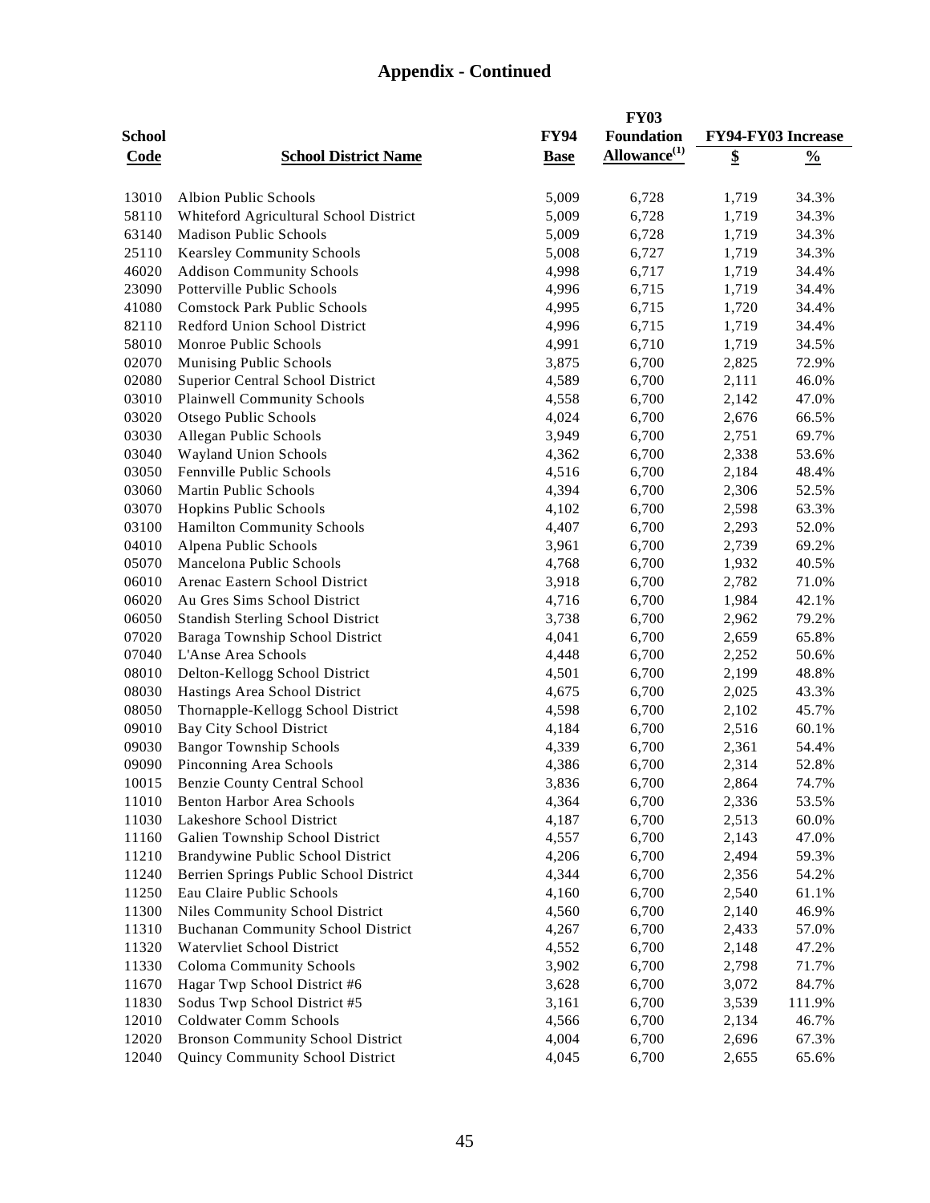## Appendix - Continued

| School Code | School District Name | FY94 Base | FY03 Foundation Allowance[(1)] | FY94-FY03 Increase $ | FY94-FY03 Increase % |
|---|---|---|---|---|---|
| 13010 | Albion Public Schools | 5,009 | 6,728 | 1,719 | 34.3% |
| 58110 | Whiteford Agricultural School District | 5,009 | 6,728 | 1,719 | 34.3% |
| 63140 | Madison Public Schools | 5,009 | 6,728 | 1,719 | 34.3% |
| 25110 | Kearsley Community Schools | 5,008 | 6,727 | 1,719 | 34.3% |
| 46020 | Addison Community Schools | 4,998 | 6,717 | 1,719 | 34.4% |
| 23090 | Potterville Public Schools | 4,996 | 6,715 | 1,719 | 34.4% |
| 41080 | Comstock Park Public Schools | 4,995 | 6,715 | 1,720 | 34.4% |
| 82110 | Redford Union School District | 4,996 | 6,715 | 1,719 | 34.4% |
| 58010 | Monroe Public Schools | 4,991 | 6,710 | 1,719 | 34.5% |
| 02070 | Munising Public Schools | 3,875 | 6,700 | 2,825 | 72.9% |
| 02080 | Superior Central School District | 4,589 | 6,700 | 2,111 | 46.0% |
| 03010 | Plainwell Community Schools | 4,558 | 6,700 | 2,142 | 47.0% |
| 03020 | Otsego Public Schools | 4,024 | 6,700 | 2,676 | 66.5% |
| 03030 | Allegan Public Schools | 3,949 | 6,700 | 2,751 | 69.7% |
| 03040 | Wayland Union Schools | 4,362 | 6,700 | 2,338 | 53.6% |
| 03050 | Fennville Public Schools | 4,516 | 6,700 | 2,184 | 48.4% |
| 03060 | Martin Public Schools | 4,394 | 6,700 | 2,306 | 52.5% |
| 03070 | Hopkins Public Schools | 4,102 | 6,700 | 2,598 | 63.3% |
| 03100 | Hamilton Community Schools | 4,407 | 6,700 | 2,293 | 52.0% |
| 04010 | Alpena Public Schools | 3,961 | 6,700 | 2,739 | 69.2% |
| 05070 | Mancelona Public Schools | 4,768 | 6,700 | 1,932 | 40.5% |
| 06010 | Arenac Eastern School District | 3,918 | 6,700 | 2,782 | 71.0% |
| 06020 | Au Gres Sims School District | 4,716 | 6,700 | 1,984 | 42.1% |
| 06050 | Standish Sterling School District | 3,738 | 6,700 | 2,962 | 79.2% |
| 07020 | Baraga Township School District | 4,041 | 6,700 | 2,659 | 65.8% |
| 07040 | L'Anse Area Schools | 4,448 | 6,700 | 2,252 | 50.6% |
| 08010 | Delton-Kellogg School District | 4,501 | 6,700 | 2,199 | 48.8% |
| 08030 | Hastings Area School District | 4,675 | 6,700 | 2,025 | 43.3% |
| 08050 | Thornapple-Kellogg School District | 4,598 | 6,700 | 2,102 | 45.7% |
| 09010 | Bay City School District | 4,184 | 6,700 | 2,516 | 60.1% |
| 09030 | Bangor Township Schools | 4,339 | 6,700 | 2,361 | 54.4% |
| 09090 | Pinconning Area Schools | 4,386 | 6,700 | 2,314 | 52.8% |
| 10015 | Benzie County Central School | 3,836 | 6,700 | 2,864 | 74.7% |
| 11010 | Benton Harbor Area Schools | 4,364 | 6,700 | 2,336 | 53.5% |
| 11030 | Lakeshore School District | 4,187 | 6,700 | 2,513 | 60.0% |
| 11160 | Galien Township School District | 4,557 | 6,700 | 2,143 | 47.0% |
| 11210 | Brandywine Public School District | 4,206 | 6,700 | 2,494 | 59.3% |
| 11240 | Berrien Springs Public School District | 4,344 | 6,700 | 2,356 | 54.2% |
| 11250 | Eau Claire Public Schools | 4,160 | 6,700 | 2,540 | 61.1% |
| 11300 | Niles Community School District | 4,560 | 6,700 | 2,140 | 46.9% |
| 11310 | Buchanan Community School District | 4,267 | 6,700 | 2,433 | 57.0% |
| 11320 | Watervliet School District | 4,552 | 6,700 | 2,148 | 47.2% |
| 11330 | Coloma Community Schools | 3,902 | 6,700 | 2,798 | 71.7% |
| 11670 | Hagar Twp School District #6 | 3,628 | 6,700 | 3,072 | 84.7% |
| 11830 | Sodus Twp School District #5 | 3,161 | 6,700 | 3,539 | 111.9% |
| 12010 | Coldwater Comm Schools | 4,566 | 6,700 | 2,134 | 46.7% |
| 12020 | Bronson Community School District | 4,004 | 6,700 | 2,696 | 67.3% |
| 12040 | Quincy Community School District | 4,045 | 6,700 | 2,655 | 65.6% |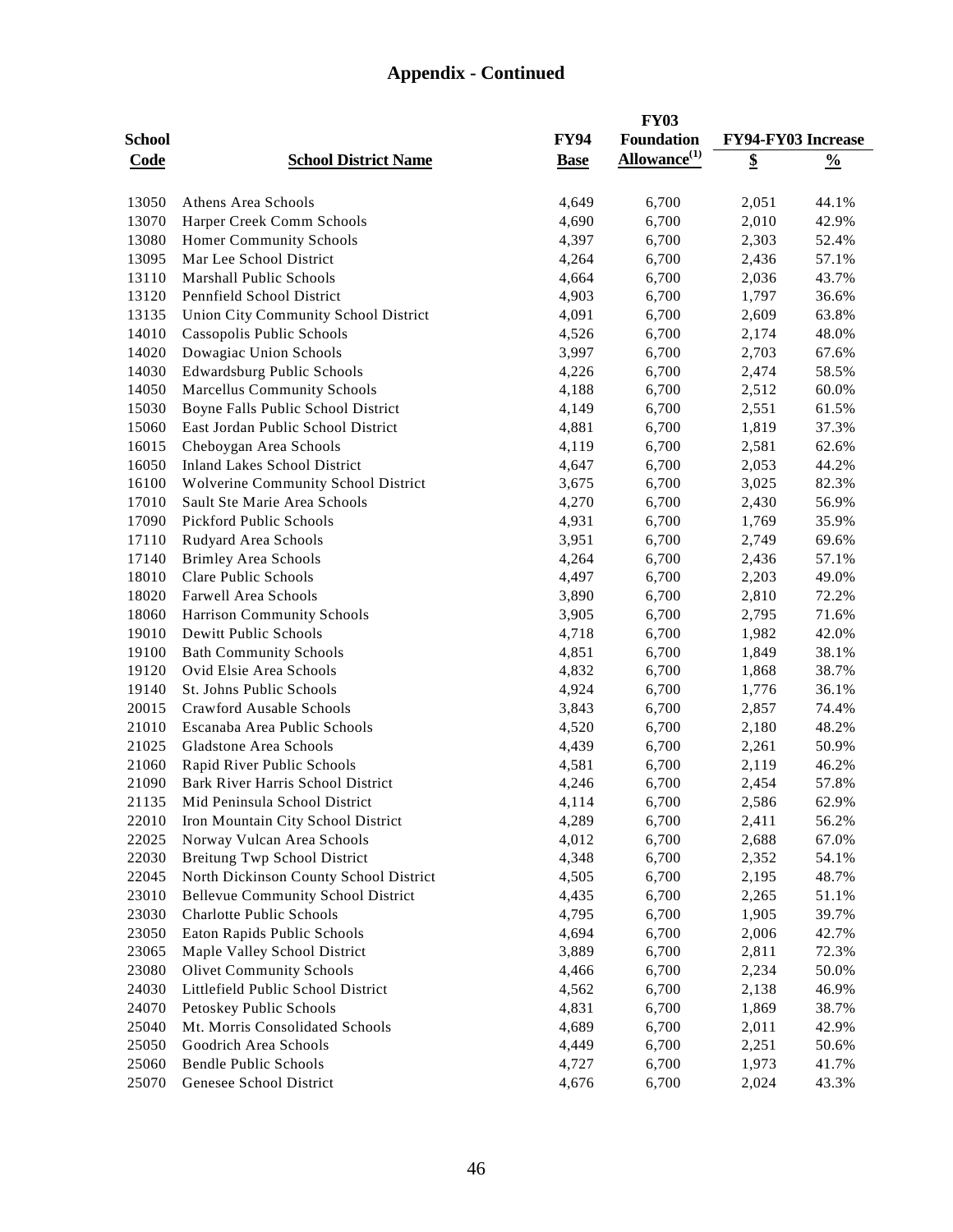## Appendix - Continued

| School Code | School District Name | FY94 Base | FY03 Foundation Allowance[(1)] | FY94-FY03 Increase $ | % |
|---|---|---|---|---|---|
| 13050 | Athens Area Schools | 4,649 | 6,700 | 2,051 | 44.1% |
| 13070 | Harper Creek Comm Schools | 4,690 | 6,700 | 2,010 | 42.9% |
| 13080 | Homer Community Schools | 4,397 | 6,700 | 2,303 | 52.4% |
| 13095 | Mar Lee School District | 4,264 | 6,700 | 2,436 | 57.1% |
| 13110 | Marshall Public Schools | 4,664 | 6,700 | 2,036 | 43.7% |
| 13120 | Pennfield School District | 4,903 | 6,700 | 1,797 | 36.6% |
| 13135 | Union City Community School District | 4,091 | 6,700 | 2,609 | 63.8% |
| 14010 | Cassopolis Public Schools | 4,526 | 6,700 | 2,174 | 48.0% |
| 14020 | Dowagiac Union Schools | 3,997 | 6,700 | 2,703 | 67.6% |
| 14030 | Edwardsburg Public Schools | 4,226 | 6,700 | 2,474 | 58.5% |
| 14050 | Marcellus Community Schools | 4,188 | 6,700 | 2,512 | 60.0% |
| 15030 | Boyne Falls Public School District | 4,149 | 6,700 | 2,551 | 61.5% |
| 15060 | East Jordan Public School District | 4,881 | 6,700 | 1,819 | 37.3% |
| 16015 | Cheboygan Area Schools | 4,119 | 6,700 | 2,581 | 62.6% |
| 16050 | Inland Lakes School District | 4,647 | 6,700 | 2,053 | 44.2% |
| 16100 | Wolverine Community School District | 3,675 | 6,700 | 3,025 | 82.3% |
| 17010 | Sault Ste Marie Area Schools | 4,270 | 6,700 | 2,430 | 56.9% |
| 17090 | Pickford Public Schools | 4,931 | 6,700 | 1,769 | 35.9% |
| 17110 | Rudyard Area Schools | 3,951 | 6,700 | 2,749 | 69.6% |
| 17140 | Brimley Area Schools | 4,264 | 6,700 | 2,436 | 57.1% |
| 18010 | Clare Public Schools | 4,497 | 6,700 | 2,203 | 49.0% |
| 18020 | Farwell Area Schools | 3,890 | 6,700 | 2,810 | 72.2% |
| 18060 | Harrison Community Schools | 3,905 | 6,700 | 2,795 | 71.6% |
| 19010 | Dewitt Public Schools | 4,718 | 6,700 | 1,982 | 42.0% |
| 19100 | Bath Community Schools | 4,851 | 6,700 | 1,849 | 38.1% |
| 19120 | Ovid Elsie Area Schools | 4,832 | 6,700 | 1,868 | 38.7% |
| 19140 | St. Johns Public Schools | 4,924 | 6,700 | 1,776 | 36.1% |
| 20015 | Crawford Ausable Schools | 3,843 | 6,700 | 2,857 | 74.4% |
| 21010 | Escanaba Area Public Schools | 4,520 | 6,700 | 2,180 | 48.2% |
| 21025 | Gladstone Area Schools | 4,439 | 6,700 | 2,261 | 50.9% |
| 21060 | Rapid River Public Schools | 4,581 | 6,700 | 2,119 | 46.2% |
| 21090 | Bark River Harris School District | 4,246 | 6,700 | 2,454 | 57.8% |
| 21135 | Mid Peninsula School District | 4,114 | 6,700 | 2,586 | 62.9% |
| 22010 | Iron Mountain City School District | 4,289 | 6,700 | 2,411 | 56.2% |
| 22025 | Norway Vulcan Area Schools | 4,012 | 6,700 | 2,688 | 67.0% |
| 22030 | Breitung Twp School District | 4,348 | 6,700 | 2,352 | 54.1% |
| 22045 | North Dickinson County School District | 4,505 | 6,700 | 2,195 | 48.7% |
| 23010 | Bellevue Community School District | 4,435 | 6,700 | 2,265 | 51.1% |
| 23030 | Charlotte Public Schools | 4,795 | 6,700 | 1,905 | 39.7% |
| 23050 | Eaton Rapids Public Schools | 4,694 | 6,700 | 2,006 | 42.7% |
| 23065 | Maple Valley School District | 3,889 | 6,700 | 2,811 | 72.3% |
| 23080 | Olivet Community Schools | 4,466 | 6,700 | 2,234 | 50.0% |
| 24030 | Littlefield Public School District | 4,562 | 6,700 | 2,138 | 46.9% |
| 24070 | Petoskey Public Schools | 4,831 | 6,700 | 1,869 | 38.7% |
| 25040 | Mt. Morris Consolidated Schools | 4,689 | 6,700 | 2,011 | 42.9% |
| 25050 | Goodrich Area Schools | 4,449 | 6,700 | 2,251 | 50.6% |
| 25060 | Bendle Public Schools | 4,727 | 6,700 | 1,973 | 41.7% |
| 25070 | Genesee School District | 4,676 | 6,700 | 2,024 | 43.3% |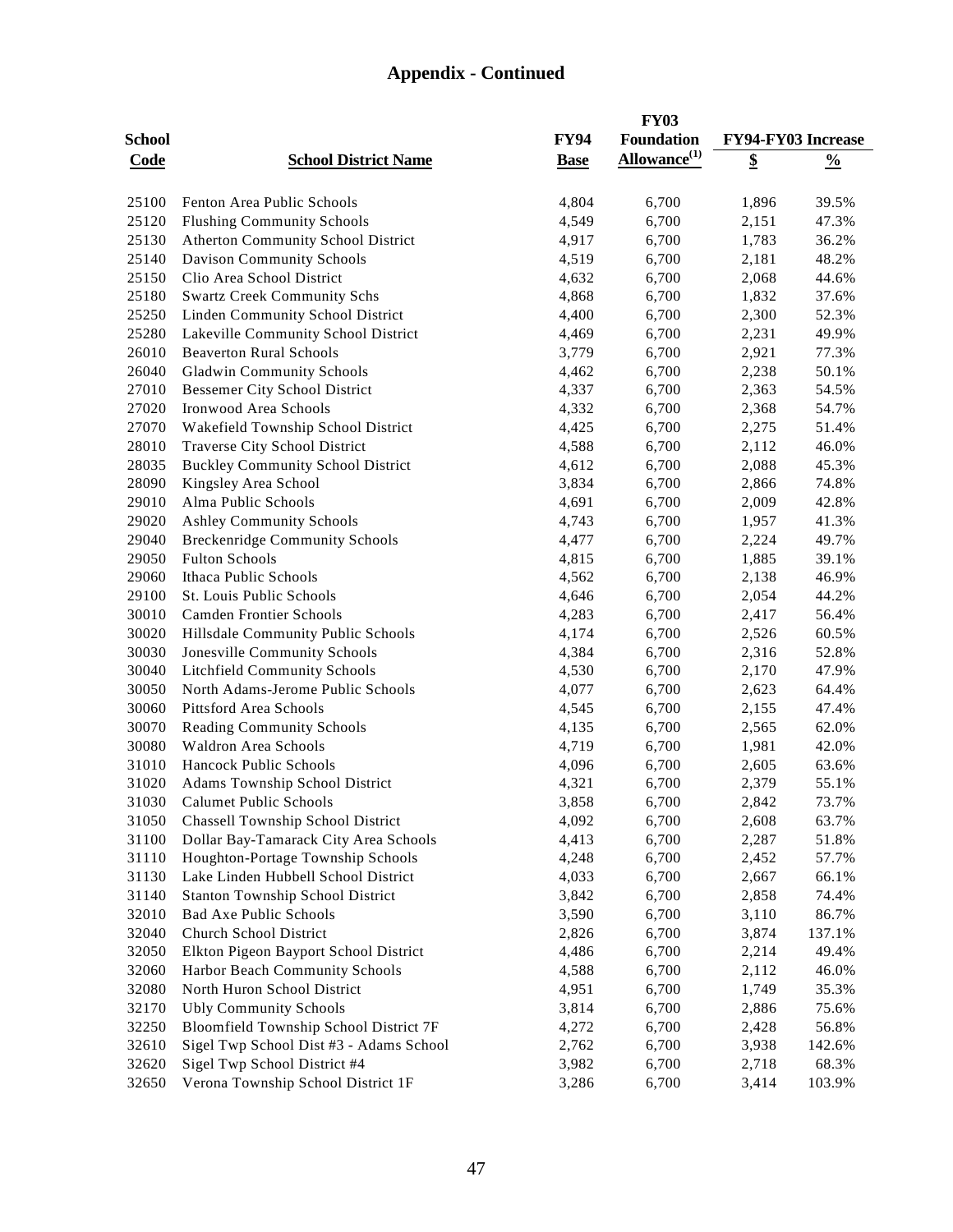## Appendix - Continued

| School Code | School District Name | FY94 Base | FY03 Foundation Allowance[(1)] | FY94-FY03 Increase $ | FY94-FY03 Increase % |
|---|---|---|---|---|---|
| 25100 | Fenton Area Public Schools | 4,804 | 6,700 | 1,896 | 39.5% |
| 25120 | Flushing Community Schools | 4,549 | 6,700 | 2,151 | 47.3% |
| 25130 | Atherton Community School District | 4,917 | 6,700 | 1,783 | 36.2% |
| 25140 | Davison Community Schools | 4,519 | 6,700 | 2,181 | 48.2% |
| 25150 | Clio Area School District | 4,632 | 6,700 | 2,068 | 44.6% |
| 25180 | Swartz Creek Community Schs | 4,868 | 6,700 | 1,832 | 37.6% |
| 25250 | Linden Community School District | 4,400 | 6,700 | 2,300 | 52.3% |
| 25280 | Lakeville Community School District | 4,469 | 6,700 | 2,231 | 49.9% |
| 26010 | Beaverton Rural Schools | 3,779 | 6,700 | 2,921 | 77.3% |
| 26040 | Gladwin Community Schools | 4,462 | 6,700 | 2,238 | 50.1% |
| 27010 | Bessemer City School District | 4,337 | 6,700 | 2,363 | 54.5% |
| 27020 | Ironwood Area Schools | 4,332 | 6,700 | 2,368 | 54.7% |
| 27070 | Wakefield Township School District | 4,425 | 6,700 | 2,275 | 51.4% |
| 28010 | Traverse City School District | 4,588 | 6,700 | 2,112 | 46.0% |
| 28035 | Buckley Community School District | 4,612 | 6,700 | 2,088 | 45.3% |
| 28090 | Kingsley Area School | 3,834 | 6,700 | 2,866 | 74.8% |
| 29010 | Alma Public Schools | 4,691 | 6,700 | 2,009 | 42.8% |
| 29020 | Ashley Community Schools | 4,743 | 6,700 | 1,957 | 41.3% |
| 29040 | Breckenridge Community Schools | 4,477 | 6,700 | 2,224 | 49.7% |
| 29050 | Fulton Schools | 4,815 | 6,700 | 1,885 | 39.1% |
| 29060 | Ithaca Public Schools | 4,562 | 6,700 | 2,138 | 46.9% |
| 29100 | St. Louis Public Schools | 4,646 | 6,700 | 2,054 | 44.2% |
| 30010 | Camden Frontier Schools | 4,283 | 6,700 | 2,417 | 56.4% |
| 30020 | Hillsdale Community Public Schools | 4,174 | 6,700 | 2,526 | 60.5% |
| 30030 | Jonesville Community Schools | 4,384 | 6,700 | 2,316 | 52.8% |
| 30040 | Litchfield Community Schools | 4,530 | 6,700 | 2,170 | 47.9% |
| 30050 | North Adams-Jerome Public Schools | 4,077 | 6,700 | 2,623 | 64.4% |
| 30060 | Pittsford Area Schools | 4,545 | 6,700 | 2,155 | 47.4% |
| 30070 | Reading Community Schools | 4,135 | 6,700 | 2,565 | 62.0% |
| 30080 | Waldron Area Schools | 4,719 | 6,700 | 1,981 | 42.0% |
| 31010 | Hancock Public Schools | 4,096 | 6,700 | 2,605 | 63.6% |
| 31020 | Adams Township School District | 4,321 | 6,700 | 2,379 | 55.1% |
| 31030 | Calumet Public Schools | 3,858 | 6,700 | 2,842 | 73.7% |
| 31050 | Chassell Township School District | 4,092 | 6,700 | 2,608 | 63.7% |
| 31100 | Dollar Bay-Tamarack City Area Schools | 4,413 | 6,700 | 2,287 | 51.8% |
| 31110 | Houghton-Portage Township Schools | 4,248 | 6,700 | 2,452 | 57.7% |
| 31130 | Lake Linden Hubbell School District | 4,033 | 6,700 | 2,667 | 66.1% |
| 31140 | Stanton Township School District | 3,842 | 6,700 | 2,858 | 74.4% |
| 32010 | Bad Axe Public Schools | 3,590 | 6,700 | 3,110 | 86.7% |
| 32040 | Church School District | 2,826 | 6,700 | 3,874 | 137.1% |
| 32050 | Elkton Pigeon Bayport School District | 4,486 | 6,700 | 2,214 | 49.4% |
| 32060 | Harbor Beach Community Schools | 4,588 | 6,700 | 2,112 | 46.0% |
| 32080 | North Huron School District | 4,951 | 6,700 | 1,749 | 35.3% |
| 32170 | Ubly Community Schools | 3,814 | 6,700 | 2,886 | 75.6% |
| 32250 | Bloomfield Township School District 7F | 4,272 | 6,700 | 2,428 | 56.8% |
| 32610 | Sigel Twp School Dist #3 - Adams School | 2,762 | 6,700 | 3,938 | 142.6% |
| 32620 | Sigel Twp School District #4 | 3,982 | 6,700 | 2,718 | 68.3% |
| 32650 | Verona Township School District 1F | 3,286 | 6,700 | 3,414 | 103.9% |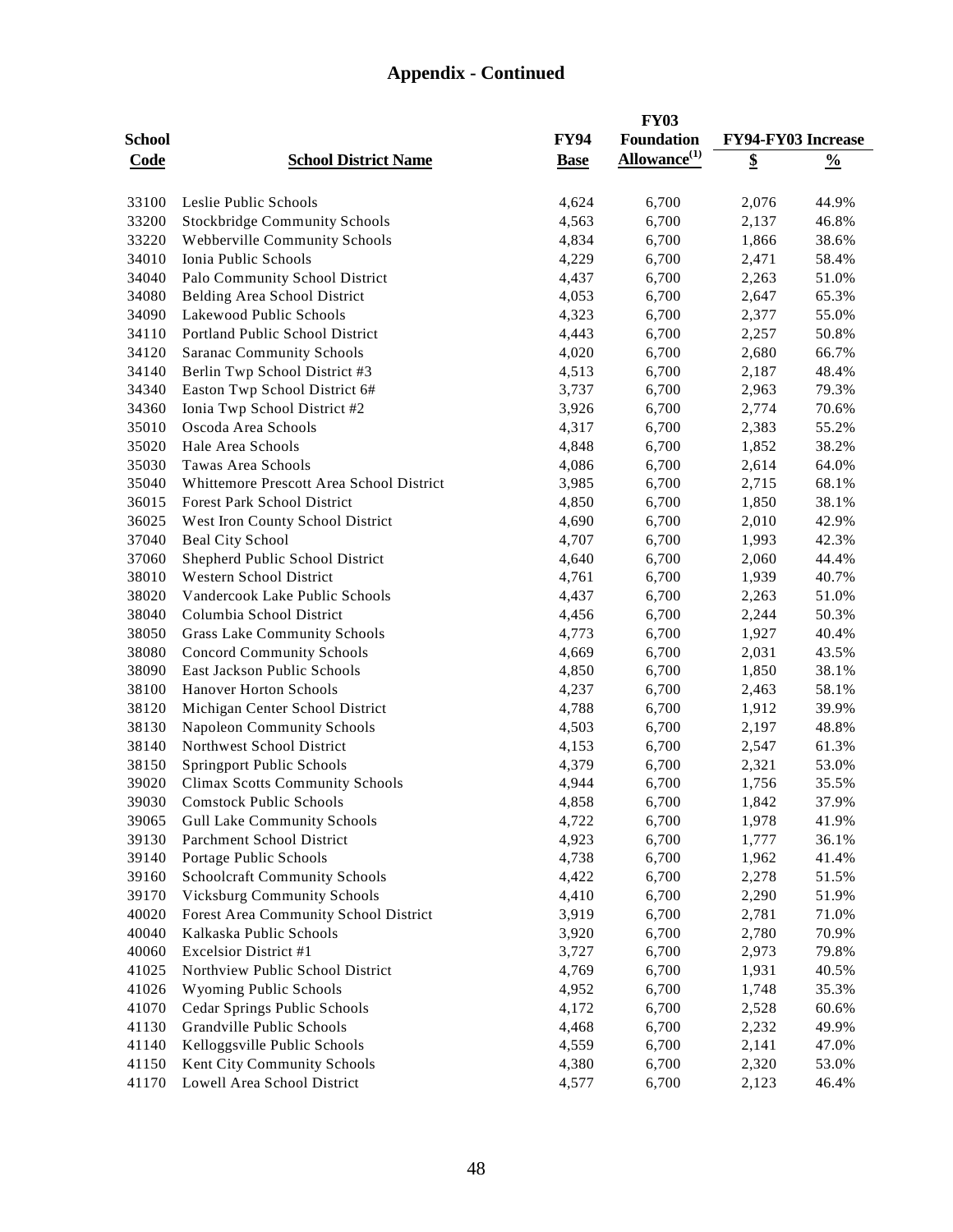## Appendix - Continued

| School Code | School District Name | FY94 Base | FY03 Foundation Allowance[(1)] | FY94-FY03 Increase $ | FY94-FY03 Increase % |
|---|---|---|---|---|---|
| 33100 | Leslie Public Schools | 4,624 | 6,700 | 2,076 | 44.9% |
| 33200 | Stockbridge Community Schools | 4,563 | 6,700 | 2,137 | 46.8% |
| 33220 | Webberville Community Schools | 4,834 | 6,700 | 1,866 | 38.6% |
| 34010 | Ionia Public Schools | 4,229 | 6,700 | 2,471 | 58.4% |
| 34040 | Palo Community School District | 4,437 | 6,700 | 2,263 | 51.0% |
| 34080 | Belding Area School District | 4,053 | 6,700 | 2,647 | 65.3% |
| 34090 | Lakewood Public Schools | 4,323 | 6,700 | 2,377 | 55.0% |
| 34110 | Portland Public School District | 4,443 | 6,700 | 2,257 | 50.8% |
| 34120 | Saranac Community Schools | 4,020 | 6,700 | 2,680 | 66.7% |
| 34140 | Berlin Twp School District #3 | 4,513 | 6,700 | 2,187 | 48.4% |
| 34340 | Easton Twp School District 6# | 3,737 | 6,700 | 2,963 | 79.3% |
| 34360 | Ionia Twp School District #2 | 3,926 | 6,700 | 2,774 | 70.6% |
| 35010 | Oscoda Area Schools | 4,317 | 6,700 | 2,383 | 55.2% |
| 35020 | Hale Area Schools | 4,848 | 6,700 | 1,852 | 38.2% |
| 35030 | Tawas Area Schools | 4,086 | 6,700 | 2,614 | 64.0% |
| 35040 | Whittemore Prescott Area School District | 3,985 | 6,700 | 2,715 | 68.1% |
| 36015 | Forest Park School District | 4,850 | 6,700 | 1,850 | 38.1% |
| 36025 | West Iron County School District | 4,690 | 6,700 | 2,010 | 42.9% |
| 37040 | Beal City School | 4,707 | 6,700 | 1,993 | 42.3% |
| 37060 | Shepherd Public School District | 4,640 | 6,700 | 2,060 | 44.4% |
| 38010 | Western School District | 4,761 | 6,700 | 1,939 | 40.7% |
| 38020 | Vandercook Lake Public Schools | 4,437 | 6,700 | 2,263 | 51.0% |
| 38040 | Columbia School District | 4,456 | 6,700 | 2,244 | 50.3% |
| 38050 | Grass Lake Community Schools | 4,773 | 6,700 | 1,927 | 40.4% |
| 38080 | Concord Community Schools | 4,669 | 6,700 | 2,031 | 43.5% |
| 38090 | East Jackson Public Schools | 4,850 | 6,700 | 1,850 | 38.1% |
| 38100 | Hanover Horton Schools | 4,237 | 6,700 | 2,463 | 58.1% |
| 38120 | Michigan Center School District | 4,788 | 6,700 | 1,912 | 39.9% |
| 38130 | Napoleon Community Schools | 4,503 | 6,700 | 2,197 | 48.8% |
| 38140 | Northwest School District | 4,153 | 6,700 | 2,547 | 61.3% |
| 38150 | Springport Public Schools | 4,379 | 6,700 | 2,321 | 53.0% |
| 39020 | Climax Scotts Community Schools | 4,944 | 6,700 | 1,756 | 35.5% |
| 39030 | Comstock Public Schools | 4,858 | 6,700 | 1,842 | 37.9% |
| 39065 | Gull Lake Community Schools | 4,722 | 6,700 | 1,978 | 41.9% |
| 39130 | Parchment School District | 4,923 | 6,700 | 1,777 | 36.1% |
| 39140 | Portage Public Schools | 4,738 | 6,700 | 1,962 | 41.4% |
| 39160 | Schoolcraft Community Schools | 4,422 | 6,700 | 2,278 | 51.5% |
| 39170 | Vicksburg Community Schools | 4,410 | 6,700 | 2,290 | 51.9% |
| 40020 | Forest Area Community School District | 3,919 | 6,700 | 2,781 | 71.0% |
| 40040 | Kalkaska Public Schools | 3,920 | 6,700 | 2,780 | 70.9% |
| 40060 | Excelsior District #1 | 3,727 | 6,700 | 2,973 | 79.8% |
| 41025 | Northview Public School District | 4,769 | 6,700 | 1,931 | 40.5% |
| 41026 | Wyoming Public Schools | 4,952 | 6,700 | 1,748 | 35.3% |
| 41070 | Cedar Springs Public Schools | 4,172 | 6,700 | 2,528 | 60.6% |
| 41130 | Grandville Public Schools | 4,468 | 6,700 | 2,232 | 49.9% |
| 41140 | Kelloggsville Public Schools | 4,559 | 6,700 | 2,141 | 47.0% |
| 41150 | Kent City Community Schools | 4,380 | 6,700 | 2,320 | 53.0% |
| 41170 | Lowell Area School District | 4,577 | 6,700 | 2,123 | 46.4% |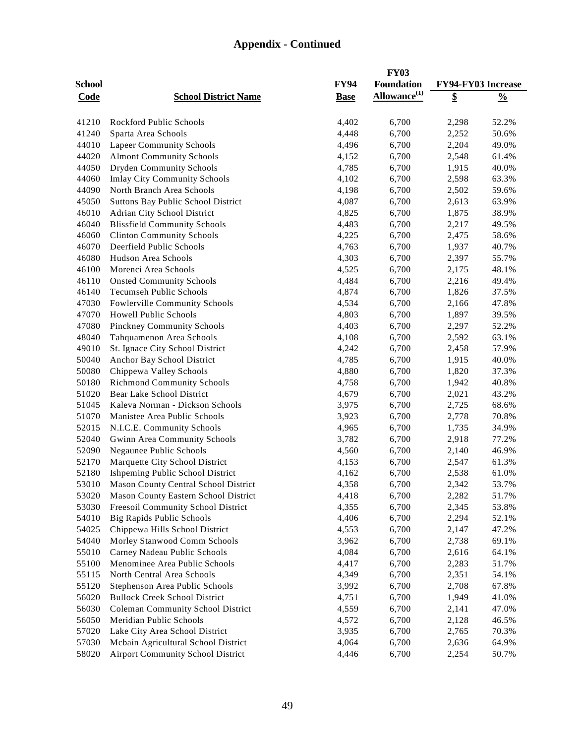## Appendix - Continued

| School Code | School District Name | FY94 Base | FY03 Foundation Allowance(1) | FY94-FY03 Increase $ | FY94-FY03 Increase % |
|---|---|---|---|---|---|
| 41210 | Rockford Public Schools | 4,402 | 6,700 | 2,298 | 52.2% |
| 41240 | Sparta Area Schools | 4,448 | 6,700 | 2,252 | 50.6% |
| 44010 | Lapeer Community Schools | 4,496 | 6,700 | 2,204 | 49.0% |
| 44020 | Almont Community Schools | 4,152 | 6,700 | 2,548 | 61.4% |
| 44050 | Dryden Community Schools | 4,785 | 6,700 | 1,915 | 40.0% |
| 44060 | Imlay City Community Schools | 4,102 | 6,700 | 2,598 | 63.3% |
| 44090 | North Branch Area Schools | 4,198 | 6,700 | 2,502 | 59.6% |
| 45050 | Suttons Bay Public School District | 4,087 | 6,700 | 2,613 | 63.9% |
| 46010 | Adrian City School District | 4,825 | 6,700 | 1,875 | 38.9% |
| 46040 | Blissfield Community Schools | 4,483 | 6,700 | 2,217 | 49.5% |
| 46060 | Clinton Community Schools | 4,225 | 6,700 | 2,475 | 58.6% |
| 46070 | Deerfield Public Schools | 4,763 | 6,700 | 1,937 | 40.7% |
| 46080 | Hudson Area Schools | 4,303 | 6,700 | 2,397 | 55.7% |
| 46100 | Morenci Area Schools | 4,525 | 6,700 | 2,175 | 48.1% |
| 46110 | Onsted Community Schools | 4,484 | 6,700 | 2,216 | 49.4% |
| 46140 | Tecumseh Public Schools | 4,874 | 6,700 | 1,826 | 37.5% |
| 47030 | Fowlerville Community Schools | 4,534 | 6,700 | 2,166 | 47.8% |
| 47070 | Howell Public Schools | 4,803 | 6,700 | 1,897 | 39.5% |
| 47080 | Pinckney Community Schools | 4,403 | 6,700 | 2,297 | 52.2% |
| 48040 | Tahquamenon Area Schools | 4,108 | 6,700 | 2,592 | 63.1% |
| 49010 | St. Ignace City School District | 4,242 | 6,700 | 2,458 | 57.9% |
| 50040 | Anchor Bay School District | 4,785 | 6,700 | 1,915 | 40.0% |
| 50080 | Chippewa Valley Schools | 4,880 | 6,700 | 1,820 | 37.3% |
| 50180 | Richmond Community Schools | 4,758 | 6,700 | 1,942 | 40.8% |
| 51020 | Bear Lake School District | 4,679 | 6,700 | 2,021 | 43.2% |
| 51045 | Kaleva Norman - Dickson Schools | 3,975 | 6,700 | 2,725 | 68.6% |
| 51070 | Manistee Area Public Schools | 3,923 | 6,700 | 2,778 | 70.8% |
| 52015 | N.I.C.E. Community Schools | 4,965 | 6,700 | 1,735 | 34.9% |
| 52040 | Gwinn Area Community Schools | 3,782 | 6,700 | 2,918 | 77.2% |
| 52090 | Negaunee Public Schools | 4,560 | 6,700 | 2,140 | 46.9% |
| 52170 | Marquette City School District | 4,153 | 6,700 | 2,547 | 61.3% |
| 52180 | Ishpeming Public School District | 4,162 | 6,700 | 2,538 | 61.0% |
| 53010 | Mason County Central School District | 4,358 | 6,700 | 2,342 | 53.7% |
| 53020 | Mason County Eastern School District | 4,418 | 6,700 | 2,282 | 51.7% |
| 53030 | Freesoil Community School District | 4,355 | 6,700 | 2,345 | 53.8% |
| 54010 | Big Rapids Public Schools | 4,406 | 6,700 | 2,294 | 52.1% |
| 54025 | Chippewa Hills School District | 4,553 | 6,700 | 2,147 | 47.2% |
| 54040 | Morley Stanwood Comm Schools | 3,962 | 6,700 | 2,738 | 69.1% |
| 55010 | Carney Nadeau Public Schools | 4,084 | 6,700 | 2,616 | 64.1% |
| 55100 | Menominee Area Public Schools | 4,417 | 6,700 | 2,283 | 51.7% |
| 55115 | North Central Area Schools | 4,349 | 6,700 | 2,351 | 54.1% |
| 55120 | Stephenson Area Public Schools | 3,992 | 6,700 | 2,708 | 67.8% |
| 56020 | Bullock Creek School District | 4,751 | 6,700 | 1,949 | 41.0% |
| 56030 | Coleman Community School District | 4,559 | 6,700 | 2,141 | 47.0% |
| 56050 | Meridian Public Schools | 4,572 | 6,700 | 2,128 | 46.5% |
| 57020 | Lake City Area School District | 3,935 | 6,700 | 2,765 | 70.3% |
| 57030 | Mcbain Agricultural School District | 4,064 | 6,700 | 2,636 | 64.9% |
| 58020 | Airport Community School District | 4,446 | 6,700 | 2,254 | 50.7% |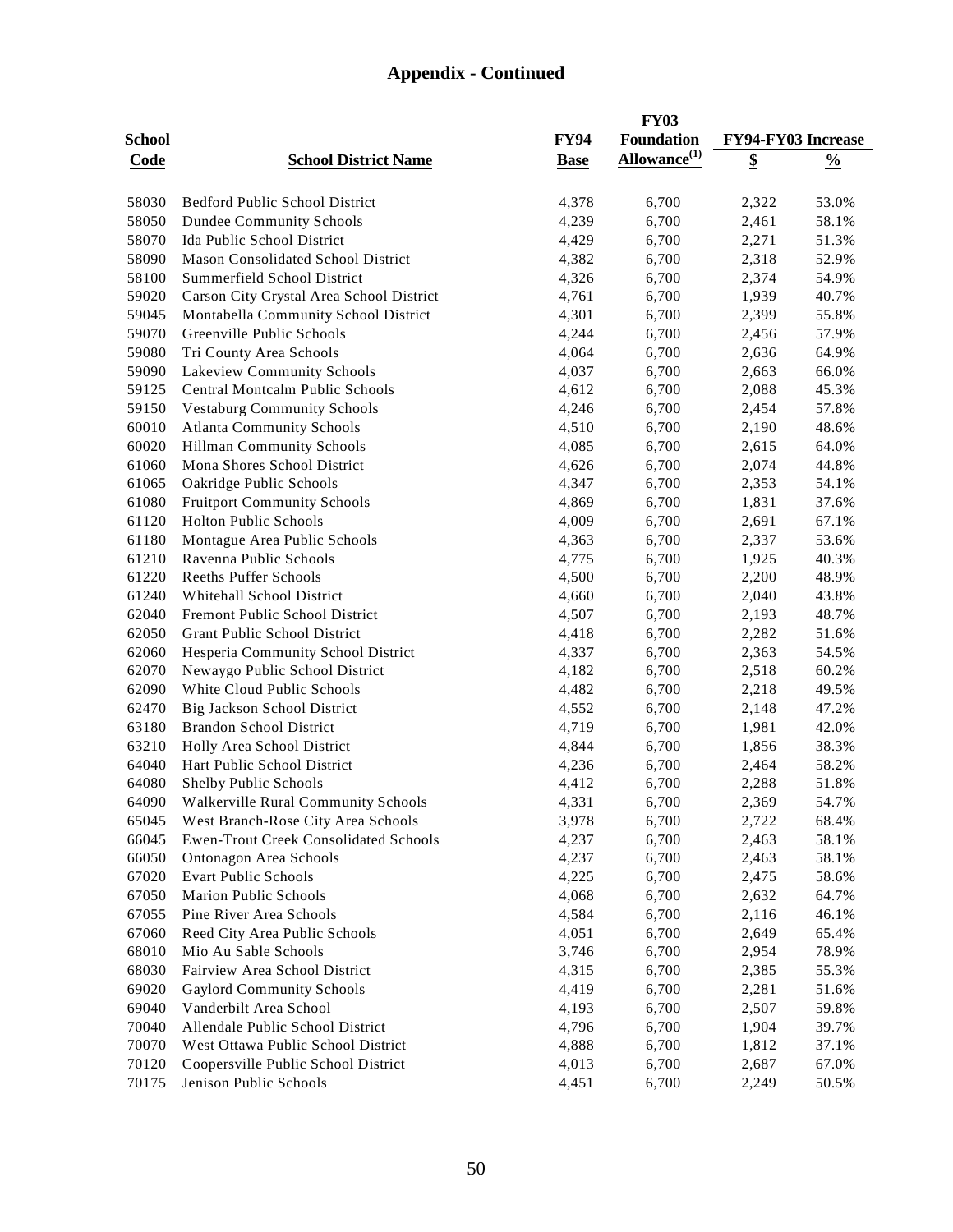## Appendix - Continued

| School Code | School District Name | FY94 Base | FY03 Foundation Allowance[(1)] | FY94-FY03 Increase $ | FY94-FY03 Increase % |
|---|---|---|---|---|---|
| 58030 | Bedford Public School District | 4,378 | 6,700 | 2,322 | 53.0% |
| 58050 | Dundee Community Schools | 4,239 | 6,700 | 2,461 | 58.1% |
| 58070 | Ida Public School District | 4,429 | 6,700 | 2,271 | 51.3% |
| 58090 | Mason Consolidated School District | 4,382 | 6,700 | 2,318 | 52.9% |
| 58100 | Summerfield School District | 4,326 | 6,700 | 2,374 | 54.9% |
| 59020 | Carson City Crystal Area School District | 4,761 | 6,700 | 1,939 | 40.7% |
| 59045 | Montabella Community School District | 4,301 | 6,700 | 2,399 | 55.8% |
| 59070 | Greenville Public Schools | 4,244 | 6,700 | 2,456 | 57.9% |
| 59080 | Tri County Area Schools | 4,064 | 6,700 | 2,636 | 64.9% |
| 59090 | Lakeview Community Schools | 4,037 | 6,700 | 2,663 | 66.0% |
| 59125 | Central Montcalm Public Schools | 4,612 | 6,700 | 2,088 | 45.3% |
| 59150 | Vestaburg Community Schools | 4,246 | 6,700 | 2,454 | 57.8% |
| 60010 | Atlanta Community Schools | 4,510 | 6,700 | 2,190 | 48.6% |
| 60020 | Hillman Community Schools | 4,085 | 6,700 | 2,615 | 64.0% |
| 61060 | Mona Shores School District | 4,626 | 6,700 | 2,074 | 44.8% |
| 61065 | Oakridge Public Schools | 4,347 | 6,700 | 2,353 | 54.1% |
| 61080 | Fruitport Community Schools | 4,869 | 6,700 | 1,831 | 37.6% |
| 61120 | Holton Public Schools | 4,009 | 6,700 | 2,691 | 67.1% |
| 61180 | Montague Area Public Schools | 4,363 | 6,700 | 2,337 | 53.6% |
| 61210 | Ravenna Public Schools | 4,775 | 6,700 | 1,925 | 40.3% |
| 61220 | Reeths Puffer Schools | 4,500 | 6,700 | 2,200 | 48.9% |
| 61240 | Whitehall School District | 4,660 | 6,700 | 2,040 | 43.8% |
| 62040 | Fremont Public School District | 4,507 | 6,700 | 2,193 | 48.7% |
| 62050 | Grant Public School District | 4,418 | 6,700 | 2,282 | 51.6% |
| 62060 | Hesperia Community School District | 4,337 | 6,700 | 2,363 | 54.5% |
| 62070 | Newaygo Public School District | 4,182 | 6,700 | 2,518 | 60.2% |
| 62090 | White Cloud Public Schools | 4,482 | 6,700 | 2,218 | 49.5% |
| 62470 | Big Jackson School District | 4,552 | 6,700 | 2,148 | 47.2% |
| 63180 | Brandon School District | 4,719 | 6,700 | 1,981 | 42.0% |
| 63210 | Holly Area School District | 4,844 | 6,700 | 1,856 | 38.3% |
| 64040 | Hart Public School District | 4,236 | 6,700 | 2,464 | 58.2% |
| 64080 | Shelby Public Schools | 4,412 | 6,700 | 2,288 | 51.8% |
| 64090 | Walkerville Rural Community Schools | 4,331 | 6,700 | 2,369 | 54.7% |
| 65045 | West Branch-Rose City Area Schools | 3,978 | 6,700 | 2,722 | 68.4% |
| 66045 | Ewen-Trout Creek Consolidated Schools | 4,237 | 6,700 | 2,463 | 58.1% |
| 66050 | Ontonagon Area Schools | 4,237 | 6,700 | 2,463 | 58.1% |
| 67020 | Evart Public Schools | 4,225 | 6,700 | 2,475 | 58.6% |
| 67050 | Marion Public Schools | 4,068 | 6,700 | 2,632 | 64.7% |
| 67055 | Pine River Area Schools | 4,584 | 6,700 | 2,116 | 46.1% |
| 67060 | Reed City Area Public Schools | 4,051 | 6,700 | 2,649 | 65.4% |
| 68010 | Mio Au Sable Schools | 3,746 | 6,700 | 2,954 | 78.9% |
| 68030 | Fairview Area School District | 4,315 | 6,700 | 2,385 | 55.3% |
| 69020 | Gaylord Community Schools | 4,419 | 6,700 | 2,281 | 51.6% |
| 69040 | Vanderbilt Area School | 4,193 | 6,700 | 2,507 | 59.8% |
| 70040 | Allendale Public School District | 4,796 | 6,700 | 1,904 | 39.7% |
| 70070 | West Ottawa Public School District | 4,888 | 6,700 | 1,812 | 37.1% |
| 70120 | Coopersville Public School District | 4,013 | 6,700 | 2,687 | 67.0% |
| 70175 | Jenison Public Schools | 4,451 | 6,700 | 2,249 | 50.5% |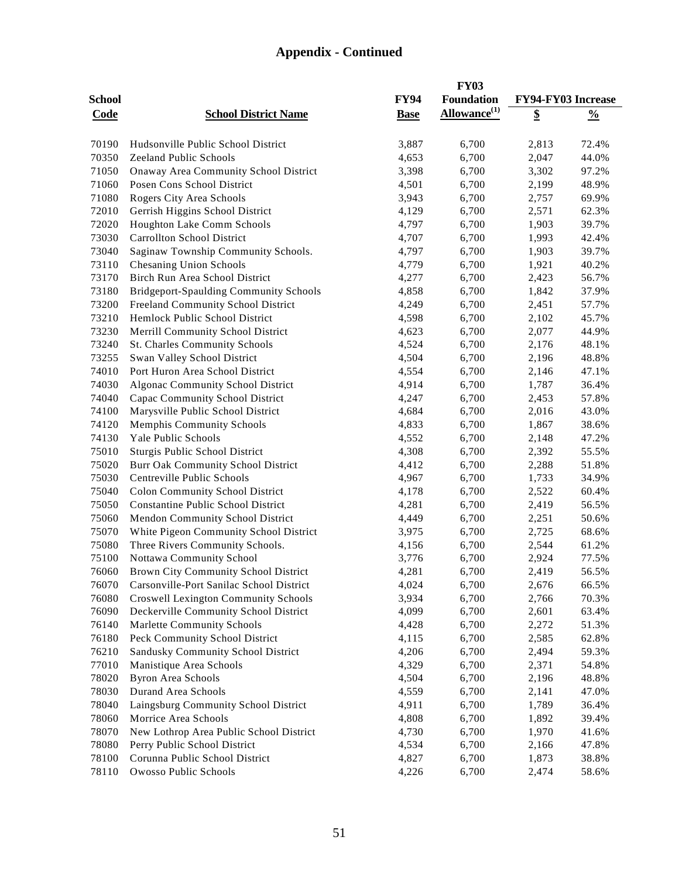## Appendix - Continued

| School Code | School District Name | FY94 Base | FY03 Foundation Allowance[(1)] | FY94-FY03 Increase $ | FY94-FY03 Increase % |
|---|---|---|---|---|---|
| 70190 | Hudsonville Public School District | 3,887 | 6,700 | 2,813 | 72.4% |
| 70350 | Zeeland Public Schools | 4,653 | 6,700 | 2,047 | 44.0% |
| 71050 | Onaway Area Community School District | 3,398 | 6,700 | 3,302 | 97.2% |
| 71060 | Posen Cons School District | 4,501 | 6,700 | 2,199 | 48.9% |
| 71080 | Rogers City Area Schools | 3,943 | 6,700 | 2,757 | 69.9% |
| 72010 | Gerrish Higgins School District | 4,129 | 6,700 | 2,571 | 62.3% |
| 72020 | Houghton Lake Comm Schools | 4,797 | 6,700 | 1,903 | 39.7% |
| 73030 | Carrollton School District | 4,707 | 6,700 | 1,993 | 42.4% |
| 73040 | Saginaw Township Community Schools. | 4,797 | 6,700 | 1,903 | 39.7% |
| 73110 | Chesaning Union Schools | 4,779 | 6,700 | 1,921 | 40.2% |
| 73170 | Birch Run Area School District | 4,277 | 6,700 | 2,423 | 56.7% |
| 73180 | Bridgeport-Spaulding Community Schools | 4,858 | 6,700 | 1,842 | 37.9% |
| 73200 | Freeland Community School District | 4,249 | 6,700 | 2,451 | 57.7% |
| 73210 | Hemlock Public School District | 4,598 | 6,700 | 2,102 | 45.7% |
| 73230 | Merrill Community School District | 4,623 | 6,700 | 2,077 | 44.9% |
| 73240 | St. Charles Community Schools | 4,524 | 6,700 | 2,176 | 48.1% |
| 73255 | Swan Valley School District | 4,504 | 6,700 | 2,196 | 48.8% |
| 74010 | Port Huron Area School District | 4,554 | 6,700 | 2,146 | 47.1% |
| 74030 | Algonac Community School District | 4,914 | 6,700 | 1,787 | 36.4% |
| 74040 | Capac Community School District | 4,247 | 6,700 | 2,453 | 57.8% |
| 74100 | Marysville Public School District | 4,684 | 6,700 | 2,016 | 43.0% |
| 74120 | Memphis Community Schools | 4,833 | 6,700 | 1,867 | 38.6% |
| 74130 | Yale Public Schools | 4,552 | 6,700 | 2,148 | 47.2% |
| 75010 | Sturgis Public School District | 4,308 | 6,700 | 2,392 | 55.5% |
| 75020 | Burr Oak Community School District | 4,412 | 6,700 | 2,288 | 51.8% |
| 75030 | Centreville Public Schools | 4,967 | 6,700 | 1,733 | 34.9% |
| 75040 | Colon Community School District | 4,178 | 6,700 | 2,522 | 60.4% |
| 75050 | Constantine Public School District | 4,281 | 6,700 | 2,419 | 56.5% |
| 75060 | Mendon Community School District | 4,449 | 6,700 | 2,251 | 50.6% |
| 75070 | White Pigeon Community School District | 3,975 | 6,700 | 2,725 | 68.6% |
| 75080 | Three Rivers Community Schools. | 4,156 | 6,700 | 2,544 | 61.2% |
| 75100 | Nottawa Community School | 3,776 | 6,700 | 2,924 | 77.5% |
| 76060 | Brown City Community School District | 4,281 | 6,700 | 2,419 | 56.5% |
| 76070 | Carsonville-Port Sanilac School District | 4,024 | 6,700 | 2,676 | 66.5% |
| 76080 | Croswell Lexington Community Schools | 3,934 | 6,700 | 2,766 | 70.3% |
| 76090 | Deckerville Community School District | 4,099 | 6,700 | 2,601 | 63.4% |
| 76140 | Marlette Community Schools | 4,428 | 6,700 | 2,272 | 51.3% |
| 76180 | Peck Community School District | 4,115 | 6,700 | 2,585 | 62.8% |
| 76210 | Sandusky Community School District | 4,206 | 6,700 | 2,494 | 59.3% |
| 77010 | Manistique Area Schools | 4,329 | 6,700 | 2,371 | 54.8% |
| 78020 | Byron Area Schools | 4,504 | 6,700 | 2,196 | 48.8% |
| 78030 | Durand Area Schools | 4,559 | 6,700 | 2,141 | 47.0% |
| 78040 | Laingsburg Community School District | 4,911 | 6,700 | 1,789 | 36.4% |
| 78060 | Morrice Area Schools | 4,808 | 6,700 | 1,892 | 39.4% |
| 78070 | New Lothrop Area Public School District | 4,730 | 6,700 | 1,970 | 41.6% |
| 78080 | Perry Public School District | 4,534 | 6,700 | 2,166 | 47.8% |
| 78100 | Corunna Public School District | 4,827 | 6,700 | 1,873 | 38.8% |
| 78110 | Owosso Public Schools | 4,226 | 6,700 | 2,474 | 58.6% |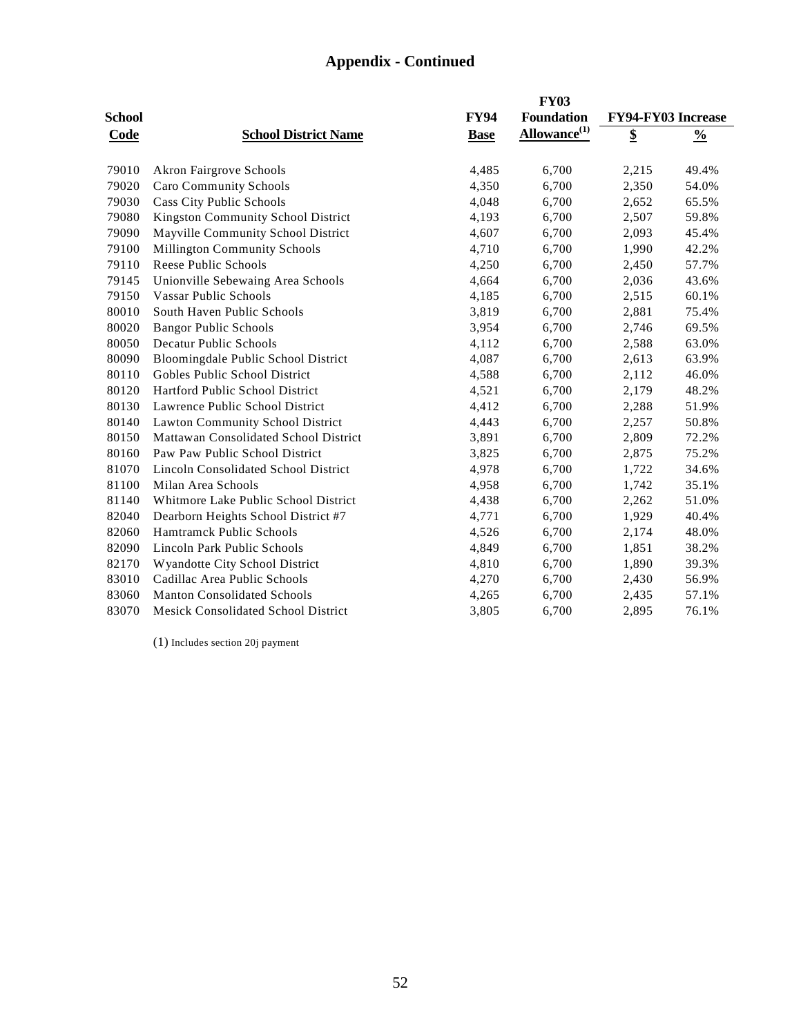## Appendix - Continued

| School Code | School District Name | FY94 Base | FY03 Foundation Allowance[(1)] | FY94-FY03 Increase $ | FY94-FY03 Increase % |
|---|---|---|---|---|---|
| 79010 | Akron Fairgrove Schools | 4,485 | 6,700 | 2,215 | 49.4% |
| 79020 | Caro Community Schools | 4,350 | 6,700 | 2,350 | 54.0% |
| 79030 | Cass City Public Schools | 4,048 | 6,700 | 2,652 | 65.5% |
| 79080 | Kingston Community School District | 4,193 | 6,700 | 2,507 | 59.8% |
| 79090 | Mayville Community School District | 4,607 | 6,700 | 2,093 | 45.4% |
| 79100 | Millington Community Schools | 4,710 | 6,700 | 1,990 | 42.2% |
| 79110 | Reese Public Schools | 4,250 | 6,700 | 2,450 | 57.7% |
| 79145 | Unionville Sebewaing Area Schools | 4,664 | 6,700 | 2,036 | 43.6% |
| 79150 | Vassar Public Schools | 4,185 | 6,700 | 2,515 | 60.1% |
| 80010 | South Haven Public Schools | 3,819 | 6,700 | 2,881 | 75.4% |
| 80020 | Bangor Public Schools | 3,954 | 6,700 | 2,746 | 69.5% |
| 80050 | Decatur Public Schools | 4,112 | 6,700 | 2,588 | 63.0% |
| 80090 | Bloomingdale Public School District | 4,087 | 6,700 | 2,613 | 63.9% |
| 80110 | Gobles Public School District | 4,588 | 6,700 | 2,112 | 46.0% |
| 80120 | Hartford Public School District | 4,521 | 6,700 | 2,179 | 48.2% |
| 80130 | Lawrence Public School District | 4,412 | 6,700 | 2,288 | 51.9% |
| 80140 | Lawton Community School District | 4,443 | 6,700 | 2,257 | 50.8% |
| 80150 | Mattawan Consolidated School District | 3,891 | 6,700 | 2,809 | 72.2% |
| 80160 | Paw Paw Public School District | 3,825 | 6,700 | 2,875 | 75.2% |
| 81070 | Lincoln Consolidated School District | 4,978 | 6,700 | 1,722 | 34.6% |
| 81100 | Milan Area Schools | 4,958 | 6,700 | 1,742 | 35.1% |
| 81140 | Whitmore Lake Public School District | 4,438 | 6,700 | 2,262 | 51.0% |
| 82040 | Dearborn Heights School District #7 | 4,771 | 6,700 | 1,929 | 40.4% |
| 82060 | Hamtramck Public Schools | 4,526 | 6,700 | 2,174 | 48.0% |
| 82090 | Lincoln Park Public Schools | 4,849 | 6,700 | 1,851 | 38.2% |
| 82170 | Wyandotte City School District | 4,810 | 6,700 | 1,890 | 39.3% |
| 83010 | Cadillac Area Public Schools | 4,270 | 6,700 | 2,430 | 56.9% |
| 83060 | Manton Consolidated Schools | 4,265 | 6,700 | 2,435 | 57.1% |
| 83070 | Mesick Consolidated School District | 3,805 | 6,700 | 2,895 | 76.1% |

(1) Includes section 20j payment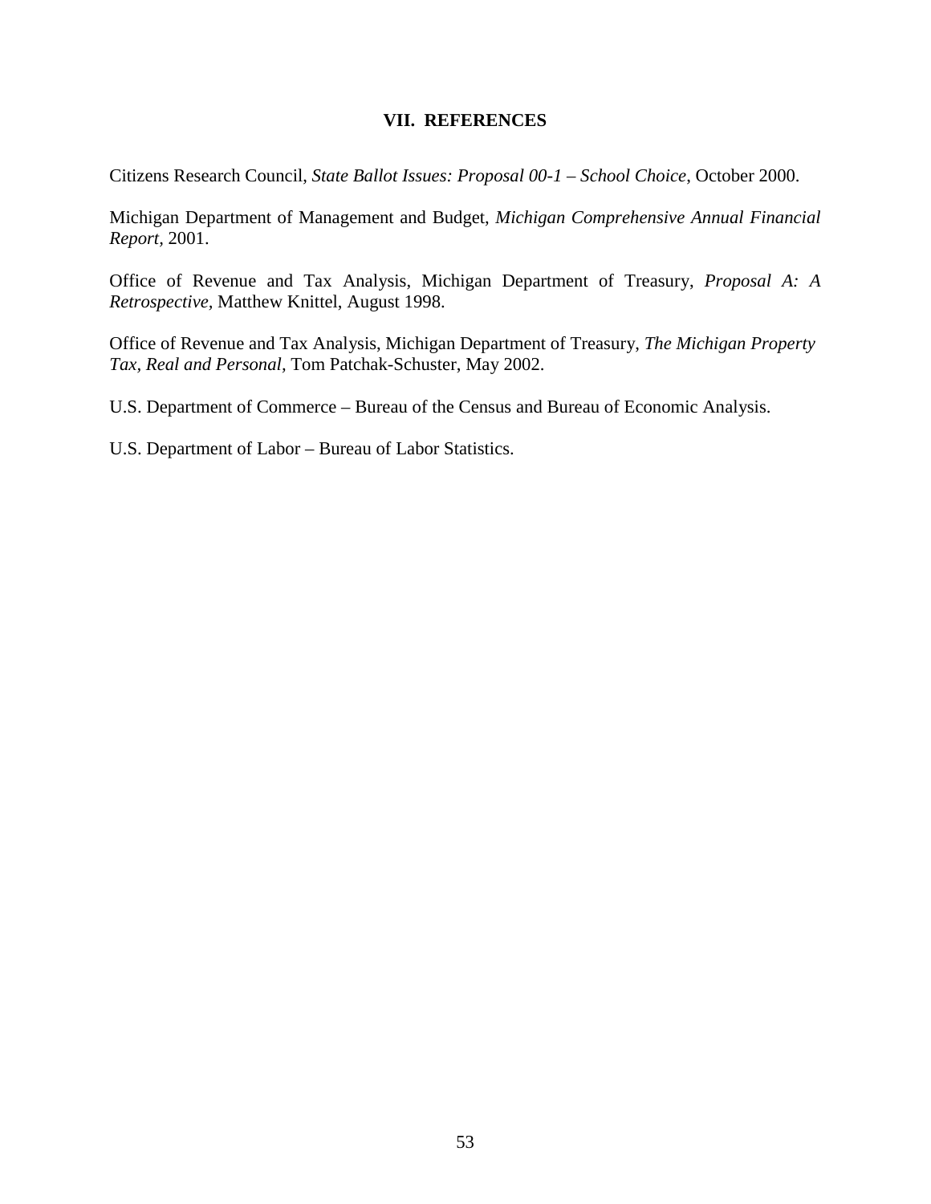## VII. REFERENCES

Citizens Research Council, *State Ballot Issues: Proposal 00-1 – School Choice*, October 2000.

Michigan Department of Management and Budget, *Michigan Comprehensive Annual Financial Report*, 2001.

Office of Revenue and Tax Analysis, Michigan Department of Treasury, *Proposal A: A Retrospective,* Matthew Knittel, August 1998.

Office of Revenue and Tax Analysis, Michigan Department of Treasury, *The Michigan Property Tax, Real and Personal*, Tom Patchak-Schuster, May 2002.

U.S. Department of Commerce – Bureau of the Census and Bureau of Economic Analysis.

U.S. Department of Labor – Bureau of Labor Statistics.